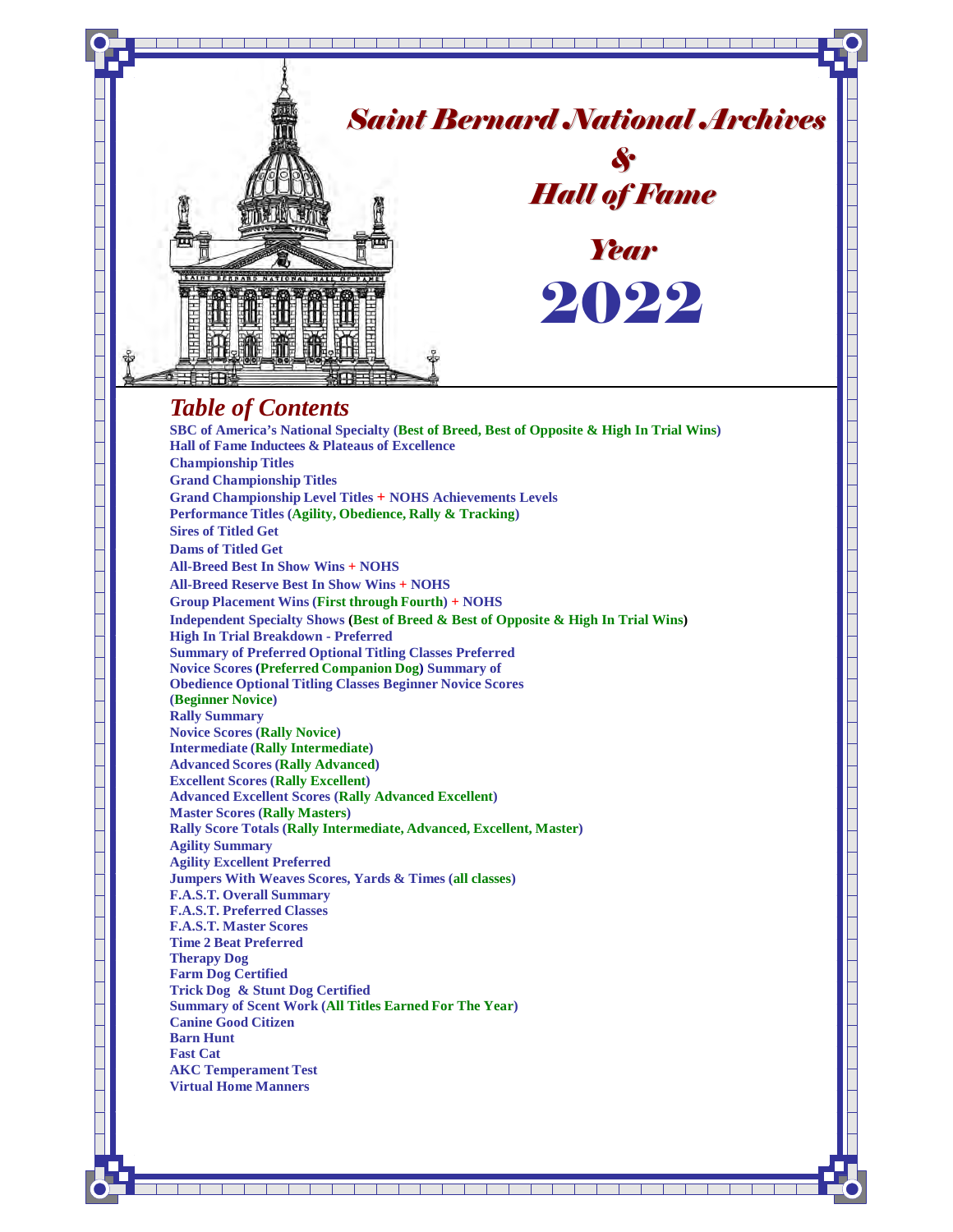# Saint Bernard National Archives & Hall of Fame

## Year 2022

## Table of Contents

- SBC of America's National Specialty (Best of Breed, Best of Opposite & High In Trial Wins)
- Hall of Fame Inductees & Plateaus of Excellence
- Championship Titles
- Grand Championship Titles
- Grand Championship Level Titles + NOHS Achievements Levels
- Performance Titles (Agility, Obedience, Rally & Tracking)
- Sires of Titled Get
- Dams of Titled Get
- All-Breed Best In Show Wins + NOHS
- All-Breed Reserve Best In Show Wins + NOHS
- Group Placement Wins (First through Fourth) + NOHS
- Independent Specialty Shows (Best of Breed & Best of Opposite & High In Trial Wins)
- High In Trial Breakdown - Preferred
- Summary of Preferred Optional Titling Classes Preferred
- Novice Scores (Preferred Companion Dog) Summary of
- Obedience Optional Titling Classes Beginner Novice Scores (Beginner Novice)
- Rally Summary
- Novice Scores (Rally Novice)
- Intermediate (Rally Intermediate)
- Advanced Scores (Rally Advanced)
- Excellent Scores (Rally Excellent)
- Advanced Excellent Scores (Rally Advanced Excellent)
- Master Scores (Rally Masters)
- Rally Score Totals (Rally Intermediate, Advanced, Excellent, Master)
- Agility Summary
- Agility Excellent Preferred
- Jumpers With Weaves Scores, Yards & Times (all classes)
- F.A.S.T. Overall Summary
- F.A.S.T. Preferred Classes
- F.A.S.T. Master Scores
- Time 2 Beat Preferred
- Therapy Dog
- Farm Dog Certified
- Trick Dog & Stunt Dog Certified
- Summary of Scent Work (All Titles Earned For The Year)
- Canine Good Citizen
- Barn Hunt
- Fast Cat
- AKC Temperament Test
- Virtual Home Manners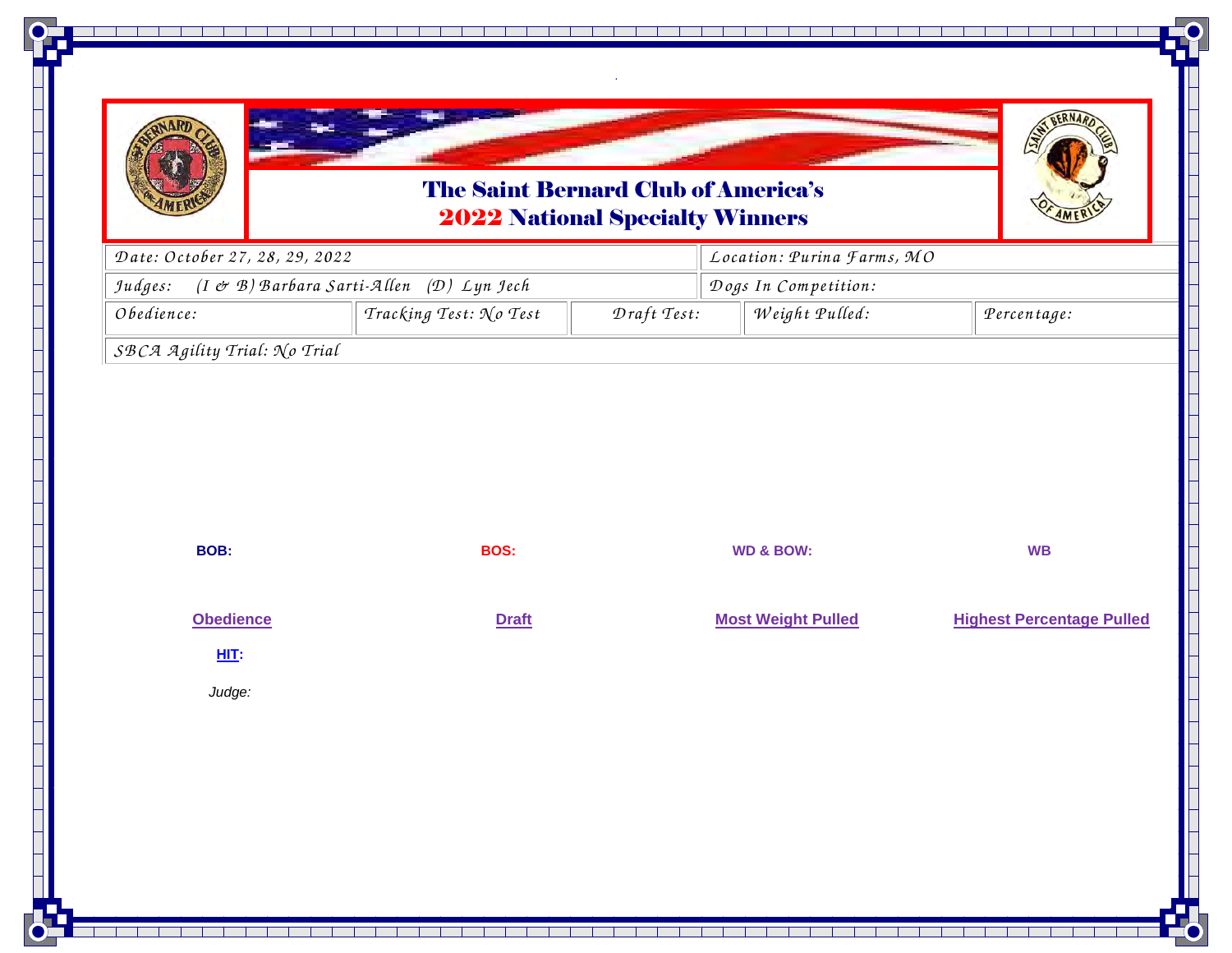# The Saint Bernard Club of America's 2022 National Specialty Winners

| | | | | |
|---|---|---|---|---|
| Date: October 27, 28, 29, 2022 | | | Location: Purina Farms, MO | |
| Judges: (I & B) Barbara Sarti-Allen (D) Lyn Jech | | | Dogs In Competition: | |
| Obedience: | Tracking Test: No Test | Draft Test: | Weight Pulled: | Percentage: |
| SBCA Agility Trial: No Trial | | | | |

**BOB:**

**BOS:**

**WD & BOW:**

**WB**

**Obedience**

**Draft**

**Most Weight Pulled**

**Highest Percentage Pulled**

**HIT:**

*Judge:*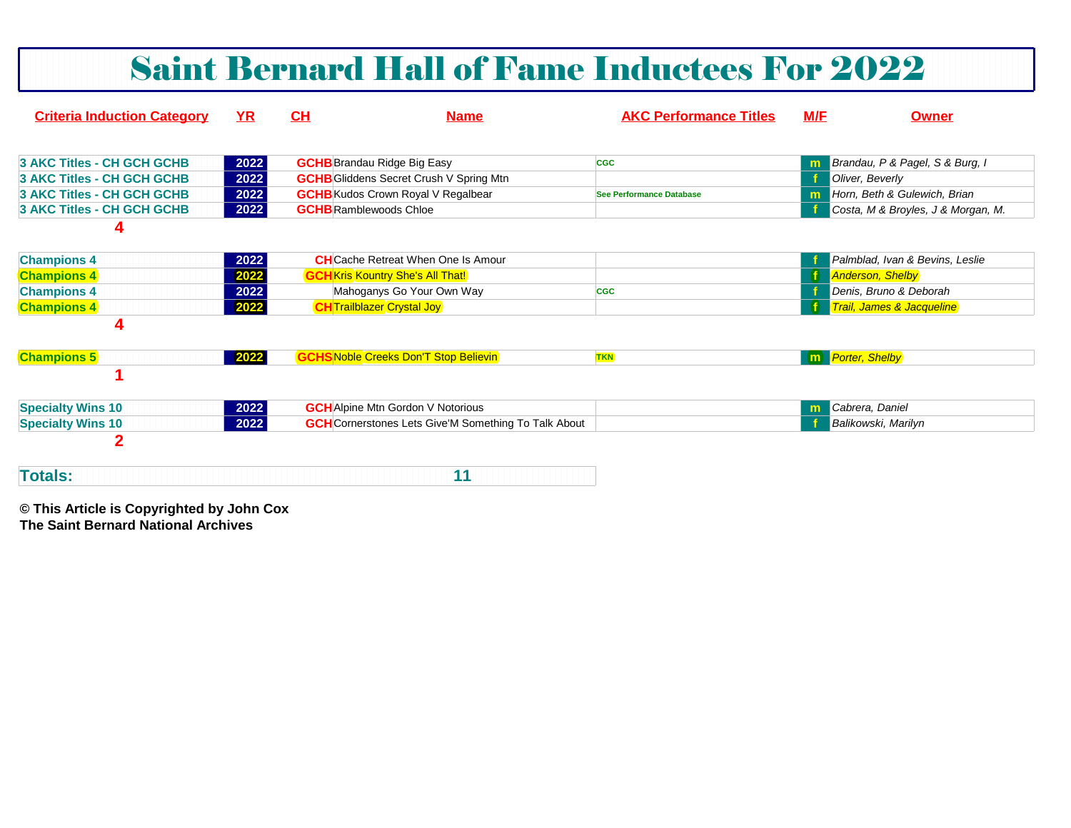# Saint Bernard Hall of Fame Inductees For 2022

| Criteria Induction Category | YR | CH | Name | AKC Performance Titles | M/F | Owner |
|---|---|---|---|---|---|---|
| 3 AKC Titles - CH GCH GCHB | 2022 | GCHB | Brandau Ridge Big Easy | CGC | m | *Brandau, P & Pagel, S & Burg, I* |
| 3 AKC Titles - CH GCH GCHB | 2022 | GCHB | Gliddens Secret Crush V Spring Mtn | | f | *Oliver, Beverly* |
| 3 AKC Titles - CH GCH GCHB | 2022 | GCHB | Kudos Crown Royal V Regalbear | See Performance Database | m | *Horn, Beth & Gulewich, Brian* |
| 3 AKC Titles - CH GCH GCHB | 2022 | GCHB | Ramblewoods Chloe | | f | *Costa, M & Broyles, J & Morgan, M.* |
| 4 | | | | | | |
| Champions 4 | 2022 | CH | Cache Retreat When One Is Amour | | f | *Palmblad, Ivan & Bevins, Leslie* |
| Champions 4 | 2022 | GCH | Kris Kountry She's All That! | | f | *Anderson, Shelby* |
| Champions 4 | 2022 | | Mahoganys Go Your Own Way | CGC | f | *Denis, Bruno & Deborah* |
| Champions 4 | 2022 | CH | Trailblazer Crystal Joy | | f | *Trail, James & Jacqueline* |
| 4 | | | | | | |
| Champions 5 | 2022 | GCHS | Noble Creeks Don'T Stop Believin | TKN | m | *Porter, Shelby* |
| 1 | | | | | | |
| Specialty Wins 10 | 2022 | GCH | Alpine Mtn Gordon V Notorious | | m | *Cabrera, Daniel* |
| Specialty Wins 10 | 2022 | GCH | Cornerstones Lets Give'M Something To Talk About | | f | *Balikowski, Marilyn* |
| 2 | | | | | | |

| Totals: | 11 |
|---|---|

**© This Article is Copyrighted by John Cox**
**The Saint Bernard National Archives**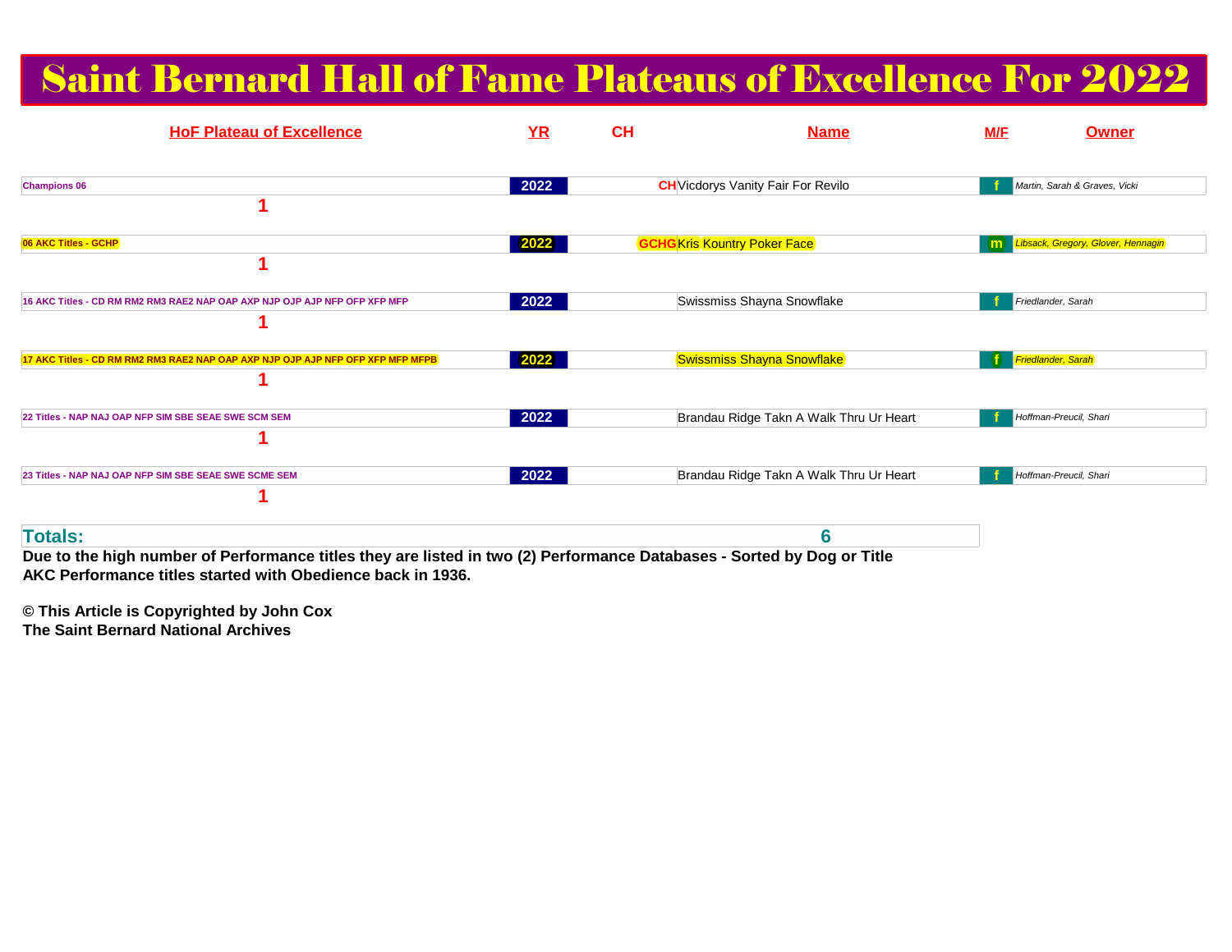# Saint Bernard Hall of Fame Plateaus of Excellence For 2022

| HoF Plateau of Excellence | YR | CH | Name | M/F | Owner |
|---|---|---|---|---|---|
| Champions 06 | 2022 | CH | Vicdorys Vanity Fair For Revilo | f | Martin, Sarah & Graves, Vicki |
| 1 | | | | | |
| 06 AKC Titles - GCHP | 2022 | GCHG | Kris Kountry Poker Face | m | Libsack, Gregory, Glover, Hennagin |
| 1 | | | | | |
| 16 AKC Titles - CD RM RM2 RM3 RAE2 NAP OAP AXP NJP OJP AJP NFP OFP XFP MFP | 2022 | | Swissmiss Shayna Snowflake | f | Friedlander, Sarah |
| 1 | | | | | |
| 17 AKC Titles - CD RM RM2 RM3 RAE2 NAP OAP AXP NJP OJP AJP NFP OFP XFP MFP MFPB | 2022 | | Swissmiss Shayna Snowflake | f | Friedlander, Sarah |
| 1 | | | | | |
| 22 Titles - NAP NAJ OAP NFP SIM SBE SEAE SWE SCM SEM | 2022 | | Brandau Ridge Takn A Walk Thru Ur Heart | f | Hoffman-Preucil, Shari |
| 1 | | | | | |
| 23 Titles - NAP NAJ OAP NFP SIM SBE SEAE SWE SCME SEM | 2022 | | Brandau Ridge Takn A Walk Thru Ur Heart | f | Hoffman-Preucil, Shari |
| 1 | | | | | |
| **Totals:** | | | 6 | | |

**Due to the high number of Performance titles they are listed in two (2) Performance Databases - Sorted by Dog or Title**
**AKC Performance titles started with Obedience back in 1936.**

**© This Article is Copyrighted by John Cox**
**The Saint Bernard National Archives**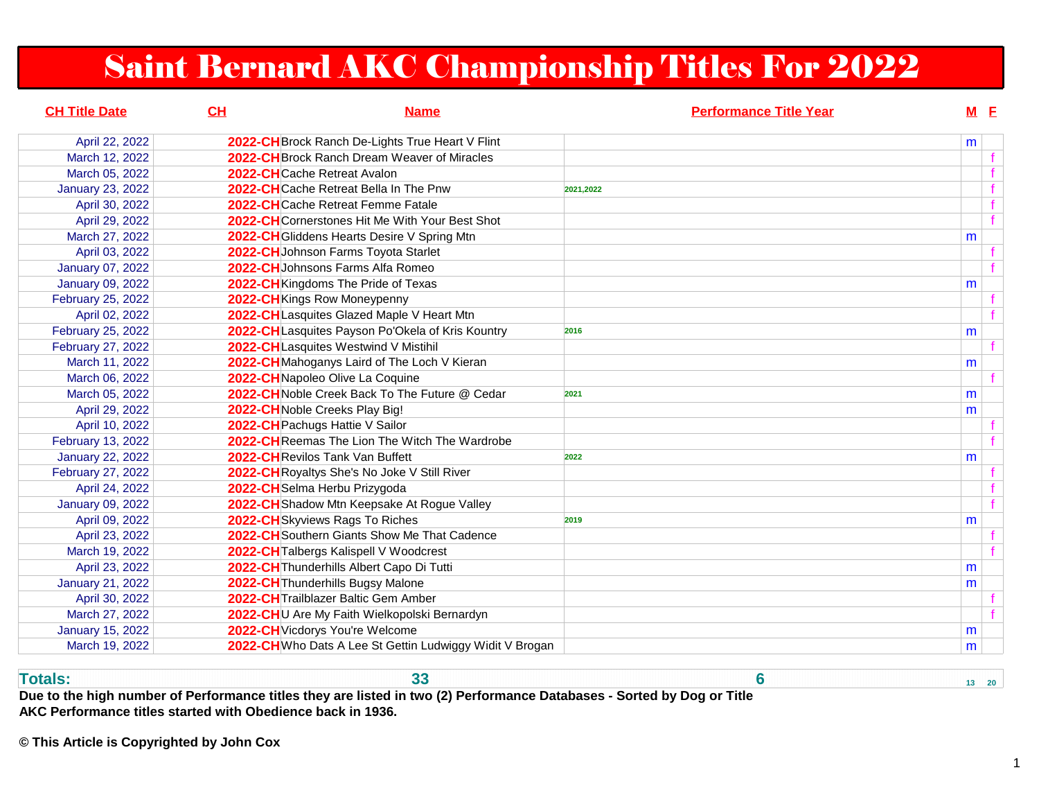# Saint Bernard AKC Championship Titles For 2022

| CH Title Date | CH | Name | Performance Title Year | M | F |
|---|---|---|---|---|---|
| April 22, 2022 | 2022-CH | Brock Ranch De-Lights True Heart V Flint | | m | |
| March 12, 2022 | 2022-CH | Brock Ranch Dream Weaver of Miracles | | | f |
| March 05, 2022 | 2022-CH | Cache Retreat Avalon | | | f |
| January 23, 2022 | 2022-CH | Cache Retreat Bella In The Pnw | 2021,2022 | | f |
| April 30, 2022 | 2022-CH | Cache Retreat Femme Fatale | | | f |
| April 29, 2022 | 2022-CH | Cornerstones Hit Me With Your Best Shot | | | f |
| March 27, 2022 | 2022-CH | Gliddens Hearts Desire V Spring Mtn | | m | |
| April 03, 2022 | 2022-CH | Johnson Farms Toyota Starlet | | | f |
| January 07, 2022 | 2022-CH | Johnsons Farms Alfa Romeo | | | f |
| January 09, 2022 | 2022-CH | Kingdoms The Pride of Texas | | m | |
| February 25, 2022 | 2022-CH | Kings Row Moneypenny | | | f |
| April 02, 2022 | 2022-CH | Lasquites Glazed Maple V Heart Mtn | | | f |
| February 25, 2022 | 2022-CH | Lasquites Payson Po'Okela of Kris Kountry | 2016 | m | |
| February 27, 2022 | 2022-CH | Lasquites Westwind V Mistihil | | | f |
| March 11, 2022 | 2022-CH | Mahoganys Laird of The Loch V Kieran | | m | |
| March 06, 2022 | 2022-CH | Napoleo Olive La Coquine | | | f |
| March 05, 2022 | 2022-CH | Noble Creek Back To The Future @ Cedar | 2021 | m | |
| April 29, 2022 | 2022-CH | Noble Creeks Play Big! | | m | |
| April 10, 2022 | 2022-CH | Pachugs Hattie V Sailor | | | f |
| February 13, 2022 | 2022-CH | Reemas The Lion The Witch The Wardrobe | | | f |
| January 22, 2022 | 2022-CH | Revilos Tank Van Buffett | 2022 | m | |
| February 27, 2022 | 2022-CH | Royaltys She's No Joke V Still River | | | f |
| April 24, 2022 | 2022-CH | Selma Herbu Prizygoda | | | f |
| January 09, 2022 | 2022-CH | Shadow Mtn Keepsake At Rogue Valley | | | f |
| April 09, 2022 | 2022-CH | Skyviews Rags To Riches | 2019 | m | |
| April 23, 2022 | 2022-CH | Southern Giants Show Me That Cadence | | | f |
| March 19, 2022 | 2022-CH | Talbergs Kalispell V Woodcrest | | | f |
| April 23, 2022 | 2022-CH | Thunderhills Albert Capo Di Tutti | | m | |
| January 21, 2022 | 2022-CH | Thunderhills Bugsy Malone | | m | |
| April 30, 2022 | 2022-CH | Trailblazer Baltic Gem Amber | | | f |
| March 27, 2022 | 2022-CH | U Are My Faith Wielkopolski Bernardyn | | | f |
| January 15, 2022 | 2022-CH | Vicdorys You're Welcome | | m | |
| March 19, 2022 | 2022-CH | Who Dats A Lee St Gettin Ludwiggy Widit V Brogan | | m | |
| **Totals:** | | 33 | 6 | 13 | 20 |

**Due to the high number of Performance titles they are listed in two (2) Performance Databases - Sorted by Dog or Title**

**AKC Performance titles started with Obedience back in 1936.**

**© This Article is Copyrighted by John Cox**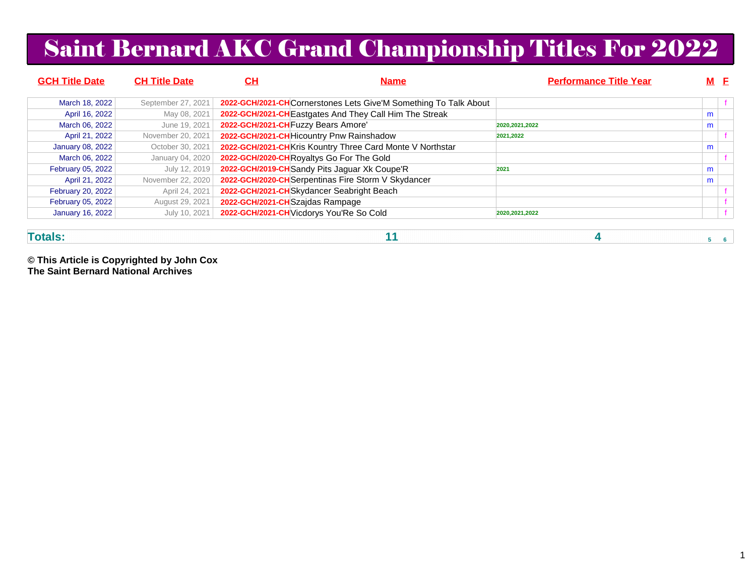# Saint Bernard AKC Grand Championship Titles For 2022

| GCH Title Date | CH Title Date | CH | Name | Performance Title Year | M | F |
|---|---|---|---|---|---|---|
| March 18, 2022 | September 27, 2021 | 2022-GCH/2021-CH | Cornerstones Lets Give'M Something To Talk About | | | f |
| April 16, 2022 | May 08, 2021 | 2022-GCH/2021-CH | Eastgates And They Call Him The Streak | | m | |
| March 06, 2022 | June 19, 2021 | 2022-GCH/2021-CH | Fuzzy Bears Amore' | 2020,2021,2022 | m | |
| April 21, 2022 | November 20, 2021 | 2022-GCH/2021-CH | Hicountry Pnw Rainshadow | 2021,2022 | | f |
| January 08, 2022 | October 30, 2021 | 2022-GCH/2021-CH | Kris Kountry Three Card Monte V Northstar | | m | |
| March 06, 2022 | January 04, 2020 | 2022-GCH/2020-CH | Royaltys Go For The Gold | | | f |
| February 05, 2022 | July 12, 2019 | 2022-GCH/2019-CH | Sandy Pits Jaguar Xk Coupe'R | 2021 | m | |
| April 21, 2022 | November 22, 2020 | 2022-GCH/2020-CH | Serpentinas Fire Storm V Skydancer | | m | |
| February 20, 2022 | April 24, 2021 | 2022-GCH/2021-CH | Skydancer Seabright Beach | | | f |
| February 05, 2022 | August 29, 2021 | 2022-GCH/2021-CH | Szajdas Rampage | | | f |
| January 16, 2022 | July 10, 2021 | 2022-GCH/2021-CH | Vicdorys You'Re So Cold | 2020,2021,2022 | | f |
| **Totals:** | | | **11** | **4** | 5 | 6 |

**© This Article is Copyrighted by John Cox**
**The Saint Bernard National Archives**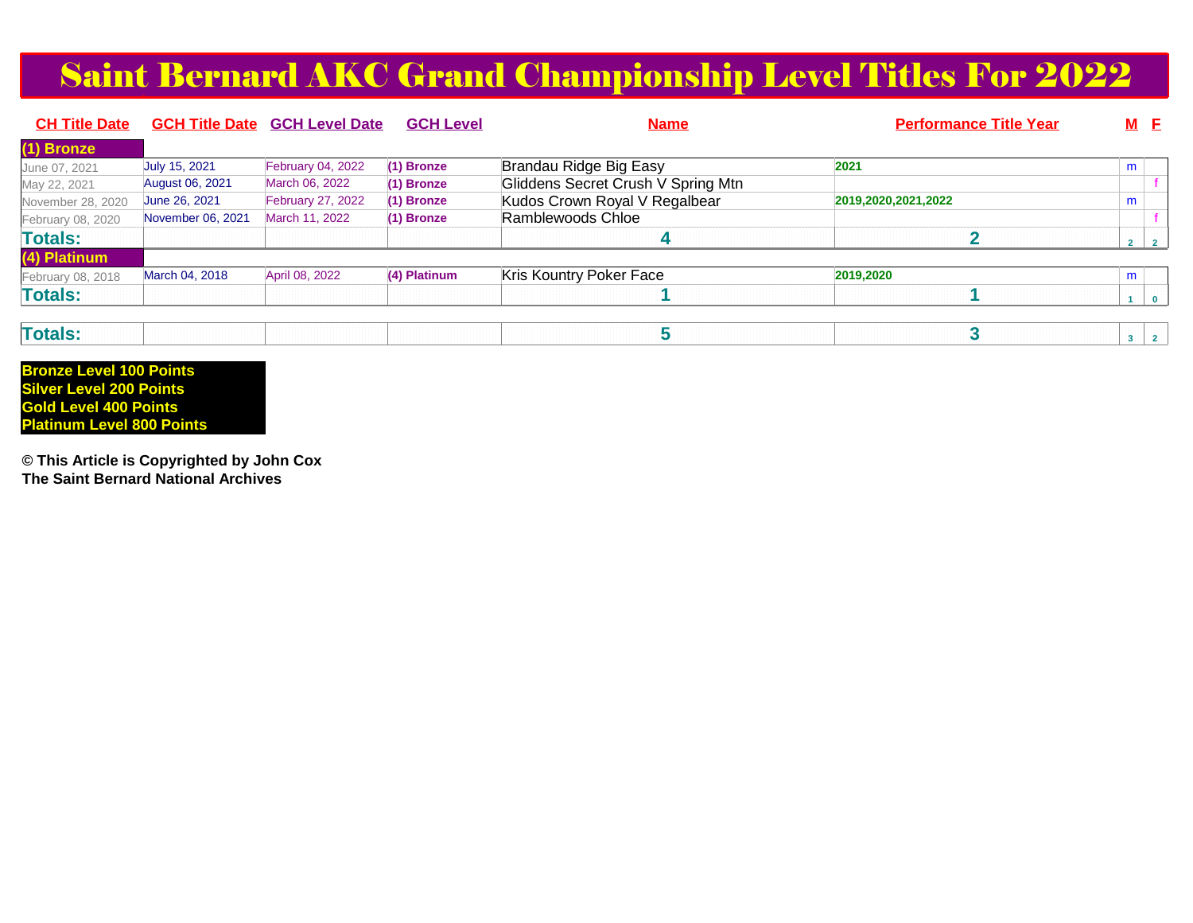# Saint Bernard AKC Grand Championship Level Titles For 2022

| CH Title Date | GCH Title Date | GCH Level Date | GCH Level | Name | Performance Title Year | M | F |
|---|---|---|---|---|---|---|---|
| **(1) Bronze** | | | | | | | |
| June 07, 2021 | July 15, 2021 | February 04, 2022 | (1) Bronze | Brandau Ridge Big Easy | 2021 | m | |
| May 22, 2021 | August 06, 2021 | March 06, 2022 | (1) Bronze | Gliddens Secret Crush V Spring Mtn | | | f |
| November 28, 2020 | June 26, 2021 | February 27, 2022 | (1) Bronze | Kudos Crown Royal V Regalbear | 2019,2020,2021,2022 | m | |
| February 08, 2020 | November 06, 2021 | March 11, 2022 | (1) Bronze | Ramblewoods Chloe | | | f |
| **Totals:** | | | | 4 | 2 | 2 | 2 |
| **(4) Platinum** | | | | | | | |
| February 08, 2018 | March 04, 2018 | April 08, 2022 | (4) Platinum | Kris Kountry Poker Face | 2019,2020 | m | |
| **Totals:** | | | | 1 | 1 | 1 | 0 |
| **Totals:** | | | | 5 | 3 | 3 | 2 |

**Bronze Level 100 Points**
**Silver Level 200 Points**
**Gold Level 400 Points**
**Platinum Level 800 Points**

**© This Article is Copyrighted by John Cox**
**The Saint Bernard National Archives**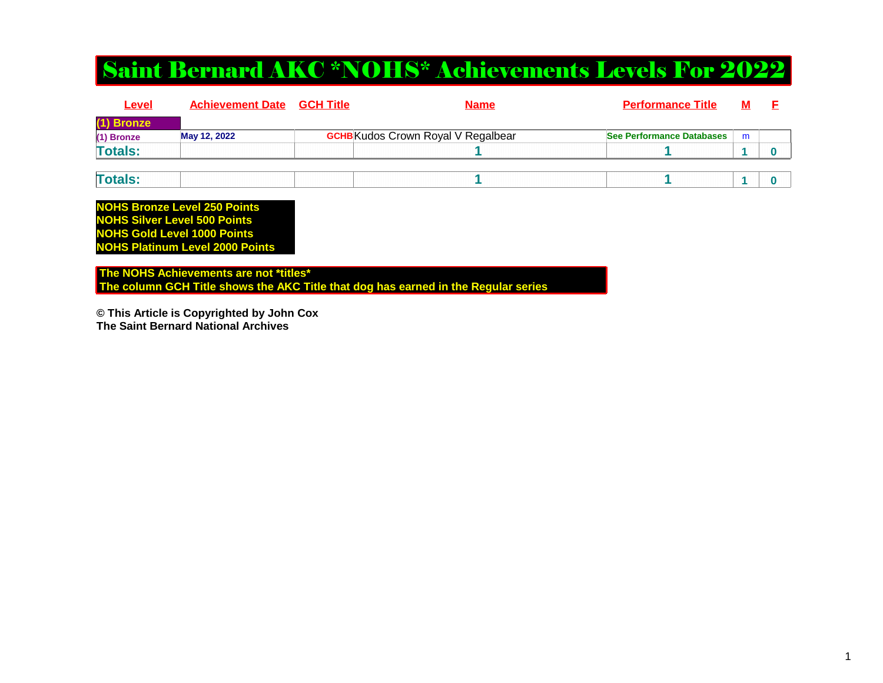# Saint Bernard AKC *NOHS* Achievements Levels For 2022

| Level | Achievement Date | GCH Title | Name | Performance Title | M | F |
|---|---|---|---|---|---|---|
| (1) Bronze | | | | | | |
| (1) Bronze | May 12, 2022 | GCHB | Kudos Crown Royal V Regalbear | See Performance Databases | m | |
| Totals: | | | 1 | 1 | 1 | 0 |
| | | | | | | |
| Totals: | | | 1 | 1 | 1 | 0 |

**NOHS Bronze Level 250 Points**
**NOHS Silver Level 500 Points**
**NOHS Gold Level 1000 Points**
**NOHS Platinum Level 2000 Points**

**The NOHS Achievements are not *titles***
**The column GCH Title shows the AKC Title that dog has earned in the Regular series**

**© This Article is Copyrighted by John Cox**
**The Saint Bernard National Archives**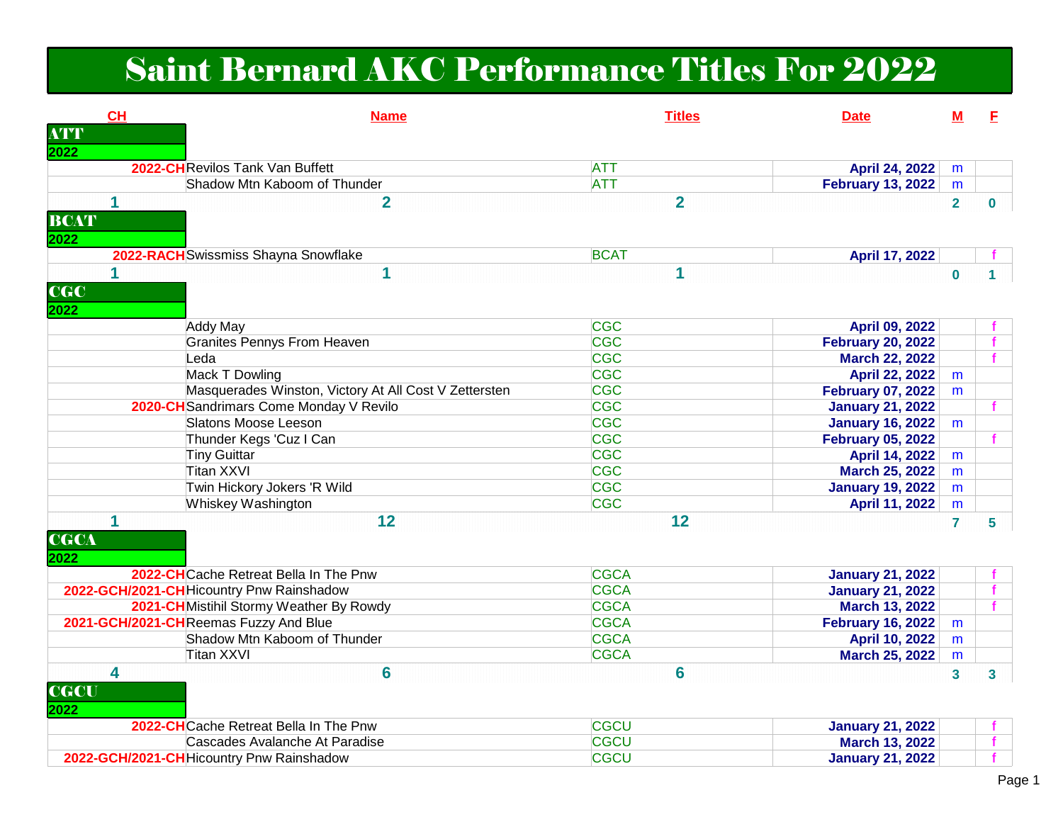# Saint Bernard AKC Performance Titles For 2022

| CH | Name | Titles | Date | M | F |
|---|---|---|---|---|---|
| **ATT** | | | | | |
| **2022** | | | | | |
| 2022-CH | Revilos Tank Van Buffett | ATT | April 24, 2022 | m | |
| | Shadow Mtn Kaboom of Thunder | ATT | February 13, 2022 | m | |
| 1 | 2 | 2 | | 2 | 0 |
| **BCAT** | | | | | |
| **2022** | | | | | |
| 2022-RACH | Swissmiss Shayna Snowflake | BCAT | April 17, 2022 | | f |
| 1 | 1 | 1 | | 0 | 1 |
| **CGC** | | | | | |
| **2022** | | | | | |
| | Addy May | CGC | April 09, 2022 | | f |
| | Granites Pennys From Heaven | CGC | February 20, 2022 | | f |
| | Leda | CGC | March 22, 2022 | | f |
| | Mack T Dowling | CGC | April 22, 2022 | m | |
| | Masquerades Winston, Victory At All Cost V Zettersten | CGC | February 07, 2022 | m | |
| 2020-CH | Sandrimars Come Monday V Revilo | CGC | January 21, 2022 | | f |
| | Slatons Moose Leeson | CGC | January 16, 2022 | m | |
| | Thunder Kegs 'Cuz I Can | CGC | February 05, 2022 | | f |
| | Tiny Guittar | CGC | April 14, 2022 | m | |
| | Titan XXVI | CGC | March 25, 2022 | m | |
| | Twin Hickory Jokers 'R Wild | CGC | January 19, 2022 | m | |
| | Whiskey Washington | CGC | April 11, 2022 | m | |
| 1 | 12 | 12 | | 7 | 5 |
| **CGCA** | | | | | |
| **2022** | | | | | |
| 2022-CH | Cache Retreat Bella In The Pnw | CGCA | January 21, 2022 | | f |
| 2022-GCH/2021-CH | Hicountry Pnw Rainshadow | CGCA | January 21, 2022 | | f |
| 2021-CH | Mistihil Stormy Weather By Rowdy | CGCA | March 13, 2022 | | f |
| 2021-GCH/2021-CH | Reemas Fuzzy And Blue | CGCA | February 16, 2022 | m | |
| | Shadow Mtn Kaboom of Thunder | CGCA | April 10, 2022 | m | |
| | Titan XXVI | CGCA | March 25, 2022 | m | |
| 4 | 6 | 6 | | 3 | 3 |
| **CGCU** | | | | | |
| **2022** | | | | | |
| 2022-CH | Cache Retreat Bella In The Pnw | CGCU | January 21, 2022 | | f |
| | Cascades Avalanche At Paradise | CGCU | March 13, 2022 | | f |
| 2022-GCH/2021-CH | Hicountry Pnw Rainshadow | CGCU | January 21, 2022 | | f |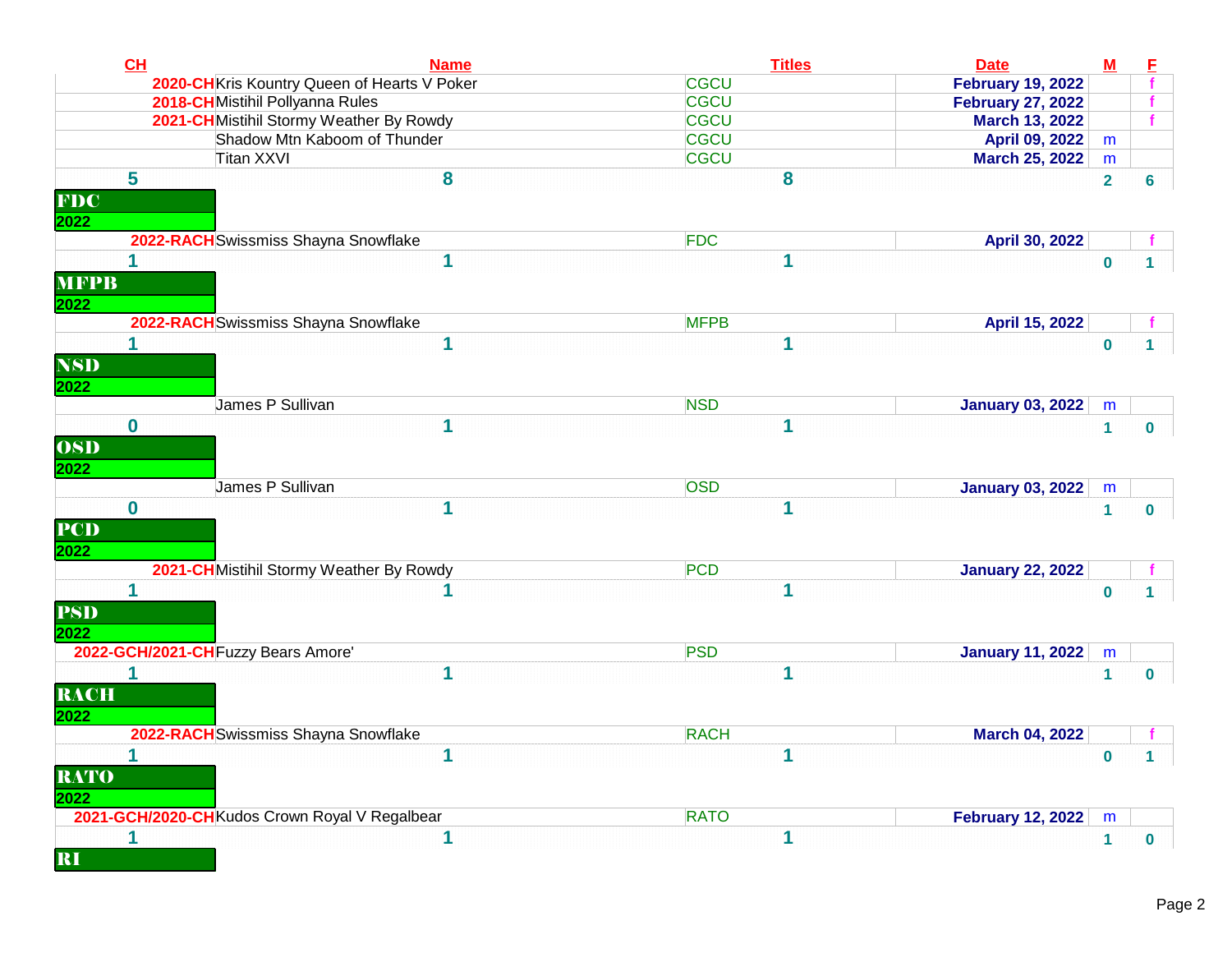| CH | Name | Titles | Date | M | F |
|---|---|---|---|---|---|
| 2020-CH | Kris Kountry Queen of Hearts V Poker | CGCU | February 19, 2022 | | f |
| 2018-CH | Mistihil Pollyanna Rules | CGCU | February 27, 2022 | | f |
| 2021-CH | Mistihil Stormy Weather By Rowdy | CGCU | March 13, 2022 | | f |
| | Shadow Mtn Kaboom of Thunder | CGCU | April 09, 2022 | m | |
| | Titan XXVI | CGCU | March 25, 2022 | m | |
| 5 | 8 | 8 | | 2 | 6 |

## FDC

2022

| CH | Name | Titles | Date | M | F |
|---|---|---|---|---|---|
| 2022-RACH | Swissmiss Shayna Snowflake | FDC | April 30, 2022 | | f |
| 1 | 1 | 1 | | 0 | 1 |

## MFPB

2022

| CH | Name | Titles | Date | M | F |
|---|---|---|---|---|---|
| 2022-RACH | Swissmiss Shayna Snowflake | MFPB | April 15, 2022 | | f |
| 1 | 1 | 1 | | 0 | 1 |

## NSD

2022

| CH | Name | Titles | Date | M | F |
|---|---|---|---|---|---|
| | James P Sullivan | NSD | January 03, 2022 | m | |
| 0 | 1 | 1 | | 1 | 0 |

## OSD

2022

| CH | Name | Titles | Date | M | F |
|---|---|---|---|---|---|
| | James P Sullivan | OSD | January 03, 2022 | m | |
| 0 | 1 | 1 | | 1 | 0 |

## PCD

2022

| CH | Name | Titles | Date | M | F |
|---|---|---|---|---|---|
| 2021-CH | Mistihil Stormy Weather By Rowdy | PCD | January 22, 2022 | | f |
| 1 | 1 | 1 | | 0 | 1 |

## PSD

2022

| CH | Name | Titles | Date | M | F |
|---|---|---|---|---|---|
| 2022-GCH/2021-CH | Fuzzy Bears Amore' | PSD | January 11, 2022 | m | |
| 1 | 1 | 1 | | 1 | 0 |

## RACH

2022

| CH | Name | Titles | Date | M | F |
|---|---|---|---|---|---|
| 2022-RACH | Swissmiss Shayna Snowflake | RACH | March 04, 2022 | | f |
| 1 | 1 | 1 | | 0 | 1 |

## RATO

2022

| CH | Name | Titles | Date | M | F |
|---|---|---|---|---|---|
| 2021-GCH/2020-CH | Kudos Crown Royal V Regalbear | RATO | February 12, 2022 | m | |
| 1 | 1 | 1 | | 1 | 0 |

## RI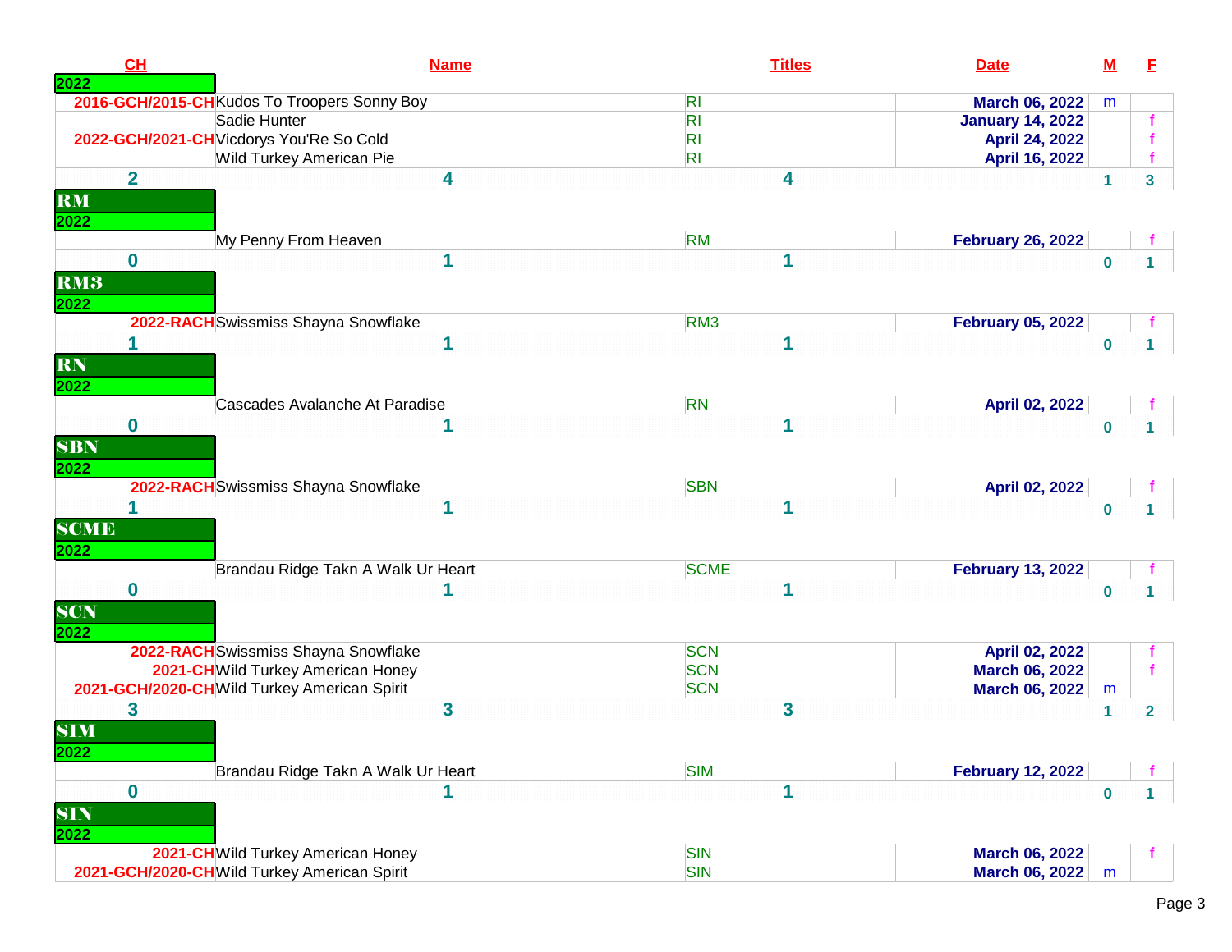| CH | Name | Titles | Date | M | F |
|---|---|---|---|---|---|
| 2022 | | | | | |
| 2016-GCH/2015-CH | Kudos To Troopers Sonny Boy | RI | March 06, 2022 | m | |
| | Sadie Hunter | RI | January 14, 2022 | | f |
| 2022-GCH/2021-CH | Vicdorys You'Re So Cold | RI | April 24, 2022 | | f |
| | Wild Turkey American Pie | RI | April 16, 2022 | | f |
| 2 | 4 | 4 | | 1 | 3 |
| RM | | | | | |
| 2022 | | | | | |
| | My Penny From Heaven | RM | February 26, 2022 | | f |
| 0 | 1 | 1 | | 0 | 1 |
| RM3 | | | | | |
| 2022 | | | | | |
| 2022-RACH | Swissmiss Shayna Snowflake | RM3 | February 05, 2022 | | f |
| 1 | 1 | 1 | | 0 | 1 |
| RN | | | | | |
| 2022 | | | | | |
| | Cascades Avalanche At Paradise | RN | April 02, 2022 | | f |
| 0 | 1 | 1 | | 0 | 1 |
| SBN | | | | | |
| 2022 | | | | | |
| 2022-RACH | Swissmiss Shayna Snowflake | SBN | April 02, 2022 | | f |
| 1 | 1 | 1 | | 0 | 1 |
| SCME | | | | | |
| 2022 | | | | | |
| | Brandau Ridge Takn A Walk Ur Heart | SCME | February 13, 2022 | | f |
| 0 | 1 | 1 | | 0 | 1 |
| SCN | | | | | |
| 2022 | | | | | |
| 2022-RACH | Swissmiss Shayna Snowflake | SCN | April 02, 2022 | | f |
| 2021-CH | Wild Turkey American Honey | SCN | March 06, 2022 | | f |
| 2021-GCH/2020-CH | Wild Turkey American Spirit | SCN | March 06, 2022 | m | |
| 3 | 3 | 3 | | 1 | 2 |
| SIM | | | | | |
| 2022 | | | | | |
| | Brandau Ridge Takn A Walk Ur Heart | SIM | February 12, 2022 | | f |
| 0 | 1 | 1 | | 0 | 1 |
| SIN | | | | | |
| 2022 | | | | | |
| 2021-CH | Wild Turkey American Honey | SIN | March 06, 2022 | | f |
| 2021-GCH/2020-CH | Wild Turkey American Spirit | SIN | March 06, 2022 | m | |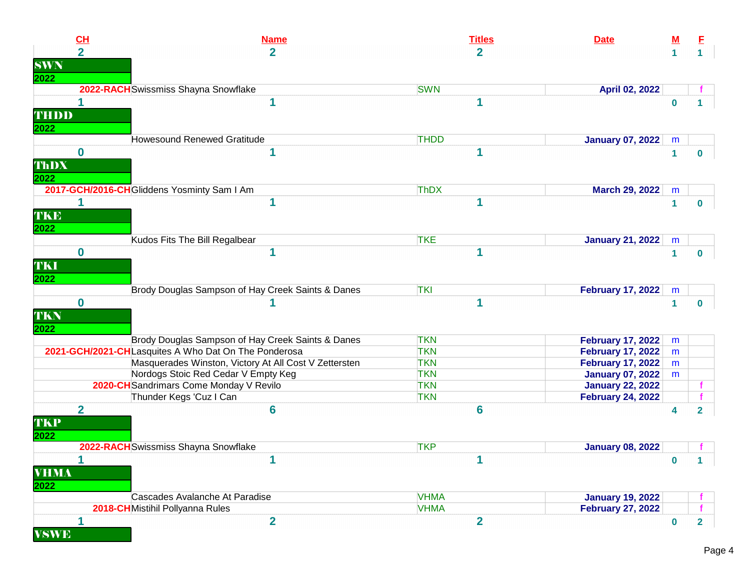| CH | Name | Titles | Date | M | F |
|---|---|---|---|---|---|
| 2 | 2 | 2 | | 1 | 1 |
| **SWN** | | | | | |
| **2022** | | | | | |
| 2022-RACH | Swissmiss Shayna Snowflake | SWN | April 02, 2022 | | f |
| 1 | 1 | 1 | | 0 | 1 |
| **THDD** | | | | | |
| **2022** | | | | | |
| | Howesound Renewed Gratitude | THDD | January 07, 2022 | m | |
| 0 | 1 | 1 | | 1 | 0 |
| **ThDX** | | | | | |
| **2022** | | | | | |
| 2017-GCH/2016-CH | Gliddens Yosminty Sam I Am | ThDX | March 29, 2022 | m | |
| 1 | 1 | 1 | | 1 | 0 |
| **TKE** | | | | | |
| **2022** | | | | | |
| | Kudos Fits The Bill Regalbear | TKE | January 21, 2022 | m | |
| 0 | 1 | 1 | | 1 | 0 |
| **TKI** | | | | | |
| **2022** | | | | | |
| | Brody Douglas Sampson of Hay Creek Saints & Danes | TKI | February 17, 2022 | m | |
| 0 | 1 | 1 | | 1 | 0 |
| **TKN** | | | | | |
| **2022** | | | | | |
| | Brody Douglas Sampson of Hay Creek Saints & Danes | TKN | February 17, 2022 | m | |
| 2021-GCH/2021-CH | Lasquites A Who Dat On The Ponderosa | TKN | February 17, 2022 | m | |
| | Masquerades Winston, Victory At All Cost V Zettersten | TKN | February 17, 2022 | m | |
| | Nordogs Stoic Red Cedar V Empty Keg | TKN | January 07, 2022 | m | |
| 2020-CH | Sandrimars Come Monday V Revilo | TKN | January 22, 2022 | | f |
| | Thunder Kegs 'Cuz I Can | TKN | February 24, 2022 | | f |
| 2 | 6 | 6 | | 4 | 2 |
| **TKP** | | | | | |
| **2022** | | | | | |
| 2022-RACH | Swissmiss Shayna Snowflake | TKP | January 08, 2022 | | f |
| 1 | 1 | 1 | | 0 | 1 |
| **VHMA** | | | | | |
| **2022** | | | | | |
| | Cascades Avalanche At Paradise | VHMA | January 19, 2022 | | f |
| 2018-CH | Mistihil Pollyanna Rules | VHMA | February 27, 2022 | | f |
| 1 | 2 | 2 | | 0 | 2 |
| **VSWE** | | | | | |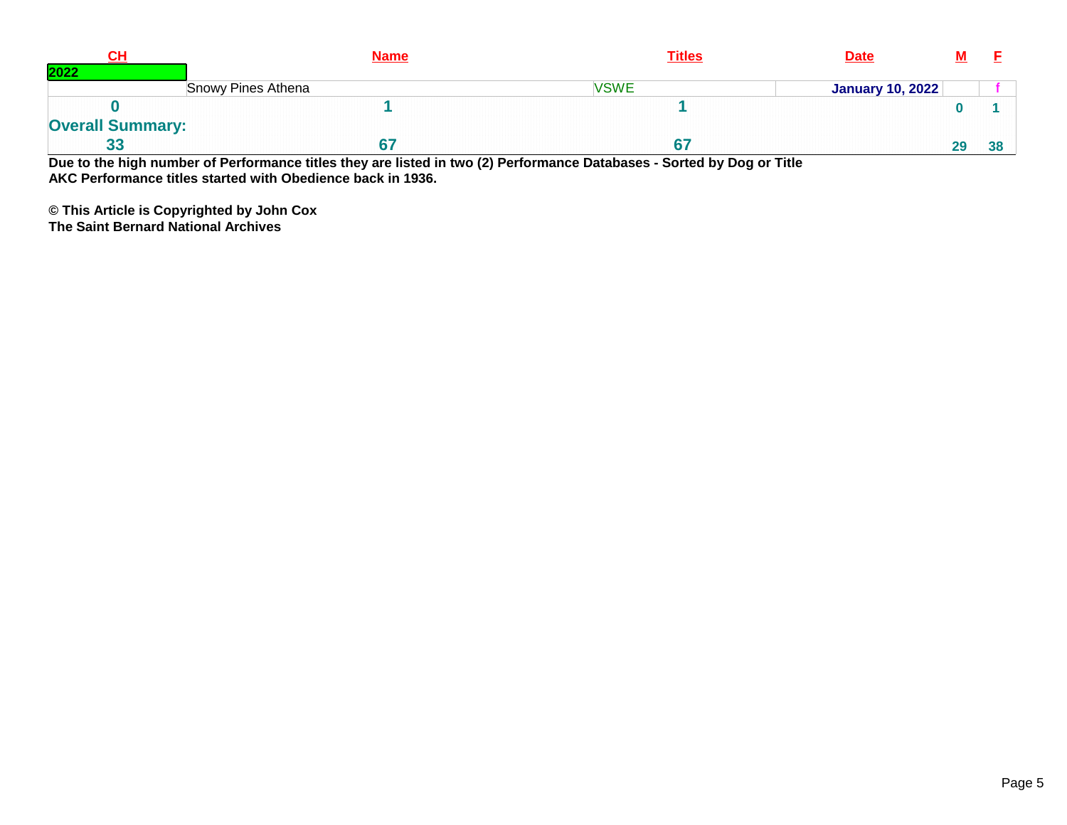| CH | Name | Titles | Date | M | F |
|---|---|---|---|---|---|
| 2022 | | | | | |
| | Snowy Pines Athena | VSWE | January 10, 2022 | | f |
| 0 | 1 | 1 | | 0 | 1 |
| Overall Summary: | | | | | |
| 33 | 67 | 67 | | 29 | 38 |

**Due to the high number of Performance titles they are listed in two (2) Performance Databases - Sorted by Dog or Title**
**AKC Performance titles started with Obedience back in 1936.**

**© This Article is Copyrighted by John Cox**
**The Saint Bernard National Archives**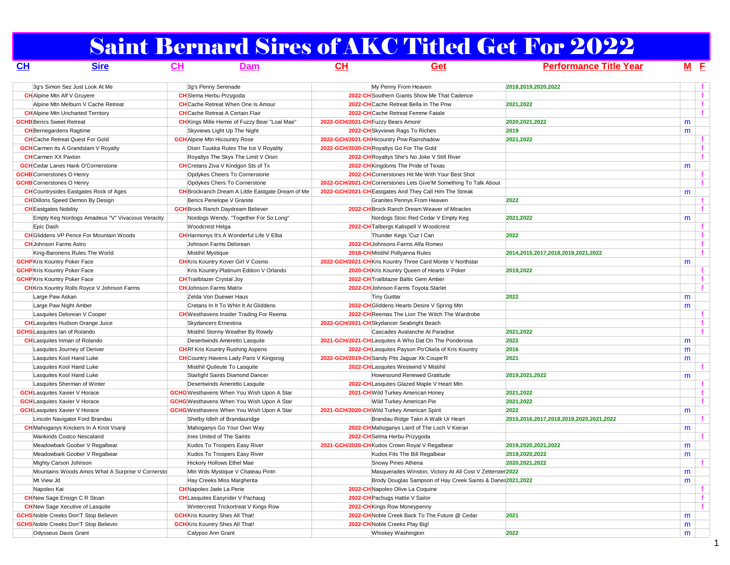# Saint Bernard Sires of AKC Titled Get For 2022

| CH | Sire | CH | Dam | CH | Get | Performance Title Year | M | F |
|---|---|---|---|---|---|---|---|---|
| | 3g's Simon Sez Just Look At Me | | 3g's Penny Serenade | | My Penny From Heaven | 2018,2019,2020,2022 | | f |
| CH | Alpine Mtn Alf V Gruyere | CH | Slema Herbu Przygoda | 2022-CH | Southern Giants Show Me That Cadence | | | f |
| | Alpine Mtn Melburn V Cache Retreat | CH | Cache Retreat When One Is Amour | 2022-CH | Cache Retreat Bella In The Pnw | 2021,2022 | | f |
| CH | Alpine Mtn Uncharted Territory | CH | Cache Retreat A Certain Flair | 2022-CH | Cache Retreat Femme Fatale | | | f |
| GCHB | Berics Sweet Retreat | CH | Kings Mille Hemie of Fuzzy Bear "Loal Mae" | 2022-GCH/2021-CH | Fuzzy Bears Amore' | 2020,2021,2022 | m | |
| CH | Bernegardens Ragtime | | Skyviews Light Up The Night | 2022-CH | Skyviews Rags To Riches | 2019 | m | |
| CH | Cache Retreat Quest For Gold | GCH | Alpine Mtn Hicountry Rose | 2022-GCH/2021-CH | Hicountry Pnw Rainshadow | 2021,2022 | | f |
| GCH | Carmen Its A Grandslam V Royalty | | Oisin Tuukka Rules The Ice V Royality | 2022-GCH/2020-CH | Royaltys Go For The Gold | | | f |
| CH | Carmen XX Paxton | | Royaltys The Skys The Limit V Oisin | 2022-CH | Royaltys She's No Joke V Still River | | | f |
| GCH | Cedar Lanes Hank O'Cornerstone | CH | Cretans Ziva V Kindgon Sts of Tx | 2022-CH | Kingdoms The Pride of Texas | | m | |
| GCHB | Cornerstones O Henry | | Opdykes Cheers To Cornerstone | 2022-CH | Cornerstones Hit Me With Your Best Shot | | | f |
| GCHB | Cornerstones O Henry | | Opdykes Chers To Cornerstone | 2022-GCH/2021-CH | Cornerstones Lets Give'M Something To Talk About | | | f |
| CH | Countrysides Eastgates Rock of Ages | CH | Brockranch Dream A Little Eastgate Dream of Me | 2022-GCH/2021-CH | Eastgates And They Call Him The Streak | | m | |
| CH | Dillons Speed Demon By Design | | Berics Penelope V Granite | | Granites Pennys From Heaven | 2022 | | f |
| CH | Eastgates Nobility | GCH | Brock Ranch Daydream Believer | 2022-CH | Brock Ranch Dream Weaver of Miracles | | | f |
| | Empty Keg Nordogs Amadeus "V" Vivacious Veracity | | Nordogs Wendy, "Together For So Long" | | Nordogs Stoic Red Cedar V Empty Keg | 2021,2022 | m | |
| | Epic Dash | | Woodcrest Helga | 2022-CH | Talbergs Kalispell V Woodcrest | | | f |
| CH | Gliddens VP Pence For Mountain Woods | CH | Harmonys It's A Wonderful Life V Elba | | Thunder Kegs 'Cuz I Can | 2022 | | f |
| CH | Johnson Farms Astro | | Johnson Farms Delorean | 2022-CH | Johnsons Farms Alfa Romeo | | | f |
| | King-Baronens Rules The World | | Mistihil Mystique | 2018-CH | Mistihil Pollyanna Rules | 2014,2015,2017,2018,2019,2021,2022 | | f |
| GCHP | Kris Kountry Poker Face | CH | Kris Kountry Kover Girl V Cosmo | 2022-GCH/2021-CH | Kris Kountry Three Card Monte V Northstar | | m | |
| GCHP | Kris Kountry Poker Face | | Kris Kountry Platinum Edition V Orlando | 2020-CH | Kris Kountry Queen of Hearts V Poker | 2019,2022 | | f |
| GCHP | Kris Kountry Poker Face | CH | Trailblazer Crystal Joy | 2022-CH | Trailblazer Baltic Gem Amber | | | f |
| CH | Kris Kountry Rolls Royce V Johnson Farms | CH | Johnson Farms Matrix | 2022-CH | Johnson Farms Toyota Starlet | | | f |
| | Large Paw Askan | | Zelda Von Duewer Haus | | Tiny Guittar | 2022 | m | |
| | Large Paw Night Amber | | Cretans In It To Whin It At Gliddens | 2022-CH | Gliddens Hearts Desire V Spring Mtn | | m | |
| | Lasquites Delorean V Cooper | CH | Westhavens Insider Trading For Reema | 2022-CH | Reemas The Lion The Witch The Wardrobe | | | f |
| CH | Lasquites Hudson Orange Juice | | Skydancers Ernestina | 2022-GCH/2021-CH | Skydancer Seabright Beach | | | f |
| GCHS | Lasquites Ian of Rolando | | Mistihil Stormy Weather By Rowdy | | Cascades Avalanche At Paradise | 2021,2022 | | f |
| CH | Lasquites Inman of Rolando | | Desertwinds Ameretto Lasquite | 2021-GCH/2021-CH | Lasquites A Who Dat On The Ponderosa | 2022 | m | |
| | Lasquites Journey of Denver | CH | Rf Kris Kountry Rushing Aspens | 2022-CH | Lasquites Payson Po'Okela of Kris Kountry | 2016 | m | |
| | Lasquites Kool Hand Luke | CH | Country Havens Lady Paris V Kingsrog | 2022-GCH/2019-CH | Sandy Pits Jaguar Xk Coupe'R | 2021 | m | |
| | Lasquites Kool Hand Luke | | Mistihil Quileute To Lasquite | 2022-CH | Lasquites Westwind V Mistihil | | | f |
| | Lasquites Kool Hand Luke | | Starlight Saints Diamond Dancer | | Howesound Renewed Gratitude | 2019,2021,2022 | m | |
| | Lasquites Sherman of Winter | | Desertwinds Ameretto Lasquite | 2022-CH | Lasquites Glazed Maple V Heart Mtn | | | f |
| GCH | Lasquites Xavier V Horace | GCHG | Westhavens When You Wish Upon A Star | 2021-CH | Wild Turkey American Honey | 2021,2022 | | f |
| GCH | Lasquites Xavier V Horace | GCHG | Westhavens When You Wish Upon A Star | | Wild Turkey American Pie | 2021,2022 | | f |
| GCH | Lasquites Xavier V Horace | GCHG | Westhavens When You Wish Upon A Star | 2021-GCH/2020-CH | Wild Turkey American Spirit | 2022 | m | |
| | Lincoln Navigator Ford Brandau | | Shelby Idleh of Brandauridge | | Brandau Ridge Takn A Walk Ur Heart | 2015,2016,2017,2018,2019,2020,2021,2022 | | f |
| CH | Mahoganys Knickers In A Knot Vsanji | | Mahoganys Go Your Own Way | 2022-CH | Mahoganys Laird of The Loch V Kieran | | m | |
| | Mankinds Costco Nescaland | | Ines United of The Saints | 2022-CH | Selma Herbu Przygoda | | | f |
| | Meadowbark Goober V Regalbear | | Kudos To Troopers Easy River | 2021-GCH/2020-CH | Kudos Crown Royal V Regalbear | 2019,2020,2021,2022 | m | |
| | Meadowbark Goober V Regalbear | | Kudos To Troopers Easy River | | Kudos Fits The Bill Regalbear | 2019,2020,2022 | m | |
| | Mighty Carson Johnson | | Hickory Hollows Ethel Mae | | Snowy Pines Athena | 2020,2021,2022 | | f |
| | Mountains Woods Amos What A Surprise V Cornersto | | Mtn Wds Mystique V Chateau Pintn | | Masquerades Winston, Victory At All Cost V Zetterster | 2022 | m | |
| | Mt View Jd | | Hay Creeks Miss Margherita | | Brody Douglas Sampson of Hay Creek Saints & Danes | 2021,2022 | m | |
| | Napoleo Kai | CH | Napoleo Jade La Perie | 2022-CH | Napoleo Olive La Coquine | | | f |
| CH | New Sage Ensign C R Stoan | CH | Lasquites Easyrider V Pachaug | 2022-CH | Pachugs Hattie V Sailor | | | f |
| CH | New Sage Xecutive of Lasquite | | Wintercrest Trickortreat V Kings Row | 2022-CH | Kings Row Moneypenny | | | f |
| GCHS | Noble Creeks Don'T Stop Believin | GCH | Kris Kountry Shes All That! | 2022-CH | Noble Creek Back To The Future @ Cedar | 2021 | m | |
| GCHS | Noble Creeks Don'T Stop Believin | GCH | Kris Kountry Shes All That! | 2022-CH | Noble Creeks Play Big! | | m | |
| | Odysseus Davis Grant | | Calypso Ann Grant | | Whiskey Washington | 2022 | m | |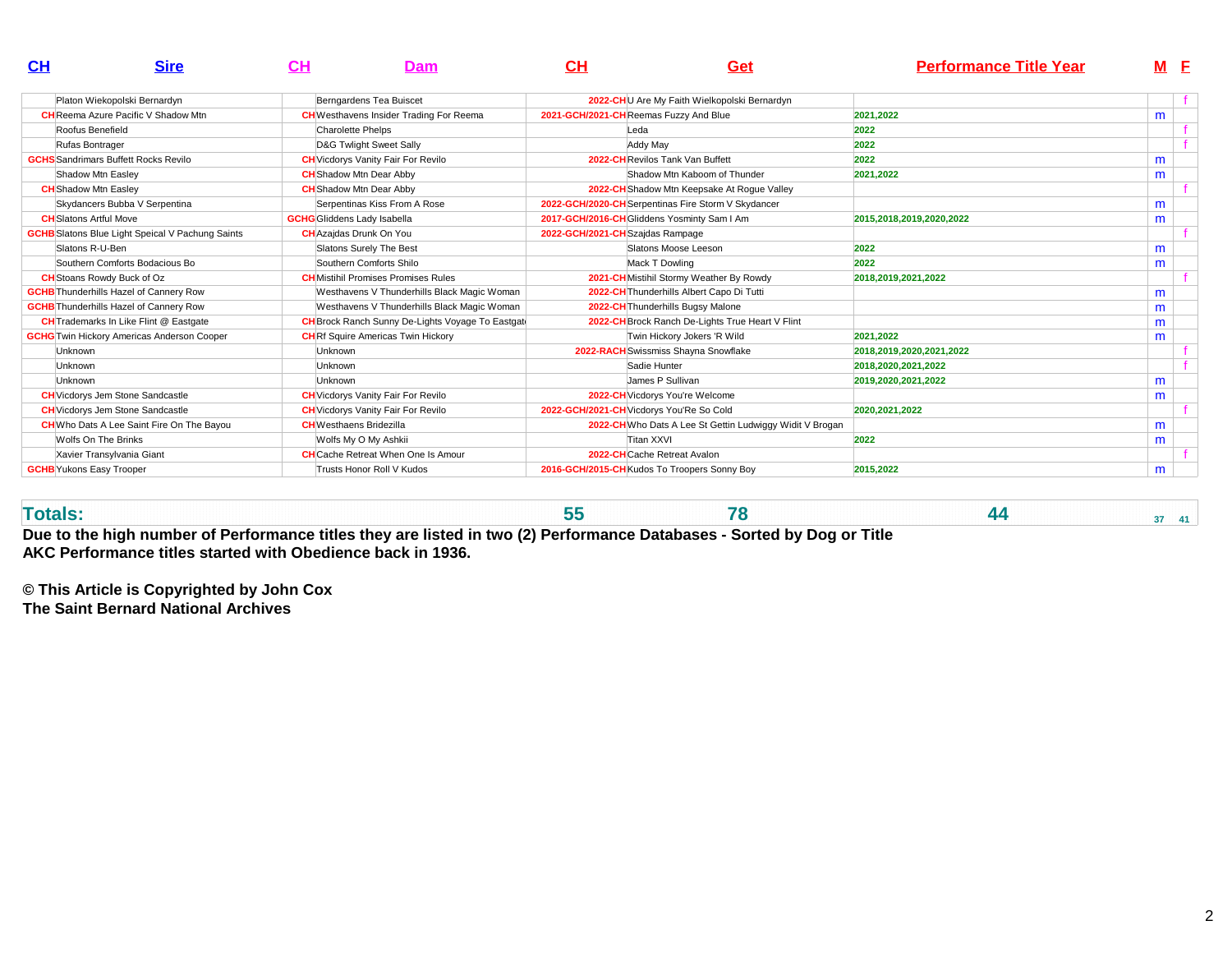| CH | Sire | CH | Dam | CH | Get | Performance Title Year | M | F |
|---|---|---|---|---|---|---|---|---|
| | Platon Wiekopolski Bernardyn | | Berngardens Tea Buiscet | 2022-CH | U Are My Faith Wielkopolski Bernardyn | | | f |
| CH | Reema Azure Pacific V Shadow Mtn | CH | Westhavens Insider Trading For Reema | 2021-GCH/2021-CH | Reemas Fuzzy And Blue | 2021,2022 | m | |
| | Roofus Benefield | | Charolette Phelps | | Leda | 2022 | | f |
| | Rufas Bontrager | | D&G Twlight Sweet Sally | | Addy May | 2022 | | f |
| GCHS | Sandrimars Buffett Rocks Revilo | CH | Vicdorys Vanity Fair For Revilo | 2022-CH | Revilos Tank Van Buffett | 2022 | m | |
| | Shadow Mtn Easley | CH | Shadow Mtn Dear Abby | | Shadow Mtn Kaboom of Thunder | 2021,2022 | m | |
| CH | Shadow Mtn Easley | CH | Shadow Mtn Dear Abby | 2022-CH | Shadow Mtn Keepsake At Rogue Valley | | | f |
| | Skydancers Bubba V Serpentina | | Serpentinas Kiss From A Rose | 2022-GCH/2020-CH | Serpentinas Fire Storm V Skydancer | | m | |
| CH | Slatons Artful Move | GCHG | Gliddens Lady Isabella | 2017-GCH/2016-CH | Gliddens Yosminty Sam I Am | 2015,2018,2019,2020,2022 | m | |
| GCHB | Slatons Blue Light Speical V Pachung Saints | CH | Azajdas Drunk On You | 2022-GCH/2021-CH | Szajdas Rampage | | | f |
| | Slatons R-U-Ben | | Slatons Surely The Best | | Slatons Moose Leeson | 2022 | m | |
| | Southern Comforts Bodacious Bo | | Southern Comforts Shilo | | Mack T Dowling | 2022 | m | |
| CH | Stoans Rowdy Buck of Oz | CH | Mistihil Promises Promises Rules | 2021-CH | Mistihil Stormy Weather By Rowdy | 2018,2019,2021,2022 | | f |
| GCHB | Thunderhills Hazel of Cannery Row | | Westhavens V Thunderhills Black Magic Woman | 2022-CH | Thunderhills Albert Capo Di Tutti | | m | |
| GCHB | Thunderhills Hazel of Cannery Row | | Westhavens V Thunderhills Black Magic Woman | 2022-CH | Thunderhills Bugsy Malone | | m | |
| CH | Trademarks In Like Flint @ Eastgate | CH | Brock Ranch Sunny De-Lights Voyage To Eastgat | 2022-CH | Brock Ranch De-Lights True Heart V Flint | | m | |
| GCHG | Twin Hickory Americas Anderson Cooper | CH | Rf Squire Americas Twin Hickory | | Twin Hickory Jokers 'R Wild | 2021,2022 | m | |
| | Unknown | | Unknown | 2022-RACH | Swissmiss Shayna Snowflake | 2018,2019,2020,2021,2022 | | f |
| | Unknown | | Unknown | | Sadie Hunter | 2018,2020,2021,2022 | | f |
| | Unknown | | Unknown | | James P Sullivan | 2019,2020,2021,2022 | m | |
| CH | Vicdorys Jem Stone Sandcastle | CH | Vicdorys Vanity Fair For Revilo | 2022-CH | Vicdorys You're Welcome | | m | |
| CH | Vicdorys Jem Stone Sandcastle | CH | Vicdorys Vanity Fair For Revilo | 2022-GCH/2021-CH | Vicdorys You'Re So Cold | 2020,2021,2022 | | f |
| CH | Who Dats A Lee Saint Fire On The Bayou | CH | Westhaens Bridezilla | 2022-CH | Who Dats A Lee St Gettin Ludwiggy Widit V Brogan | | m | |
| | Wolfs On The Brinks | | Wolfs My O My Ashkii | | Titan XXVI | 2022 | m | |
| | Xavier Transylvania Giant | CH | Cache Retreat When One Is Amour | 2022-CH | Cache Retreat Avalon | | | f |
| GCHB | Yukons Easy Trooper | | Trusts Honor Roll V Kudos | 2016-GCH/2015-CH | Kudos To Troopers Sonny Boy | 2015,2022 | m | |
| **Totals:** | | | | **55** | **78** | **44** | **37** | **41** |

**Due to the high number of Performance titles they are listed in two (2) Performance Databases - Sorted by Dog or Title**
**AKC Performance titles started with Obedience back in 1936.**

**© This Article is Copyrighted by John Cox**
**The Saint Bernard National Archives**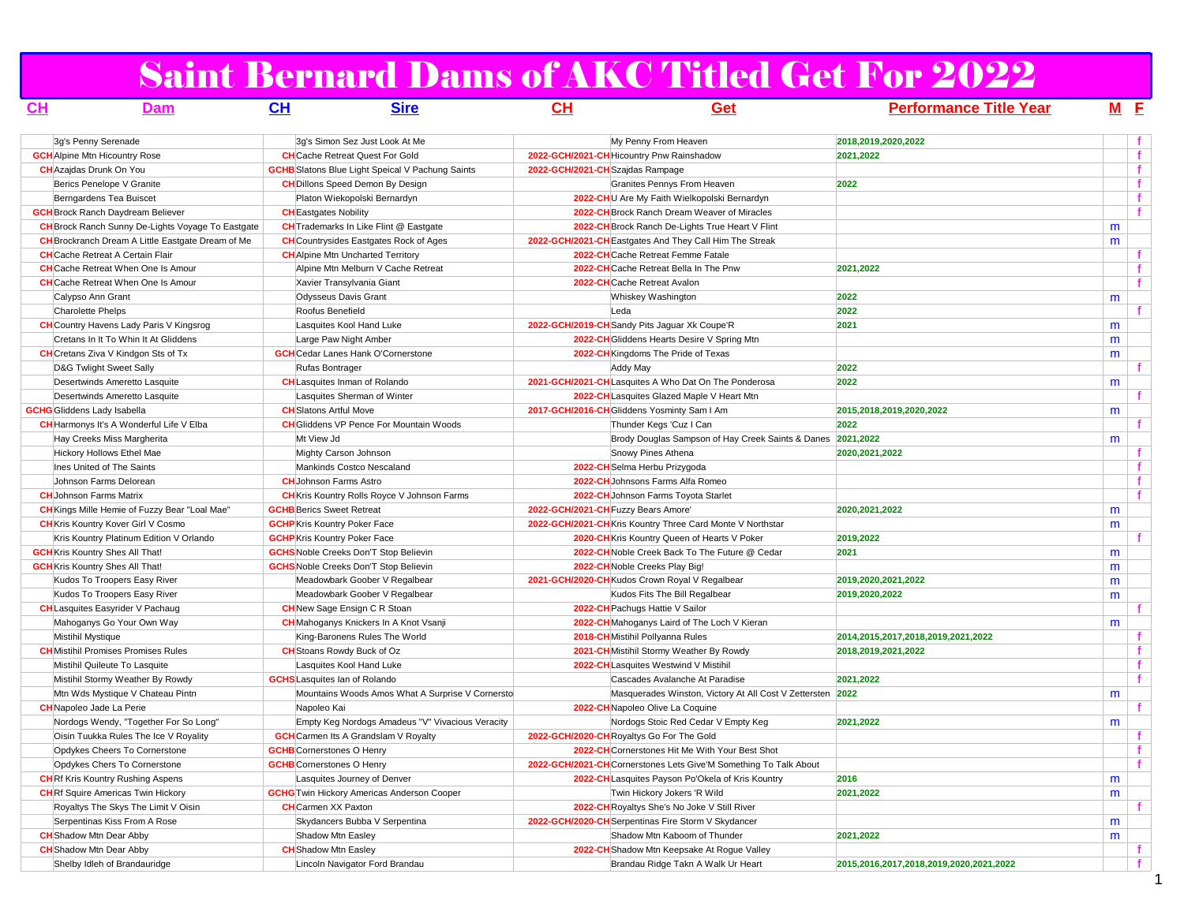# Saint Bernard Dams of AKC Titled Get For 2022

| CH | Dam | CH | Sire | CH | Get | Performance Title Year | M | F |
|---|---|---|---|---|---|---|---|---|
| | 3g's Penny Serenade | | 3g's Simon Sez Just Look At Me | | My Penny From Heaven | 2018,2019,2020,2022 | | f |
| GCH | Alpine Mtn Hicountry Rose | CH | Cache Retreat Quest For Gold | 2022-GCH/2021-CH | Hicountry Pnw Rainshadow | 2021,2022 | | f |
| CH | Azajdas Drunk On You | GCHB | Slatons Blue Light Speical V Pachung Saints | 2022-GCH/2021-CH | Szajdas Rampage | | | f |
| | Berics Penelope V Granite | CH | Dillons Speed Demon By Design | | Granites Pennys From Heaven | 2022 | | f |
| | Berngardens Tea Buiscet | | Platon Wiekopolski Bernardyn | 2022-CH | U Are My Faith Wielkopolski Bernardyn | | | f |
| GCH | Brock Ranch Daydream Believer | CH | Eastgates Nobility | 2022-CH | Brock Ranch Dream Weaver of Miracles | | | f |
| CH | Brock Ranch Sunny De-Lights Voyage To Eastgate | CH | Trademarks In Like Flint @ Eastgate | 2022-CH | Brock Ranch De-Lights True Heart V Flint | | m | |
| CH | Brockranch Dream A Little Eastgate Dream of Me | CH | Countrysides Eastgates Rock of Ages | 2022-GCH/2021-CH | Eastgates And They Call Him The Streak | | m | |
| CH | Cache Retreat A Certain Flair | CH | Alpine Mtn Uncharted Territory | 2022-CH | Cache Retreat Femme Fatale | | | f |
| CH | Cache Retreat When One Is Amour | | Alpine Mtn Melburn V Cache Retreat | 2022-CH | Cache Retreat Bella In The Pnw | 2021,2022 | | f |
| CH | Cache Retreat When One Is Amour | | Xavier Transylvania Giant | 2022-CH | Cache Retreat Avalon | | | f |
| | Calypso Ann Grant | | Odysseus Davis Grant | | Whiskey Washington | 2022 | m | |
| | Charolette Phelps | | Roofus Benefield | | Leda | 2022 | | f |
| CH | Country Havens Lady Paris V Kingsrog | | Lasquites Kool Hand Luke | 2022-GCH/2019-CH | Sandy Pits Jaguar Xk Coupe'R | 2021 | m | |
| | Cretans In It To Whin It At Gliddens | | Large Paw Night Amber | 2022-CH | Gliddens Hearts Desire V Spring Mtn | | m | |
| CH | Cretans Ziva V Kindgon Sts of Tx | GCH | Cedar Lanes Hank O'Cornerstone | 2022-CH | Kingdoms The Pride of Texas | | m | |
| | D&G Twlight Sweet Sally | | Rufas Bontrager | | Addy May | 2022 | | f |
| | Desertwinds Ameretto Lasquite | CH | Lasquites Inman of Rolando | 2021-GCH/2021-CH | Lasquites A Who Dat On The Ponderosa | 2022 | m | |
| | Desertwinds Ameretto Lasquite | | Lasquites Sherman of Winter | 2022-CH | Lasquites Glazed Maple V Heart Mtn | | | f |
| GCHG | Gliddens Lady Isabella | CH | Slatons Artful Move | 2017-GCH/2016-CH | Gliddens Yosminty Sam I Am | 2015,2018,2019,2020,2022 | m | |
| CH | Harmonys It's A Wonderful Life V Elba | CH | Gliddens VP Pence For Mountain Woods | | Thunder Kegs 'Cuz I Can | 2022 | | f |
| | Hay Creeks Miss Margherita | | Mt View Jd | | Brody Douglas Sampson of Hay Creek Saints & Danes | 2021,2022 | m | |
| | Hickory Hollows Ethel Mae | | Mighty Carson Johnson | | Snowy Pines Athena | 2020,2021,2022 | | f |
| | Ines United of The Saints | | Mankinds Costco Nescaland | 2022-CH | Selma Herbu Przygoda | | | f |
| | Johnson Farms Delorean | CH | Johnson Farms Astro | 2022-CH | Johnsons Farms Alfa Romeo | | | f |
| CH | Johnson Farms Matrix | CH | Kris Kountry Rolls Royce V Johnson Farms | 2022-CH | Johnson Farms Toyota Starlet | | | f |
| CH | Kings Mille Hemie of Fuzzy Bear "Loal Mae" | GCHB | Berics Sweet Retreat | 2022-GCH/2021-CH | Fuzzy Bears Amore' | 2020,2021,2022 | m | |
| CH | Kris Kountry Kover Girl V Cosmo | GCHP | Kris Kountry Poker Face | 2022-GCH/2021-CH | Kris Kountry Three Card Monte V Northstar | | m | |
| | Kris Kountry Platinum Edition V Orlando | GCHP | Kris Kountry Poker Face | 2020-CH | Kris Kountry Queen of Hearts V Poker | 2019,2022 | | f |
| GCH | Kris Kountry Shes All That! | GCHS | Noble Creeks Don'T Stop Believin | 2022-CH | Noble Creek Back To The Future @ Cedar | 2021 | m | |
| GCH | Kris Kountry Shes All That! | GCHS | Noble Creeks Don'T Stop Believin | 2022-CH | Noble Creeks Play Big! | | m | |
| | Kudos To Troopers Easy River | | Meadowbark Goober V Regalbear | 2021-GCH/2020-CH | Kudos Crown Royal V Regalbear | 2019,2020,2021,2022 | m | |
| | Kudos To Troopers Easy River | | Meadowbark Goober V Regalbear | | Kudos Fits The Bill Regalbear | 2019,2020,2022 | m | |
| CH | Lasquites Easyrider V Pachaug | CH | New Sage Ensign C R Stoan | 2022-CH | Pachugs Hattie V Sailor | | | f |
| | Mahoganys Go Your Own Way | CH | Mahoganys Knickers In A Knot Vsanji | 2022-CH | Mahoganys Laird of The Loch V Kieran | | m | |
| | Mistihil Mystique | | King-Baronens Rules The World | 2018-CH | Mistihil Pollyanna Rules | 2014,2015,2017,2018,2019,2021,2022 | | f |
| CH | Mistihil Promises Promises Rules | CH | Stoans Rowdy Buck of Oz | 2021-CH | Mistihil Stormy Weather By Rowdy | 2018,2019,2021,2022 | | f |
| | Mistihil Quileute To Lasquite | | Lasquites Kool Hand Luke | 2022-CH | Lasquites Westwind V Mistihil | | | f |
| | Mistihil Stormy Weather By Rowdy | GCHS | Lasquites Ian of Rolando | | Cascades Avalanche At Paradise | 2021,2022 | | f |
| | Mtn Wds Mystique V Chateau Pintn | | Mountains Woods Amos What A Surprise V Cornersto | | Masquerades Winston, Victory At All Cost V Zettersten | 2022 | m | |
| CH | Napoleo Jade La Perie | | Napoleo Kai | 2022-CH | Napoleo Olive La Coquine | | | f |
| | Nordogs Wendy, "Together For So Long" | | Empty Keg Nordogs Amadeus "V" Vivacious Veracity | | Nordogs Stoic Red Cedar V Empty Keg | 2021,2022 | m | |
| | Oisin Tuukka Rules The Ice V Royality | GCH | Carmen Its A Grandslam V Royalty | 2022-GCH/2020-CH | Royaltys Go For The Gold | | | f |
| | Opdykes Cheers To Cornerstone | GCHB | Cornerstones O Henry | 2022-CH | Cornerstones Hit Me With Your Best Shot | | | f |
| | Opdykes Chers To Cornerstone | GCHB | Cornerstones O Henry | 2022-GCH/2021-CH | Cornerstones Lets Give'M Something To Talk About | | | f |
| CH | Rf Kris Kountry Rushing Aspens | | Lasquites Journey of Denver | 2022-CH | Lasquites Payson Po'Okela of Kris Kountry | 2016 | m | |
| CH | Rf Squire Americas Twin Hickory | GCHG | Twin Hickory Americas Anderson Cooper | | Twin Hickory Jokers 'R Wild | 2021,2022 | m | |
| | Royaltys The Skys The Limit V Oisin | CH | Carmen XX Paxton | 2022-CH | Royaltys She's No Joke V Still River | | | f |
| | Serpentinas Kiss From A Rose | | Skydancers Bubba V Serpentina | 2022-GCH/2020-CH | Serpentinas Fire Storm V Skydancer | | m | |
| CH | Shadow Mtn Dear Abby | | Shadow Mtn Easley | | Shadow Mtn Kaboom of Thunder | 2021,2022 | m | |
| CH | Shadow Mtn Dear Abby | CH | Shadow Mtn Easley | 2022-CH | Shadow Mtn Keepsake At Rogue Valley | | | f |
| | Shelby Idleh of Brandauridge | | Lincoln Navigator Ford Brandau | | Brandau Ridge Takn A Walk Ur Heart | 2015,2016,2017,2018,2019,2020,2021,2022 | | f |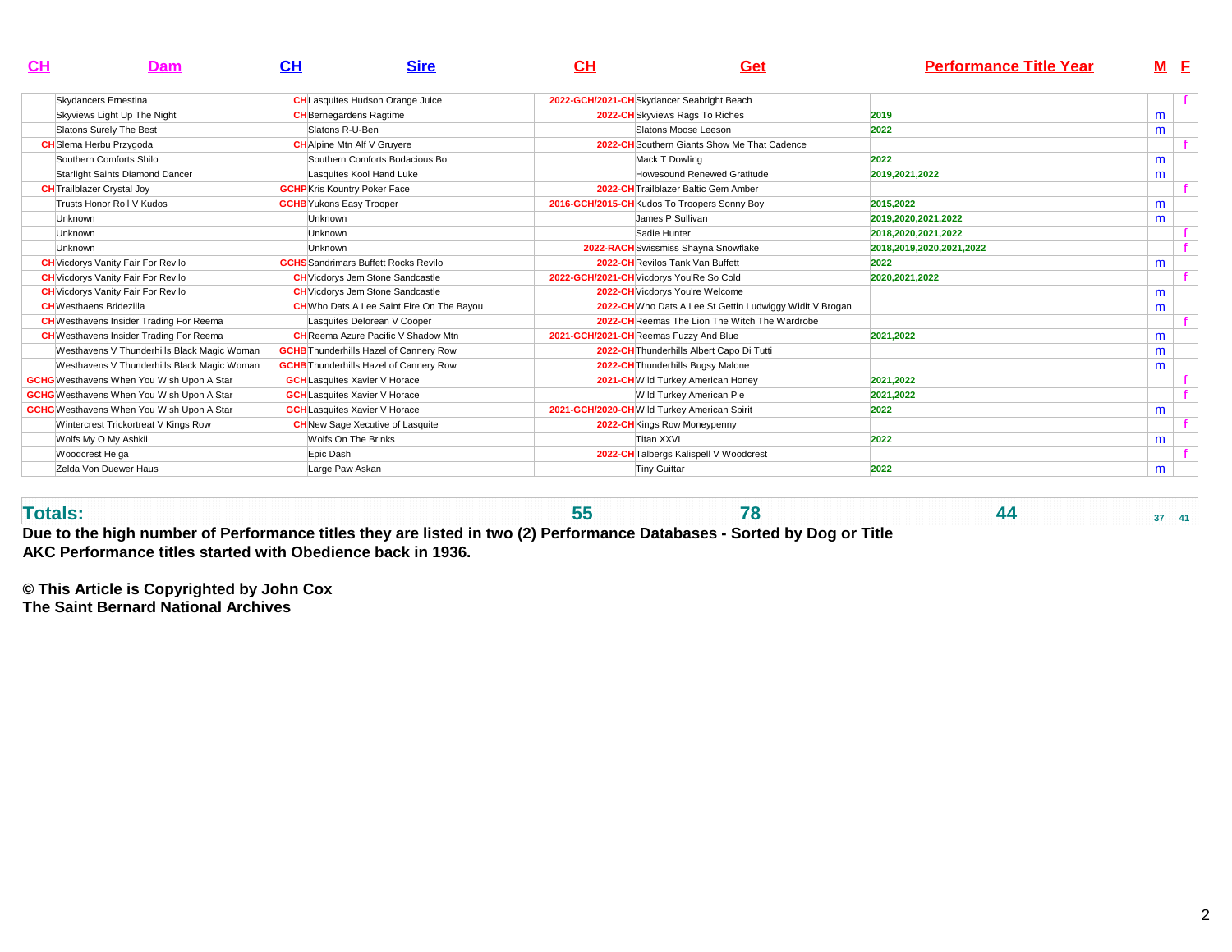| CH | Dam | CH | Sire | CH | Get | Performance Title Year | M | F |
|---|---|---|---|---|---|---|---|---|
| | Skydancers Ernestina | CH | Lasquites Hudson Orange Juice | 2022-GCH/2021-CH | Skydancer Seabright Beach | | | f |
| | Skyviews Light Up The Night | CH | Bernegardens Ragtime | 2022-CH | Skyviews Rags To Riches | 2019 | m | |
| | Slatons Surely The Best | | Slatons R-U-Ben | | Slatons Moose Leeson | 2022 | m | |
| CH | Slema Herbu Przygoda | CH | Alpine Mtn Alf V Gruyere | 2022-CH | Southern Giants Show Me That Cadence | | | f |
| | Southern Comforts Shilo | | Southern Comforts Bodacious Bo | | Mack T Dowling | 2022 | m | |
| | Starlight Saints Diamond Dancer | | Lasquites Kool Hand Luke | | Howesound Renewed Gratitude | 2019,2021,2022 | m | |
| CH | Trailblazer Crystal Joy | GCHP | Kris Kountry Poker Face | 2022-CH | Trailblazer Baltic Gem Amber | | | f |
| | Trusts Honor Roll V Kudos | GCHB | Yukons Easy Trooper | 2016-GCH/2015-CH | Kudos To Troopers Sonny Boy | 2015,2022 | m | |
| | Unknown | | Unknown | | James P Sullivan | 2019,2020,2021,2022 | m | |
| | Unknown | | Unknown | | Sadie Hunter | 2018,2020,2021,2022 | | f |
| | Unknown | | Unknown | 2022-RACH | Swissmiss Shayna Snowflake | 2018,2019,2020,2021,2022 | | f |
| CH | Vicdorys Vanity Fair For Revilo | GCHS | Sandrimars Buffett Rocks Revilo | 2022-CH | Revilos Tank Van Buffett | 2022 | m | |
| CH | Vicdorys Vanity Fair For Revilo | CH | Vicdorys Jem Stone Sandcastle | 2022-GCH/2021-CH | Vicdorys You'Re So Cold | 2020,2021,2022 | | f |
| CH | Vicdorys Vanity Fair For Revilo | CH | Vicdorys Jem Stone Sandcastle | 2022-CH | Vicdorys You're Welcome | | m | |
| CH | Westhaens Bridezilla | CH | Who Dats A Lee Saint Fire On The Bayou | 2022-CH | Who Dats A Lee St Gettin Ludwiggy Widit V Brogan | | m | |
| CH | Westhavens Insider Trading For Reema | | Lasquites Delorean V Cooper | 2022-CH | Reemas The Lion The Witch The Wardrobe | | | f |
| CH | Westhavens Insider Trading For Reema | CH | Reema Azure Pacific V Shadow Mtn | 2021-GCH/2021-CH | Reemas Fuzzy And Blue | 2021,2022 | m | |
| | Westhavens V Thunderhills Black Magic Woman | GCHB | Thunderhills Hazel of Cannery Row | 2022-CH | Thunderhills Albert Capo Di Tutti | | m | |
| | Westhavens V Thunderhills Black Magic Woman | GCHB | Thunderhills Hazel of Cannery Row | 2022-CH | Thunderhills Bugsy Malone | | m | |
| GCHG | Westhavens When You Wish Upon A Star | GCH | Lasquites Xavier V Horace | 2021-CH | Wild Turkey American Honey | 2021,2022 | | f |
| GCHG | Westhavens When You Wish Upon A Star | GCH | Lasquites Xavier V Horace | | Wild Turkey American Pie | 2021,2022 | | f |
| GCHG | Westhavens When You Wish Upon A Star | GCH | Lasquites Xavier V Horace | 2021-GCH/2020-CH | Wild Turkey American Spirit | 2022 | m | |
| | Wintercrest Trickortreat V Kings Row | CH | New Sage Xecutive of Lasquite | 2022-CH | Kings Row Moneypenny | | | f |
| | Wolfs My O My Ashkii | | Wolfs On The Brinks | | Titan XXVI | 2022 | m | |
| | Woodcrest Helga | | Epic Dash | 2022-CH | Talbergs Kalispell V Woodcrest | | | f |
| | Zelda Von Duewer Haus | | Large Paw Askan | | Tiny Guittar | 2022 | m | |
| **Totals:** | | | | **55** | **78** | **44** | **37** | **41** |

**Due to the high number of Performance titles they are listed in two (2) Performance Databases - Sorted by Dog or Title**
**AKC Performance titles started with Obedience back in 1936.**

**© This Article is Copyrighted by John Cox**
**The Saint Bernard National Archives**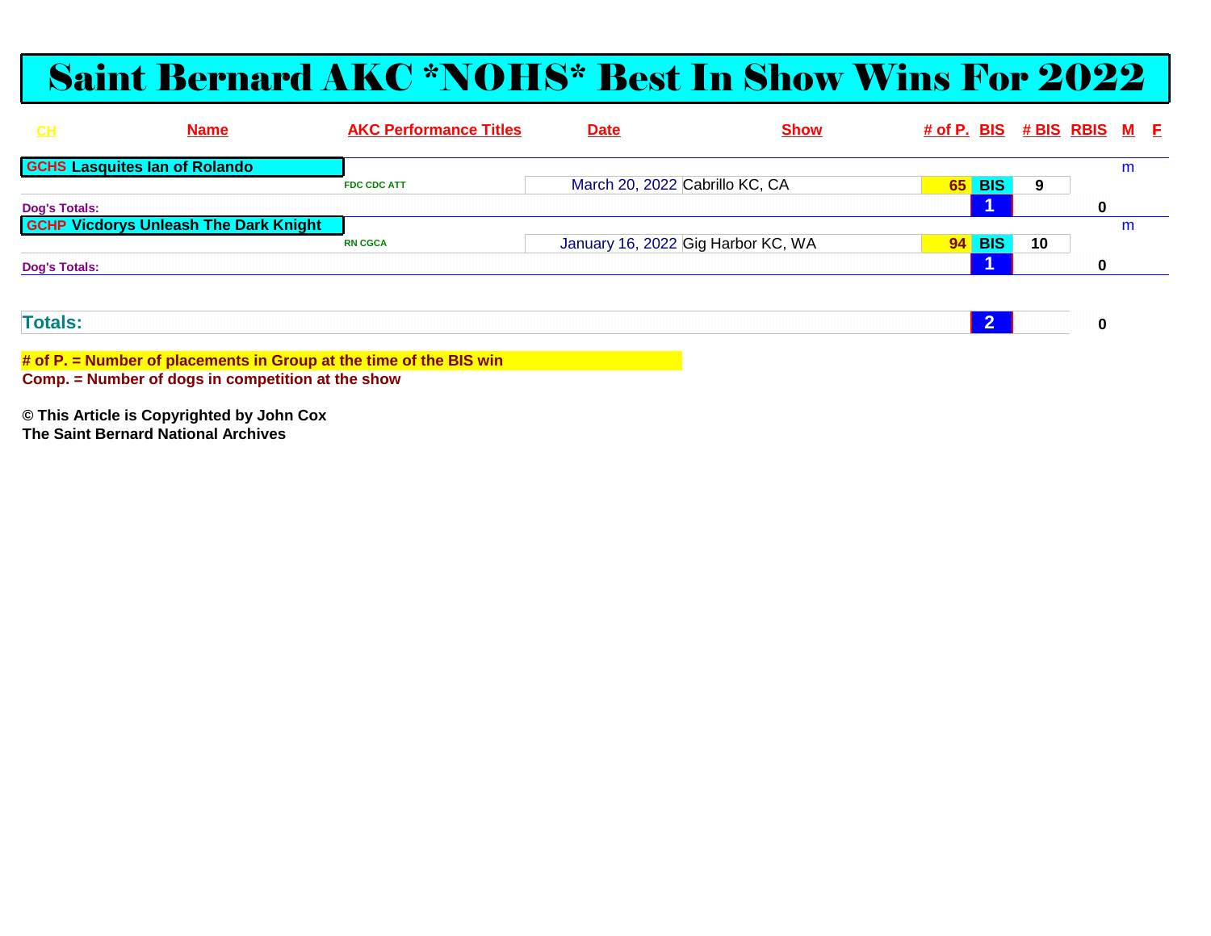# Saint Bernard AKC *NOHS* Best In Show Wins For 2022

| CH | Name | AKC Performance Titles | Date | Show | # of P. | BIS | # BIS | RBIS | M | F |
|---|---|---|---|---|---|---|---|---|---|---|
| GCHS | Lasquites Ian of Rolando | | | | | | | | m | |
| | | FDC CDC ATT | March 20, 2022 | Cabrillo KC, CA | 65 | BIS | 9 | | | |
| Dog's Totals: | | | | | | 1 | | 0 | | |
| GCHP | Vicdorys Unleash The Dark Knight | | | | | | | | m | |
| | | RN CGCA | January 16, 2022 | Gig Harbor KC, WA | 94 | BIS | 10 | | | |
| Dog's Totals: | | | | | | 1 | | 0 | | |
| **Totals:** | | | | | | 2 | | 0 | | |

**# of P. = Number of placements in Group at the time of the BIS win**

**Comp. = Number of dogs in competition at the show**

**© This Article is Copyrighted by John Cox**
**The Saint Bernard National Archives**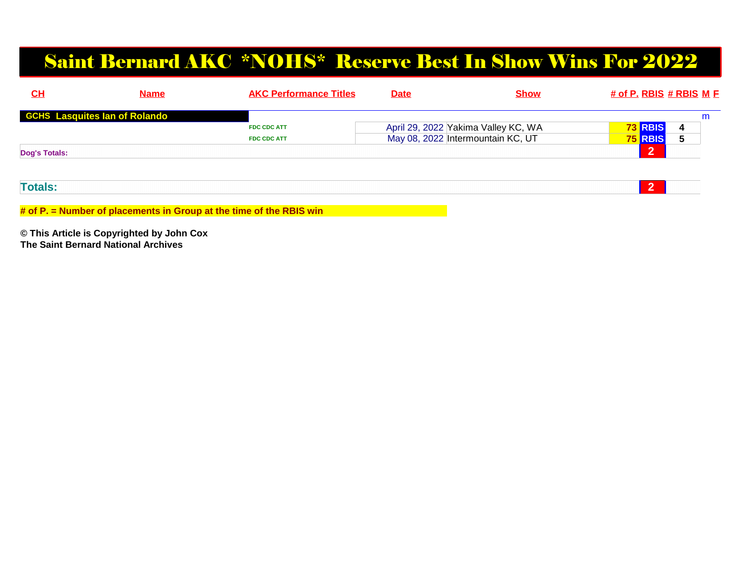# Saint Bernard AKC *NOHS* Reserve Best In Show Wins For 2022

| CH | Name | AKC Performance Titles | Date | Show | # of P. | RBIS | # RBIS | M | F |
|---|---|---|---|---|---|---|---|---|---|
| GCHS | Lasquites Ian of Rolando | | | | | | | m | |
| | | FDC CDC ATT | April 29, 2022 | Yakima Valley KC, WA | 73 | RBIS | 4 | | |
| | | FDC CDC ATT | May 08, 2022 | Intermountain KC, UT | 75 | RBIS | 5 | | |
| Dog's Totals: | | | | | | 2 | | | |
| Totals: | | | | | | 2 | | | |

**# of P. = Number of placements in Group at the time of the RBIS win**

**© This Article is Copyrighted by John Cox**
**The Saint Bernard National Archives**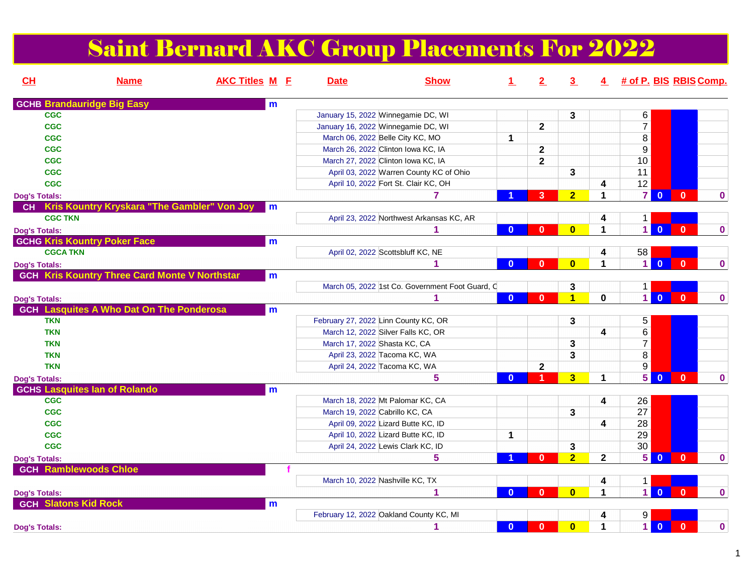# Saint Bernard AKC Group Placements For 2022

| CH | Name | AKC Titles | M | F | Date | Show | 1 | 2 | 3 | 4 | # of P. | BIS | RBIS | Comp. |
|---|---|---|---|---|---|---|---|---|---|---|---|---|---|---|
| GCHB | Brandauridge Big Easy | | m | | | | | | | | | | | |
| | CGC | | | | January 15, 2022 | Winnegamie DC, WI | | | 3 | | 6 | | | |
| | CGC | | | | January 16, 2022 | Winnegamie DC, WI | | 2 | | | 7 | | | |
| | CGC | | | | March 06, 2022 | Belle City KC, MO | 1 | | | | 8 | | | |
| | CGC | | | | March 26, 2022 | Clinton Iowa KC, IA | | 2 | | | 9 | | | |
| | CGC | | | | March 27, 2022 | Clinton Iowa KC, IA | | 2 | | | 10 | | | |
| | CGC | | | | April 03, 2022 | Warren County KC of Ohio | | | 3 | | 11 | | | |
| | CGC | | | | April 10, 2022 | Fort St. Clair KC, OH | | | | 4 | 12 | | | |
| Dog's Totals: | | | | | | 7 | 1 | 3 | 2 | 1 | 7 | 0 | 0 | 0 |
| CH | Kris Kountry Kryskara "The Gambler" Von Joy | | m | | | | | | | | | | | |
| | CGC TKN | | | | April 23, 2022 | Northwest Arkansas KC, AR | | | | 4 | 1 | | | |
| Dog's Totals: | | | | | | 1 | 0 | 0 | 0 | 1 | 1 | 0 | 0 | 0 |
| GCHG | Kris Kountry Poker Face | | m | | | | | | | | | | | |
| | CGCA TKN | | | | April 02, 2022 | Scottsbluff KC, NE | | | | 4 | 58 | | | |
| Dog's Totals: | | | | | | 1 | 0 | 0 | 0 | 1 | 1 | 0 | 0 | 0 |
| GCH | Kris Kountry Three Card Monte V Northstar | | m | | | | | | | | | | | |
| | | | | | March 05, 2022 | 1st Co. Government Foot Guard, C | | | 3 | | 1 | | | |
| Dog's Totals: | | | | | | 1 | 0 | 0 | 1 | 0 | 1 | 0 | 0 | 0 |
| GCH | Lasquites A Who Dat On The Ponderosa | | m | | | | | | | | | | | |
| | TKN | | | | February 27, 2022 | Linn County KC, OR | | | 3 | | 5 | | | |
| | TKN | | | | March 12, 2022 | Silver Falls KC, OR | | | | 4 | 6 | | | |
| | TKN | | | | March 17, 2022 | Shasta KC, CA | | | 3 | | 7 | | | |
| | TKN | | | | April 23, 2022 | Tacoma KC, WA | | | 3 | | 8 | | | |
| | TKN | | | | April 24, 2022 | Tacoma KC, WA | | 2 | | | 9 | | | |
| Dog's Totals: | | | | | | 5 | 0 | 1 | 3 | 1 | 5 | 0 | 0 | 0 |
| GCHS | Lasquites Ian of Rolando | | m | | | | | | | | | | | |
| | CGC | | | | March 18, 2022 | Mt Palomar KC, CA | | | | 4 | 26 | | | |
| | CGC | | | | March 19, 2022 | Cabrillo KC, CA | | | 3 | | 27 | | | |
| | CGC | | | | April 09, 2022 | Lizard Butte KC, ID | | | | 4 | 28 | | | |
| | CGC | | | | April 10, 2022 | Lizard Butte KC, ID | 1 | | | | 29 | | | |
| | CGC | | | | April 24, 2022 | Lewis Clark KC, ID | | | 3 | | 30 | | | |
| Dog's Totals: | | | | | | 5 | 1 | 0 | 2 | 2 | 5 | 0 | 0 | 0 |
| GCH | Ramblewoods Chloe | | | f | | | | | | | | | | |
| | | | | | March 10, 2022 | Nashville KC, TX | | | | 4 | 1 | | | |
| Dog's Totals: | | | | | | 1 | 0 | 0 | 0 | 1 | 1 | 0 | 0 | 0 |
| GCH | Slatons Kid Rock | | m | | | | | | | | | | | |
| | | | | | February 12, 2022 | Oakland County KC, MI | | | | 4 | 9 | | | |
| Dog's Totals: | | | | | | 1 | 0 | 0 | 0 | 1 | 1 | 0 | 0 | 0 |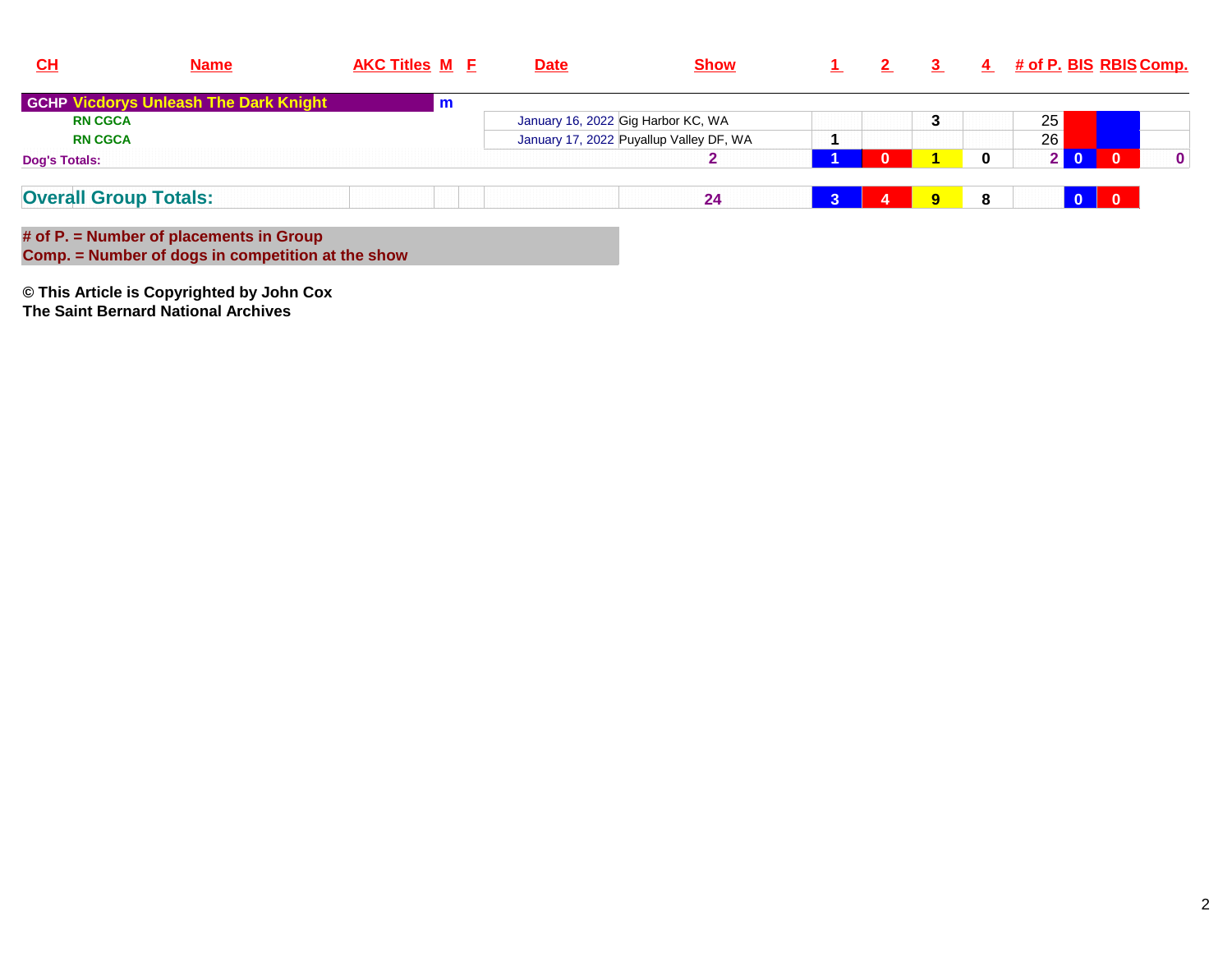| CH | Name | AKC Titles | M | F | Date | Show | 1 | 2 | 3 | 4 | # of P. | BIS | RBIS | Comp. |
|---|---|---|---|---|---|---|---|---|---|---|---|---|---|---|
| GCHP | Vicdorys Unleash The Dark Knight | | m | | | | | | | | | | | |
| | RN CGCA | | | | January 16, 2022 | Gig Harbor KC, WA | | | 3 | | 25 | | | |
| | RN CGCA | | | | January 17, 2022 | Puyallup Valley DF, WA | 1 | | | | 26 | | | |
| Dog's Totals: | | | | | | 2 | 1 | 0 | 1 | 0 | 2 | 0 | 0 | 0 |
| Overall Group Totals: | | | | | | 24 | 3 | 4 | 9 | 8 | | 0 | 0 | |

**# of P. = Number of placements in Group**
**Comp. = Number of dogs in competition at the show**

**© This Article is Copyrighted by John Cox**
**The Saint Bernard National Archives**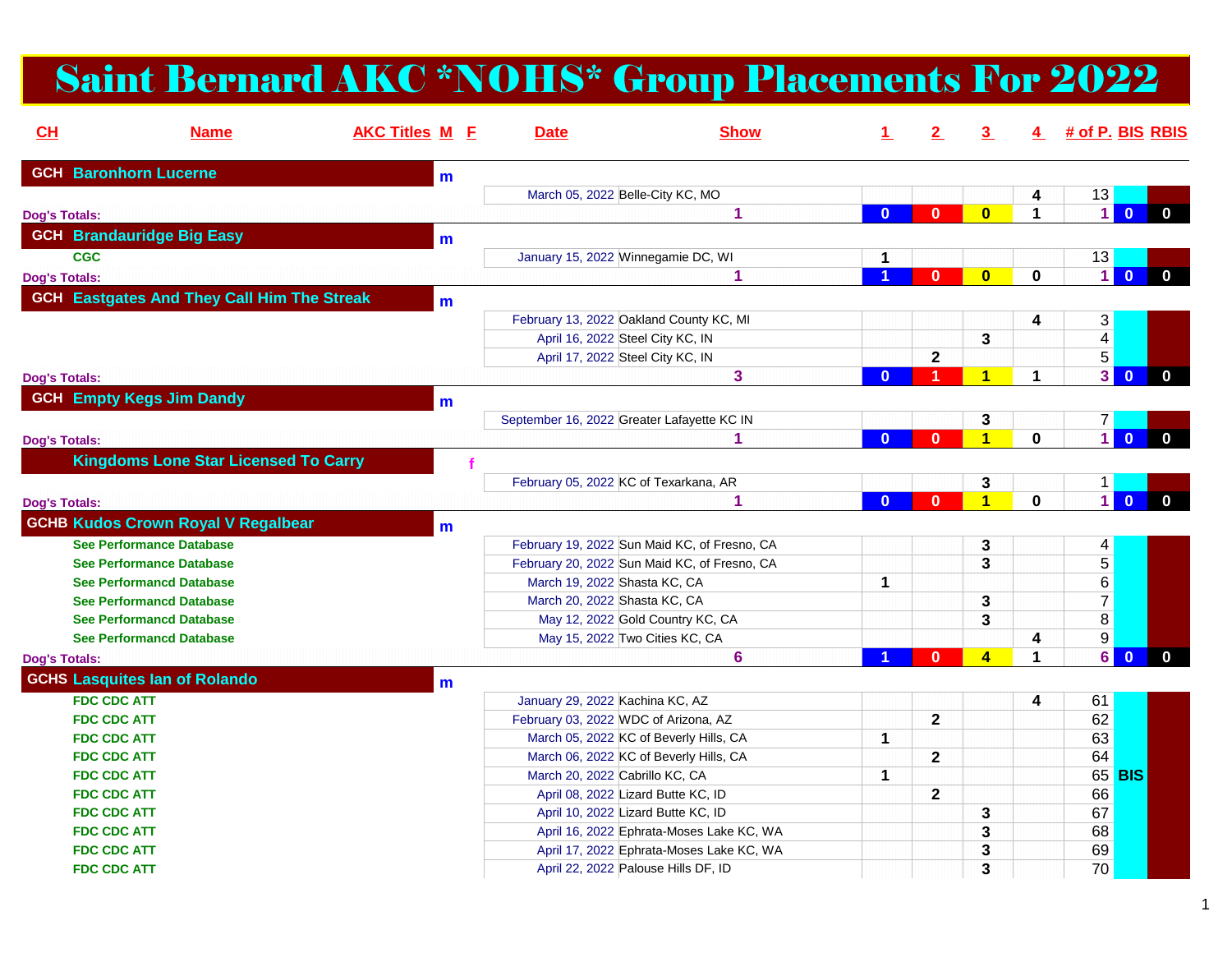# Saint Bernard AKC *NOHS* Group Placements For 2022

| CH | Name | AKC Titles | M | F | Date | Show | 1 | 2 | 3 | 4 | # of P. | BIS | RBIS |
|---|---|---|---|---|---|---|---|---|---|---|---|---|---|
| GCH | Baronhorn Lucerne | | m | | | | | | | | | | |
| | | | | | March 05, 2022 | Belle-City KC, MO | | | | 4 | 13 | | |
| Dog's Totals: | | | | | | 1 | 0 | 0 | 0 | 1 | 1 | 0 | 0 |
| GCH | Brandauridge Big Easy | | m | | | | | | | | | | |
| | CGC | | | | January 15, 2022 | Winnegamie DC, WI | 1 | | | | 13 | | |
| Dog's Totals: | | | | | | 1 | 1 | 0 | 0 | 0 | 1 | 0 | 0 |
| GCH | Eastgates And They Call Him The Streak | | m | | | | | | | | | | |
| | | | | | February 13, 2022 | Oakland County KC, MI | | | | 4 | 3 | | |
| | | | | | April 16, 2022 | Steel City KC, IN | | | 3 | | 4 | | |
| | | | | | April 17, 2022 | Steel City KC, IN | | 2 | | | 5 | | |
| Dog's Totals: | | | | | | 3 | 0 | 1 | 1 | 1 | 3 | 0 | 0 |
| GCH | Empty Kegs Jim Dandy | | m | | | | | | | | | | |
| | | | | | September 16, 2022 | Greater Lafayette KC IN | | | 3 | | 7 | | |
| Dog's Totals: | | | | | | 1 | 0 | 0 | 1 | 0 | 1 | 0 | 0 |
| | Kingdoms Lone Star Licensed To Carry | | | f | | | | | | | | | |
| | | | | | February 05, 2022 | KC of Texarkana, AR | | | 3 | | 1 | | |
| Dog's Totals: | | | | | | 1 | 0 | 0 | 1 | 0 | 1 | 0 | 0 |
| GCHB | Kudos Crown Royal V Regalbear | | m | | | | | | | | | | |
| | See Performance Database | | | | February 19, 2022 | Sun Maid KC, of Fresno, CA | | | 3 | | 4 | | |
| | See Performance Database | | | | February 20, 2022 | Sun Maid KC, of Fresno, CA | | | 3 | | 5 | | |
| | See Performancd Database | | | | March 19, 2022 | Shasta KC, CA | 1 | | | | 6 | | |
| | See Performancd Database | | | | March 20, 2022 | Shasta KC, CA | | | 3 | | 7 | | |
| | See Performancd Database | | | | May 12, 2022 | Gold Country KC, CA | | | 3 | | 8 | | |
| | See Performancd Database | | | | May 15, 2022 | Two Cities KC, CA | | | | 4 | 9 | | |
| Dog's Totals: | | | | | | 6 | 1 | 0 | 4 | 1 | 6 | 0 | 0 |
| GCHS | Lasquites Ian of Rolando | | m | | | | | | | | | | |
| | FDC CDC ATT | | | | January 29, 2022 | Kachina KC, AZ | | | | 4 | 61 | | |
| | FDC CDC ATT | | | | February 03, 2022 | WDC of Arizona, AZ | | 2 | | | 62 | | |
| | FDC CDC ATT | | | | March 05, 2022 | KC of Beverly Hills, CA | 1 | | | | 63 | | |
| | FDC CDC ATT | | | | March 06, 2022 | KC of Beverly Hills, CA | | 2 | | | 64 | | |
| | FDC CDC ATT | | | | March 20, 2022 | Cabrillo KC, CA | 1 | | | | 65 | BIS | |
| | FDC CDC ATT | | | | April 08, 2022 | Lizard Butte KC, ID | | 2 | | | 66 | | |
| | FDC CDC ATT | | | | April 10, 2022 | Lizard Butte KC, ID | | | 3 | | 67 | | |
| | FDC CDC ATT | | | | April 16, 2022 | Ephrata-Moses Lake KC, WA | | | 3 | | 68 | | |
| | FDC CDC ATT | | | | April 17, 2022 | Ephrata-Moses Lake KC, WA | | | 3 | | 69 | | |
| | FDC CDC ATT | | | | April 22, 2022 | Palouse Hills DF, ID | | | 3 | | 70 | | |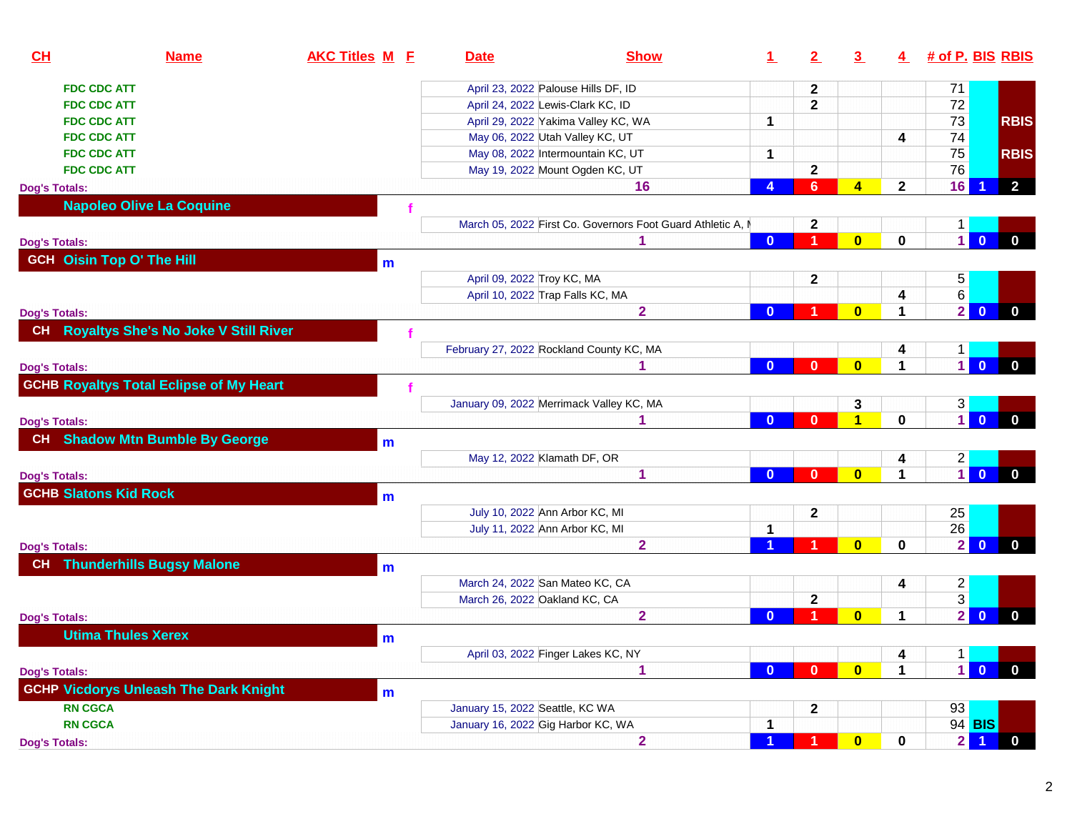| CH | Name | AKC Titles | M | F | Date | Show | 1 | 2 | 3 | 4 | # of P. | BIS | RBIS |
|---|---|---|---|---|---|---|---|---|---|---|---|---|---|
| | FDC CDC ATT | | | | April 23, 2022 | Palouse Hills DF, ID | | 2 | | | 71 | | |
| | FDC CDC ATT | | | | April 24, 2022 | Lewis-Clark KC, ID | | 2 | | | 72 | | |
| | FDC CDC ATT | | | | April 29, 2022 | Yakima Valley KC, WA | 1 | | | | 73 | | RBIS |
| | FDC CDC ATT | | | | May 06, 2022 | Utah Valley KC, UT | | | | 4 | 74 | | |
| | FDC CDC ATT | | | | May 08, 2022 | Intermountain KC, UT | 1 | | | | 75 | | RBIS |
| | FDC CDC ATT | | | | May 19, 2022 | Mount Ogden KC, UT | | 2 | | | 76 | | |
| Dog's Totals: | | | | | | 16 | 4 | 6 | 4 | 2 | 16 | 1 | 2 |
| | Napoleo Olive La Coquine | | | f | | | | | | | | | |
| | | | | | March 05, 2022 | First Co. Governors Foot Guard Athletic A, M | | 2 | | | 1 | | |
| Dog's Totals: | | | | | | 1 | 0 | 1 | 0 | 0 | 1 | 0 | 0 |
| GCH | Oisin Top O' The Hill | | m | | | | | | | | | | |
| | | | | | April 09, 2022 | Troy KC, MA | | 2 | | | 5 | | |
| | | | | | April 10, 2022 | Trap Falls KC, MA | | | | 4 | 6 | | |
| Dog's Totals: | | | | | | 2 | 0 | 1 | 0 | 1 | 2 | 0 | 0 |
| CH | Royaltys She's No Joke V Still River | | | f | | | | | | | | | |
| | | | | | February 27, 2022 | Rockland County KC, MA | | | | 4 | 1 | | |
| Dog's Totals: | | | | | | 1 | 0 | 0 | 0 | 1 | 1 | 0 | 0 |
| GCHB | Royaltys Total Eclipse of My Heart | | | f | | | | | | | | | |
| | | | | | January 09, 2022 | Merrimack Valley KC, MA | | | 3 | | 3 | | |
| Dog's Totals: | | | | | | 1 | 0 | 0 | 1 | 0 | 1 | 0 | 0 |
| CH | Shadow Mtn Bumble By George | | m | | | | | | | | | | |
| | | | | | May 12, 2022 | Klamath DF, OR | | | | 4 | 2 | | |
| Dog's Totals: | | | | | | 1 | 0 | 0 | 0 | 1 | 1 | 0 | 0 |
| GCHB | Slatons Kid Rock | | m | | | | | | | | | | |
| | | | | | July 10, 2022 | Ann Arbor KC, MI | | 2 | | | 25 | | |
| | | | | | July 11, 2022 | Ann Arbor KC, MI | 1 | | | | 26 | | |
| Dog's Totals: | | | | | | 2 | 1 | 1 | 0 | 0 | 2 | 0 | 0 |
| CH | Thunderhills Bugsy Malone | | m | | | | | | | | | | |
| | | | | | March 24, 2022 | San Mateo KC, CA | | | | 4 | 2 | | |
| | | | | | March 26, 2022 | Oakland KC, CA | | 2 | | | 3 | | |
| Dog's Totals: | | | | | | 2 | 0 | 1 | 0 | 1 | 2 | 0 | 0 |
| | Utima Thules Xerex | | m | | | | | | | | | | |
| | | | | | April 03, 2022 | Finger Lakes KC, NY | | | | 4 | 1 | | |
| Dog's Totals: | | | | | | 1 | 0 | 0 | 0 | 1 | 1 | 0 | 0 |
| GCHP | Vicdorys Unleash The Dark Knight | | m | | | | | | | | | | |
| | RN CGCA | | | | January 15, 2022 | Seattle, KC WA | | 2 | | | 93 | | |
| | RN CGCA | | | | January 16, 2022 | Gig Harbor KC, WA | 1 | | | | 94 | BIS | |
| Dog's Totals: | | | | | | 2 | 1 | 1 | 0 | 0 | 2 | 1 | 0 |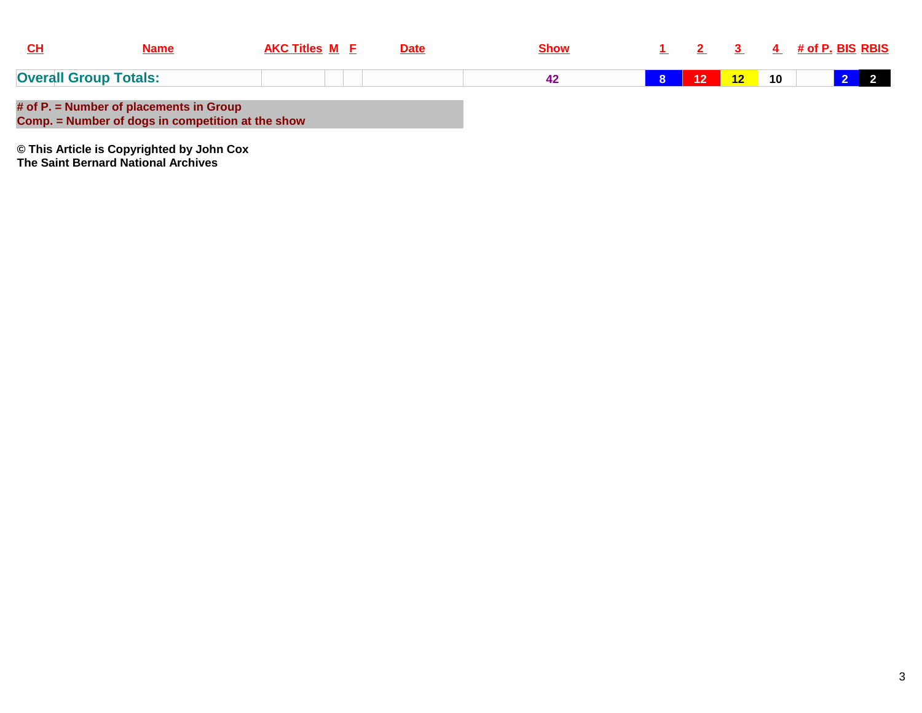| CH | Name | AKC Titles | M | F | Date | Show | 1 | 2 | 3 | 4 | # of P. | BIS | RBIS |
|---|---|---|---|---|---|---|---|---|---|---|---|---|---|
| **Overall Group Totals:** | | | | | | 42 | 8 | 12 | 12 | 10 | | 2 | 2 |

**# of P. = Number of placements in Group**
**Comp. = Number of dogs in competition at the show**

**© This Article is Copyrighted by John Cox**
**The Saint Bernard National Archives**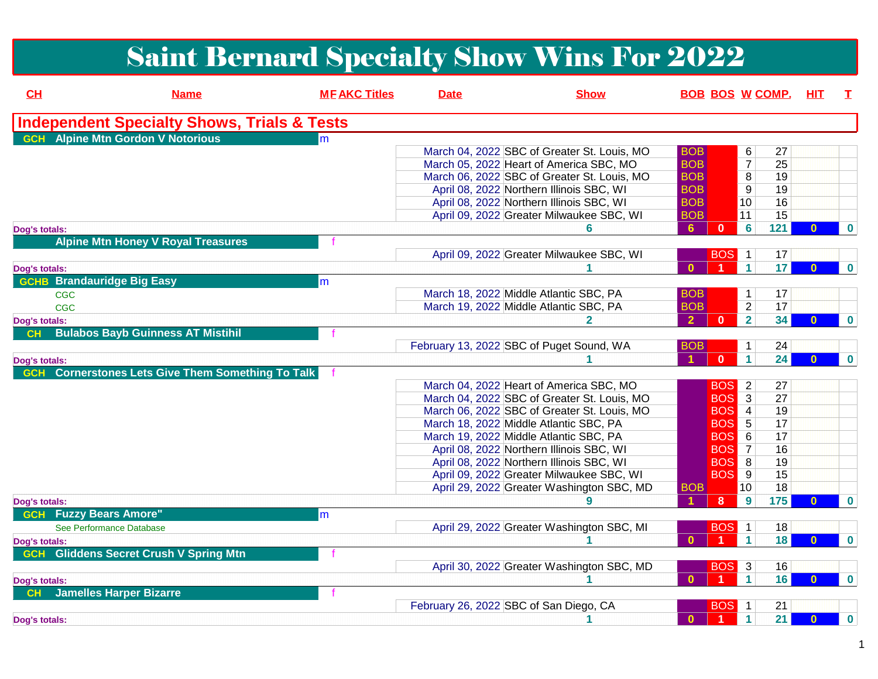# Saint Bernard Specialty Show Wins For 2022

| CH | Name | MF | AKC Titles | Date | Show | BOB | BOS | W | COMP. | HIT | T |
|---|---|---|---|---|---|---|---|---|---|---|---|
| **Independent Specialty Shows, Trials & Tests** | | | | | | | | | | | |
| GCH | Alpine Mtn Gordon V Notorious | m | | | | | | | | | |
| | | | | March 04, 2022 | SBC of Greater St. Louis, MO | BOB | | 6 | 27 | | |
| | | | | March 05, 2022 | Heart of America SBC, MO | BOB | | 7 | 25 | | |
| | | | | March 06, 2022 | SBC of Greater St. Louis, MO | BOB | | 8 | 19 | | |
| | | | | April 08, 2022 | Northern Illinois SBC, WI | BOB | | 9 | 19 | | |
| | | | | April 08, 2022 | Northern Illinois SBC, WI | BOB | | 10 | 16 | | |
| | | | | April 09, 2022 | Greater Milwaukee SBC, WI | BOB | | 11 | 15 | | |
| Dog's totals: | | | | | 6 | 6 | 0 | 6 | 121 | 0 | 0 |
| | Alpine Mtn Honey V Royal Treasures | f | | | | | | | | | |
| | | | | April 09, 2022 | Greater Milwaukee SBC, WI | | BOS | 1 | 17 | | |
| Dog's totals: | | | | | 1 | 0 | 1 | 1 | 17 | 0 | 0 |
| GCHB | Brandauridge Big Easy | m | | | | | | | | | |
| | CGC | | | March 18, 2022 | Middle Atlantic SBC, PA | BOB | | 1 | 17 | | |
| | CGC | | | March 19, 2022 | Middle Atlantic SBC, PA | BOB | | 2 | 17 | | |
| Dog's totals: | | | | | 2 | 2 | 0 | 2 | 34 | 0 | 0 |
| CH | Bulabos Bayb Guinness AT Mistihil | f | | | | | | | | | |
| | | | | February 13, 2022 | SBC of Puget Sound, WA | BOB | | 1 | 24 | | |
| Dog's totals: | | | | | 1 | 1 | 0 | 1 | 24 | 0 | 0 |
| GCH | Cornerstones Lets Give Them Something To Talk | f | | | | | | | | | |
| | | | | March 04, 2022 | Heart of America SBC, MO | | BOS | 2 | 27 | | |
| | | | | March 04, 2022 | SBC of Greater St. Louis, MO | | BOS | 3 | 27 | | |
| | | | | March 06, 2022 | SBC of Greater St. Louis, MO | | BOS | 4 | 19 | | |
| | | | | March 18, 2022 | Middle Atlantic SBC, PA | | BOS | 5 | 17 | | |
| | | | | March 19, 2022 | Middle Atlantic SBC, PA | | BOS | 6 | 17 | | |
| | | | | April 08, 2022 | Northern Illinois SBC, WI | | BOS | 7 | 16 | | |
| | | | | April 08, 2022 | Northern Illinois SBC, WI | | BOS | 8 | 19 | | |
| | | | | April 09, 2022 | Greater Milwaukee SBC, WI | | BOS | 9 | 15 | | |
| | | | | April 29, 2022 | Greater Washington SBC, MD | BOB | | 10 | 18 | | |
| Dog's totals: | | | | | 9 | 1 | 8 | 9 | 175 | 0 | 0 |
| GCH | Fuzzy Bears Amore" | m | | | | | | | | | |
| | See Performance Database | | | April 29, 2022 | Greater Washington SBC, MI | | BOS | 1 | 18 | | |
| Dog's totals: | | | | | 1 | 0 | 1 | 1 | 18 | 0 | 0 |
| GCH | Gliddens Secret Crush V Spring Mtn | f | | | | | | | | | |
| | | | | April 30, 2022 | Greater Washington SBC, MD | | BOS | 3 | 16 | | |
| Dog's totals: | | | | | 1 | 0 | 1 | 1 | 16 | 0 | 0 |
| CH | Jamelles Harper Bizarre | f | | | | | | | | | |
| | | | | February 26, 2022 | SBC of San Diego, CA | | BOS | 1 | 21 | | |
| Dog's totals: | | | | | 1 | 0 | 1 | 1 | 21 | 0 | 0 |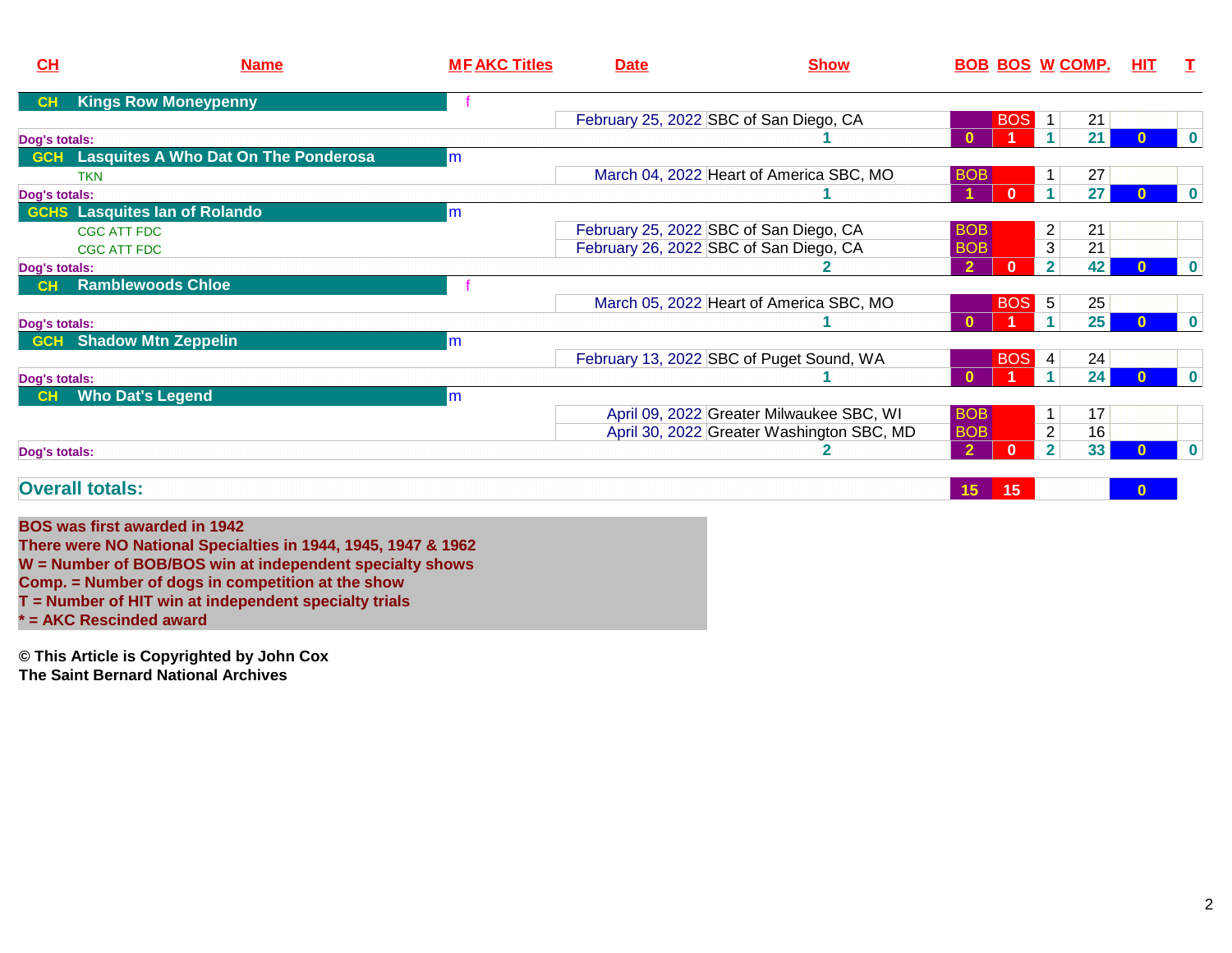| CH | Name | MF | AKC Titles | Date | Show | BOB | BOS | W | COMP. | HIT | T |
|---|---|---|---|---|---|---|---|---|---|---|---|
| CH | Kings Row Moneypenny | f | | | | | | | | | |
| | | | | February 25, 2022 | SBC of San Diego, CA | | BOS | 1 | 21 | | |
| Dog's totals: | | | | | 1 | 0 | 1 | 1 | 21 | 0 | 0 |
| GCH | Lasquites A Who Dat On The Ponderosa | m | | | | | | | | | |
| | TKN | | | March 04, 2022 | Heart of America SBC, MO | BOB | | 1 | 27 | | |
| Dog's totals: | | | | | 1 | 1 | 0 | 1 | 27 | 0 | 0 |
| GCHS | Lasquites Ian of Rolando | m | | | | | | | | | |
| | CGC ATT FDC | | | February 25, 2022 | SBC of San Diego, CA | BOB | | 2 | 21 | | |
| | CGC ATT FDC | | | February 26, 2022 | SBC of San Diego, CA | BOB | | 3 | 21 | | |
| Dog's totals: | | | | | 2 | 2 | 0 | 2 | 42 | 0 | 0 |
| CH | Ramblewoods Chloe | f | | | | | | | | | |
| | | | | March 05, 2022 | Heart of America SBC, MO | | BOS | 5 | 25 | | |
| Dog's totals: | | | | | 1 | 0 | 1 | 1 | 25 | 0 | 0 |
| GCH | Shadow Mtn Zeppelin | m | | | | | | | | | |
| | | | | February 13, 2022 | SBC of Puget Sound, WA | | BOS | 4 | 24 | | |
| Dog's totals: | | | | | 1 | 0 | 1 | 1 | 24 | 0 | 0 |
| CH | Who Dat's Legend | m | | | | | | | | | |
| | | | | April 09, 2022 | Greater Milwaukee SBC, WI | BOB | | 1 | 17 | | |
| | | | | April 30, 2022 | Greater Washington SBC, MD | BOB | | 2 | 16 | | |
| Dog's totals: | | | | | 2 | 2 | 0 | 2 | 33 | 0 | 0 |
| **Overall totals:** | | | | | | 15 | 15 | | | 0 | |

**BOS was first awarded in 1942**
**There were NO National Specialties in 1944, 1945, 1947 & 1962**
**W = Number of BOB/BOS win at independent specialty shows**
**Comp. = Number of dogs in competition at the show**
**T = Number of HIT win at independent specialty trials**
*** = AKC Rescinded award**

**© This Article is Copyrighted by John Cox**
**The Saint Bernard National Archives**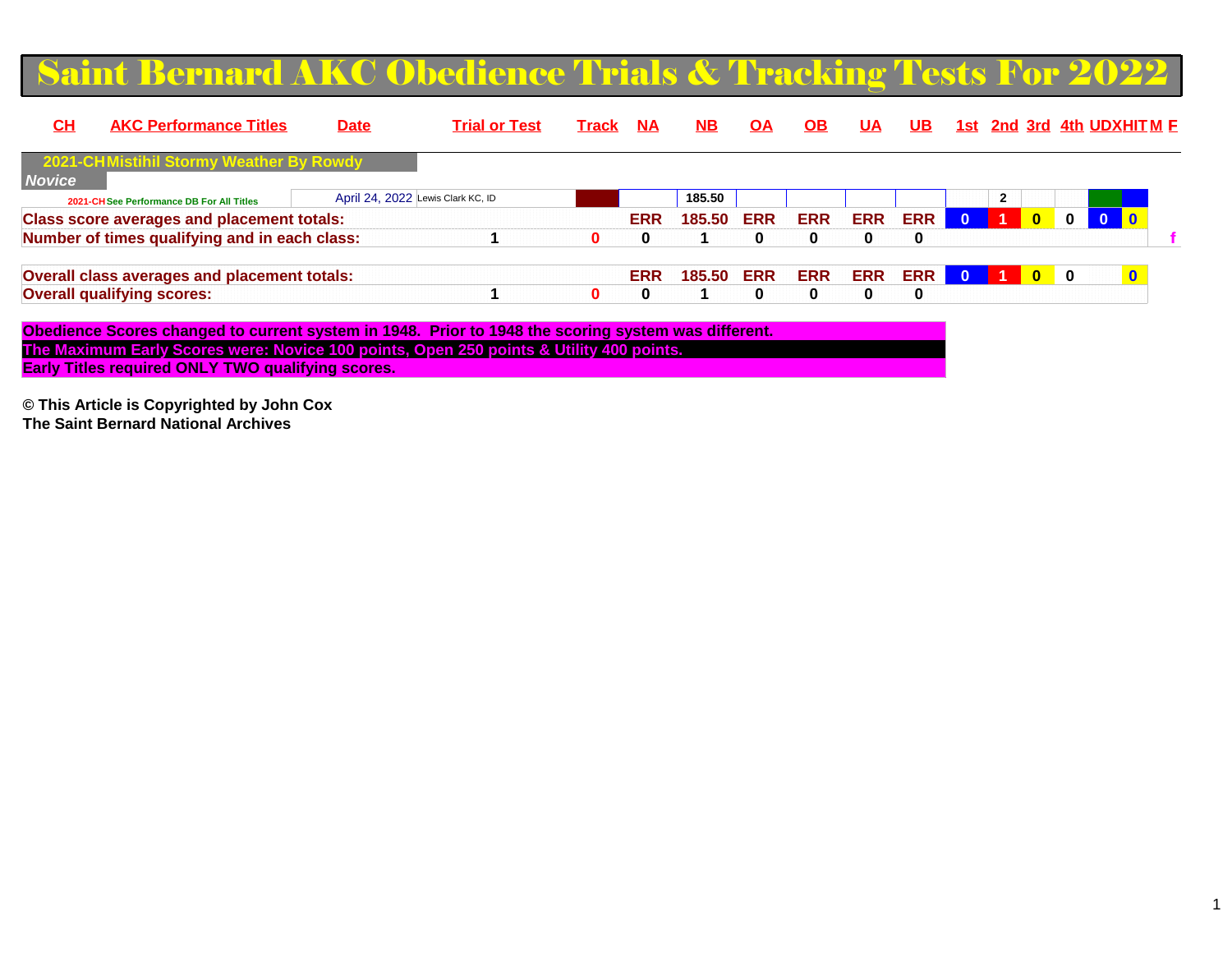# Saint Bernard AKC Obedience Trials & Tracking Tests For 2022

| CH | AKC Performance Titles | Date | Trial or Test | Track | NA | NB | OA | OB | UA | UB | 1st | 2nd | 3rd | 4th | UDX | HIT | M | F |
|---|---|---|---|---|---|---|---|---|---|---|---|---|---|---|---|---|---|---|
| 2021-CH | Mistihil Stormy Weather By Rowdy | | | | | | | | | | | | | | | | | |
| *Novice* | | | | | | | | | | | | | | | | | | |
| 2021-CH | See Performance DB For All Titles | April 24, 2022 | Lewis Clark KC, ID | | | 185.50 | | | | | | 2 | | | | | | |
| Class score averages and placement totals: | | | | | ERR | 185.50 | ERR | ERR | ERR | ERR | 0 | 1 | 0 | 0 | 0 | 0 | | |
| Number of times qualifying and in each class: | | | 1 | 0 | 0 | 1 | 0 | 0 | 0 | 0 | | | | | | | | f |
| Overall class averages and placement totals: | | | | | ERR | 185.50 | ERR | ERR | ERR | ERR | 0 | 1 | 0 | 0 | | 0 | | |
| Overall qualifying scores: | | | 1 | 0 | 0 | 1 | 0 | 0 | 0 | 0 | | | | | | | | |

**Obedience Scores changed to current system in 1948. Prior to 1948 the scoring system was different.**
**The Maximum Early Scores were: Novice 100 points, Open 250 points & Utility 400 points.**
**Early Titles required ONLY TWO qualifying scores.**

**© This Article is Copyrighted by John Cox**
**The Saint Bernard National Archives**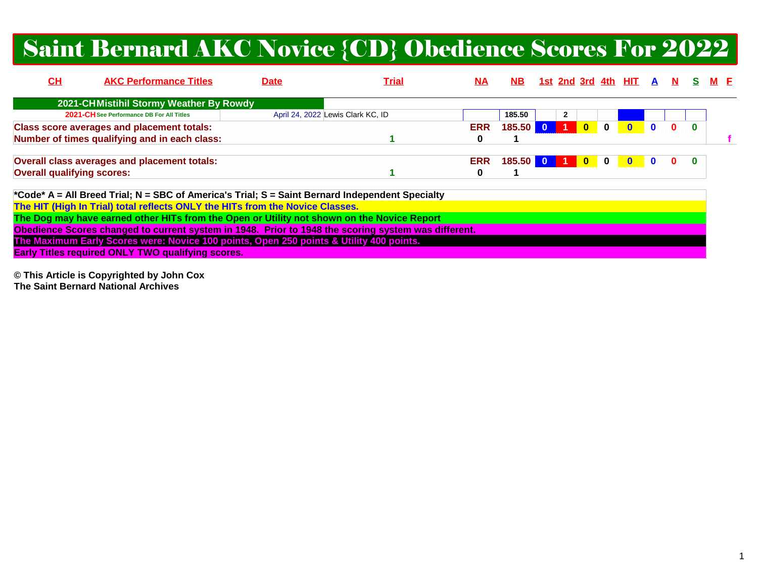# Saint Bernard AKC Novice {CD} Obedience Scores For 2022

| CH | AKC Performance Titles | Date | Trial | NA | NB | 1st | 2nd | 3rd | 4th | HIT | A | N | S | M | F |
|---|---|---|---|---|---|---|---|---|---|---|---|---|---|---|---|
| 2021-CH | Mistihil Stormy Weather By Rowdy | | | | | | | | | | | | | | |
| 2021-CH | See Performance DB For All Titles | April 24, 2022 | Lewis Clark KC, ID | | 185.50 | | 2 | | | | | | | | |
| Class score averages and placement totals: | | | | ERR | 185.50 | 0 | 1 | 0 | 0 | 0 | 0 | 0 | 0 | | |
| Number of times qualifying and in each class: | | | 1 | 0 | 1 | | | | | | | | | | f |
| Overall class averages and placement totals: | | | | ERR | 185.50 | 0 | 1 | 0 | 0 | 0 | 0 | 0 | 0 | | |
| Overall qualifying scores: | | | 1 | 0 | 1 | | | | | | | | | | |

**\*Code\* A = All Breed Trial; N = SBC of America's Trial; S = Saint Bernard Independent Specialty**

**The HIT (High In Trial) total reflects ONLY the HITs from the Novice Classes.**

**The Dog may have earned other HITs from the Open or Utility not shown on the Novice Report**

**Obedience Scores changed to current system in 1948. Prior to 1948 the scoring system was different.**

**The Maximum Early Scores were: Novice 100 points, Open 250 points & Utility 400 points.**

**Early Titles required ONLY TWO qualifying scores.**

**© This Article is Copyrighted by John Cox**
**The Saint Bernard National Archives**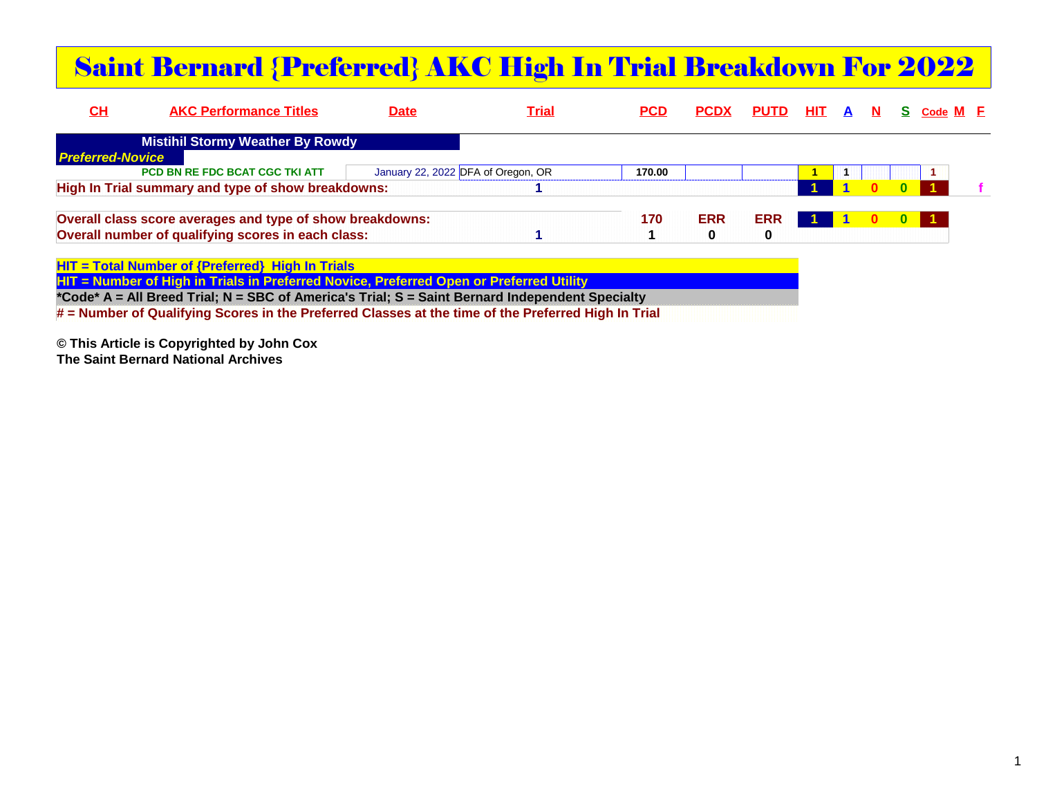# Saint Bernard {Preferred} AKC High In Trial Breakdown For 2022

| CH | AKC Performance Titles | Date | Trial | PCD | PCDX | PUTD | HIT | A | N | S | Code | M | F |
|---|---|---|---|---|---|---|---|---|---|---|---|---|---|
| **Mistihil Stormy Weather By Rowdy** | | | | | | | | | | | | | |
| *Preferred-Novice* | | | | | | | | | | | | | |
| | PCD BN RE FDC BCAT CGC TKI ATT | January 22, 2022 | DFA of Oregon, OR | 170.00 | | | 1 | 1 | | | 1 | | |
| High In Trial summary and type of show breakdowns: | | | 1 | | | | 1 | 1 | 0 | 0 | 1 | | f |
| Overall class score averages and type of show breakdowns: | | | | 170 | ERR | ERR | 1 | 1 | 0 | 0 | 1 | | |
| Overall number of qualifying scores in each class: | | | 1 | 1 | 0 | 0 | | | | | | | |

HIT = Total Number of {Preferred} High In Trials

HIT = Number of High in Trials in Preferred Novice, Preferred Open or Preferred Utility

*Code* A = All Breed Trial; N = SBC of America's Trial; S = Saint Bernard Independent Specialty

# = Number of Qualifying Scores in the Preferred Classes at the time of the Preferred High In Trial

**© This Article is Copyrighted by John Cox**
**The Saint Bernard National Archives**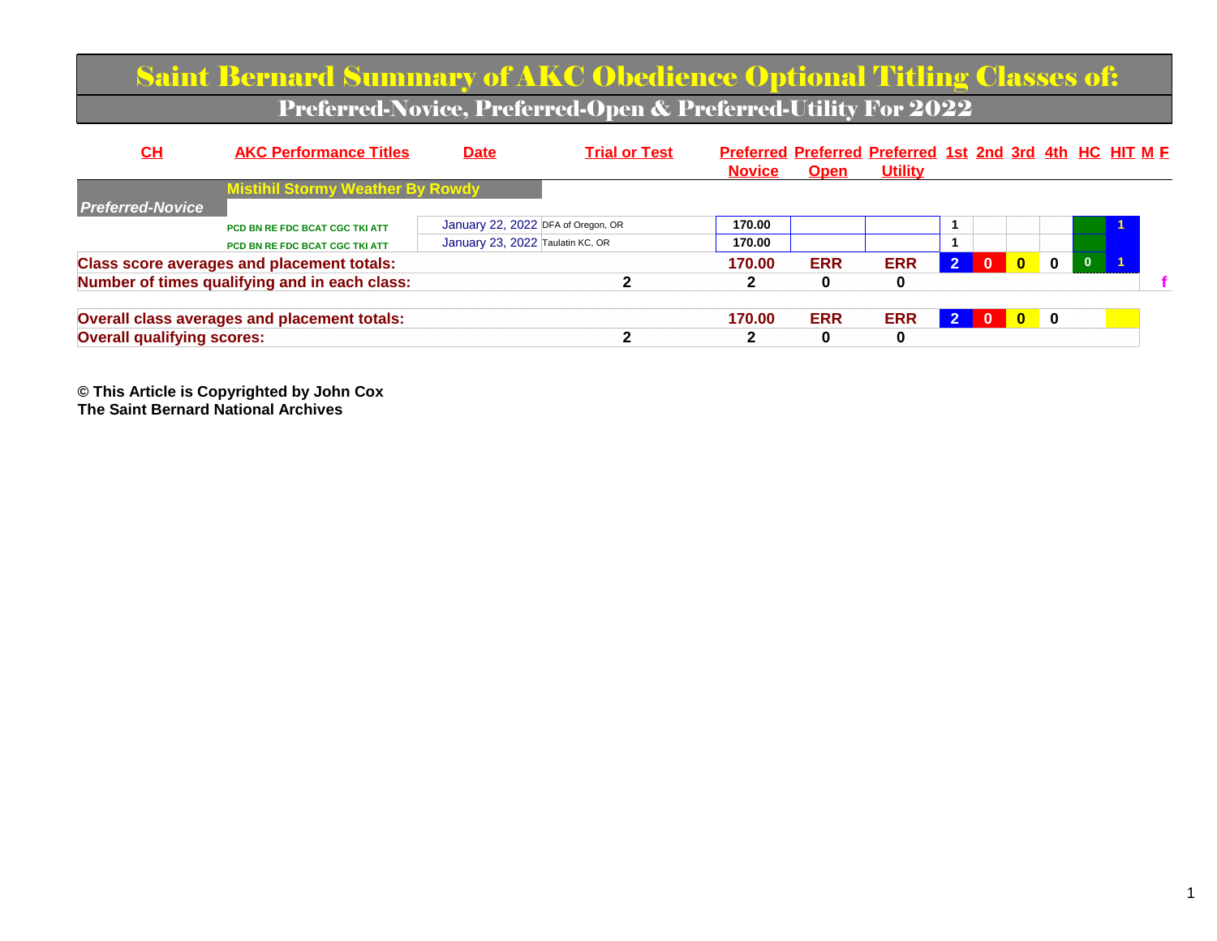# Saint Bernard Summary of AKC Obedience Optional Titling Classes of:

## Preferred-Novice, Preferred-Open & Preferred-Utility For 2022

| CH | AKC Performance Titles | Date | Trial or Test | Preferred Novice | Preferred Open | Preferred Utility | 1st | 2nd | 3rd | 4th | HC | HIT | M | F |
|---|---|---|---|---|---|---|---|---|---|---|---|---|---|---|
| | **Mistihil Stormy Weather By Rowdy** | | | | | | | | | | | | | |
| *Preferred-Novice* | | | | | | | | | | | | | | |
| | PCD BN RE FDC BCAT CGC TKI ATT | January 22, 2022 | DFA of Oregon, OR | 170.00 | | | 1 | | | | | 1 | | |
| | PCD BN RE FDC BCAT CGC TKI ATT | January 23, 2022 | Taulatin KC, OR | 170.00 | | | 1 | | | | | | | |
| **Class score averages and placement totals:** | | | | 170.00 | ERR | ERR | 2 | 0 | 0 | 0 | 0 | 1 | | |
| **Number of times qualifying and in each class:** | | | 2 | 2 | 0 | 0 | | | | | | | | f |
| | | | | | | | | | | | | | | |
| **Overall class averages and placement totals:** | | | | 170.00 | ERR | ERR | 2 | 0 | 0 | 0 | | | | |
| **Overall qualifying scores:** | | | 2 | 2 | 0 | 0 | | | | | | | | |

**© This Article is Copyrighted by John Cox**
**The Saint Bernard National Archives**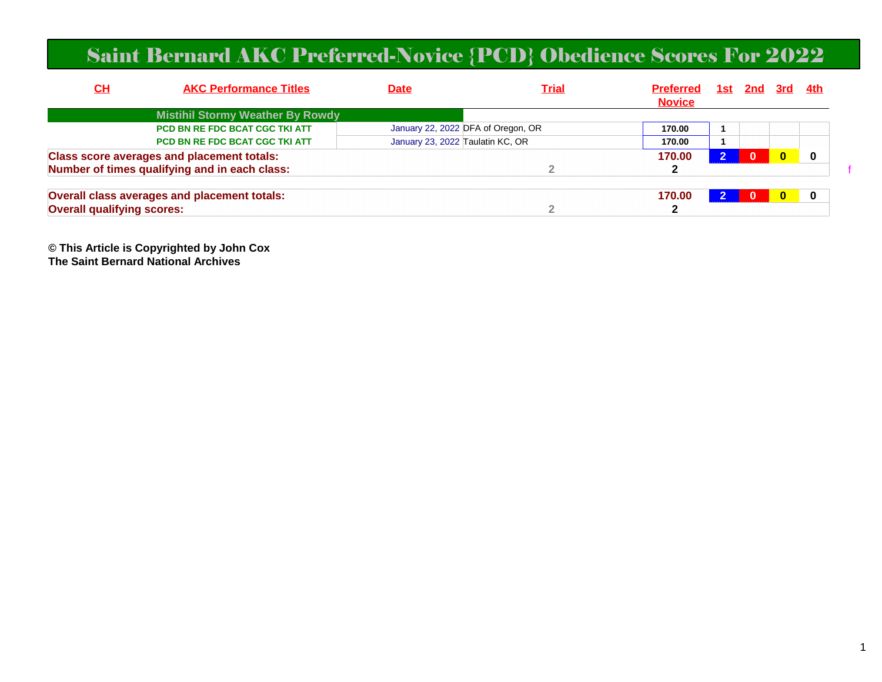# Saint Bernard AKC Preferred-Novice {PCD} Obedience Scores For 2022

| CH | AKC Performance Titles | Date | Trial | Preferred Novice | 1st | 2nd | 3rd | 4th |
|---|---|---|---|---|---|---|---|---|
| | **Mistihil Stormy Weather By Rowdy** | | | | | | | |
| | PCD BN RE FDC BCAT CGC TKI ATT | January 22, 2022 | DFA of Oregon, OR | 170.00 | 1 | | | |
| | PCD BN RE FDC BCAT CGC TKI ATT | January 23, 2022 | Taulatin KC, OR | 170.00 | 1 | | | |
| **Class score averages and placement totals:** | | | | **170.00** | **2** | **0** | **0** | **0** |
| **Number of times qualifying and in each class:** | | | 2 | **2** | | | | |
| **Overall class averages and placement totals:** | | | | **170.00** | **2** | **0** | **0** | **0** |
| **Overall qualifying scores:** | | | 2 | **2** | | | | |

f

**© This Article is Copyrighted by John Cox**
**The Saint Bernard National Archives**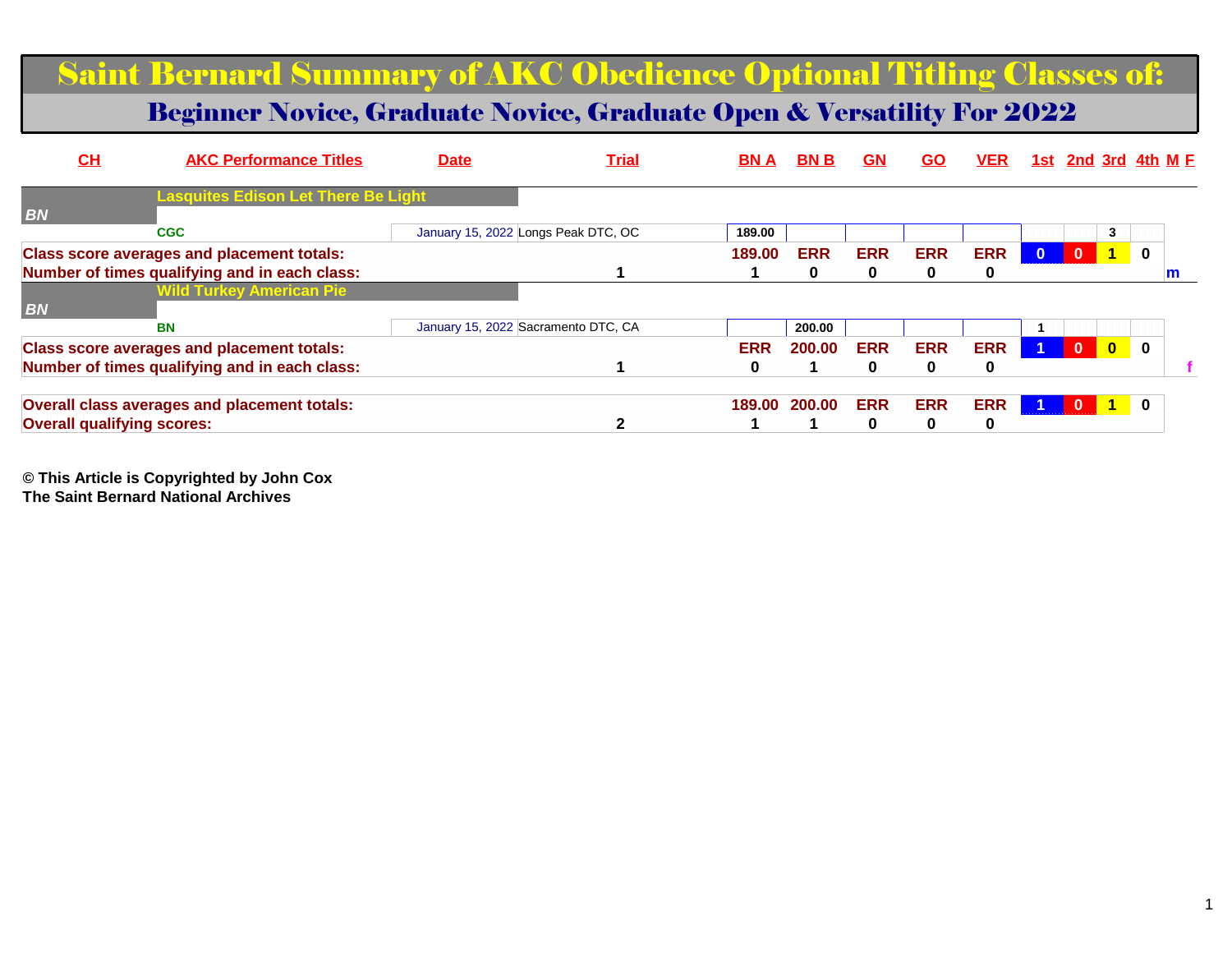# Saint Bernard Summary of AKC Obedience Optional Titling Classes of:

## Beginner Novice, Graduate Novice, Graduate Open & Versatility For 2022

| CH | AKC Performance Titles | Date | Trial | BN A | BN B | GN | GO | VER | 1st | 2nd | 3rd | 4th | M | F |
|---|---|---|---|---|---|---|---|---|---|---|---|---|---|---|
| | Lasquites Edison Let There Be Light | | | | | | | | | | | | | |
| BN | | | | | | | | | | | | | | |
| | CGC | January 15, 2022 | Longs Peak DTC, OC | 189.00 | | | | | | | 3 | | | |
| Class score averages and placement totals: | | | | 189.00 | ERR | ERR | ERR | ERR | 0 | 0 | 1 | 0 | | |
| Number of times qualifying and in each class: | | | 1 | 1 | 0 | 0 | 0 | 0 | | | | | m | |
| | Wild Turkey American Pie | | | | | | | | | | | | | |
| BN | | | | | | | | | | | | | | |
| | BN | January 15, 2022 | Sacramento DTC, CA | | 200.00 | | | | 1 | | | | | |
| Class score averages and placement totals: | | | | ERR | 200.00 | ERR | ERR | ERR | 1 | 0 | 0 | 0 | | |
| Number of times qualifying and in each class: | | | 1 | 0 | 1 | 0 | 0 | 0 | | | | | | f |
| Overall class averages and placement totals: | | | | 189.00 | 200.00 | ERR | ERR | ERR | 1 | 0 | 1 | 0 | | |
| Overall qualifying scores: | | | 2 | 1 | 1 | 0 | 0 | 0 | | | | | | |

**© This Article is Copyrighted by John Cox**
**The Saint Bernard National Archives**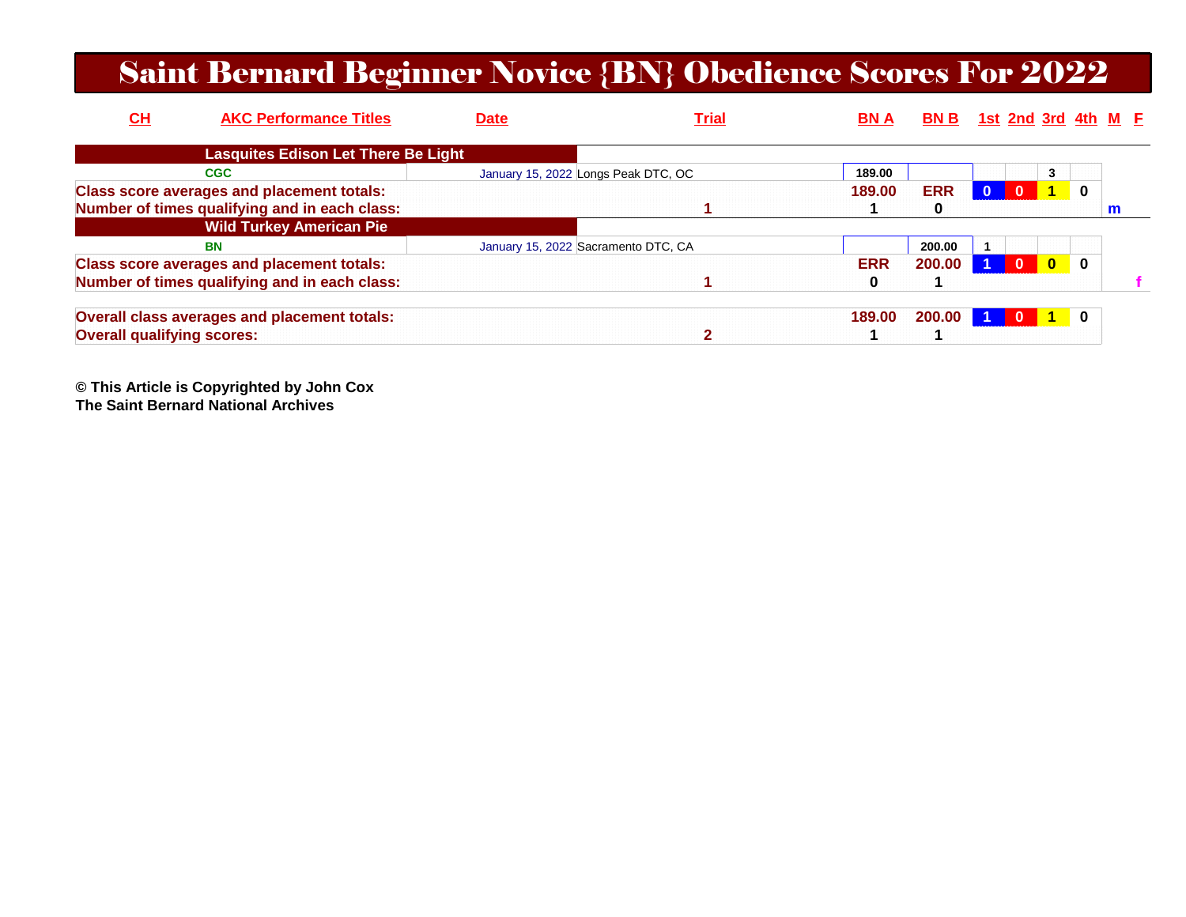# Saint Bernard Beginner Novice {BN} Obedience Scores For 2022

| CH | AKC Performance Titles | Date | Trial | BN A | BN B | 1st | 2nd | 3rd | 4th | M | F |
|---|---|---|---|---|---|---|---|---|---|---|---|
| **Lasquites Edison Let There Be Light** | | | | | | | | | | | |
| | CGC | January 15, 2022 | Longs Peak DTC, OC | 189.00 | | | | 3 | | | |
| **Class score averages and placement totals:** | | | | 189.00 | ERR | 0 | 0 | 1 | 0 | | |
| **Number of times qualifying and in each class:** | | | 1 | 1 | 0 | | | | | m | |
| **Wild Turkey American Pie** | | | | | | | | | | | |
| | BN | January 15, 2022 | Sacramento DTC, CA | | 200.00 | 1 | | | | | |
| **Class score averages and placement totals:** | | | | ERR | 200.00 | 1 | 0 | 0 | 0 | | |
| **Number of times qualifying and in each class:** | | | 1 | 0 | 1 | | | | | | f |
| **Overall class averages and placement totals:** | | | | 189.00 | 200.00 | 1 | 0 | 1 | 0 | | |
| **Overall qualifying scores:** | | | 2 | 1 | 1 | | | | | | |

**© This Article is Copyrighted by John Cox**
**The Saint Bernard National Archives**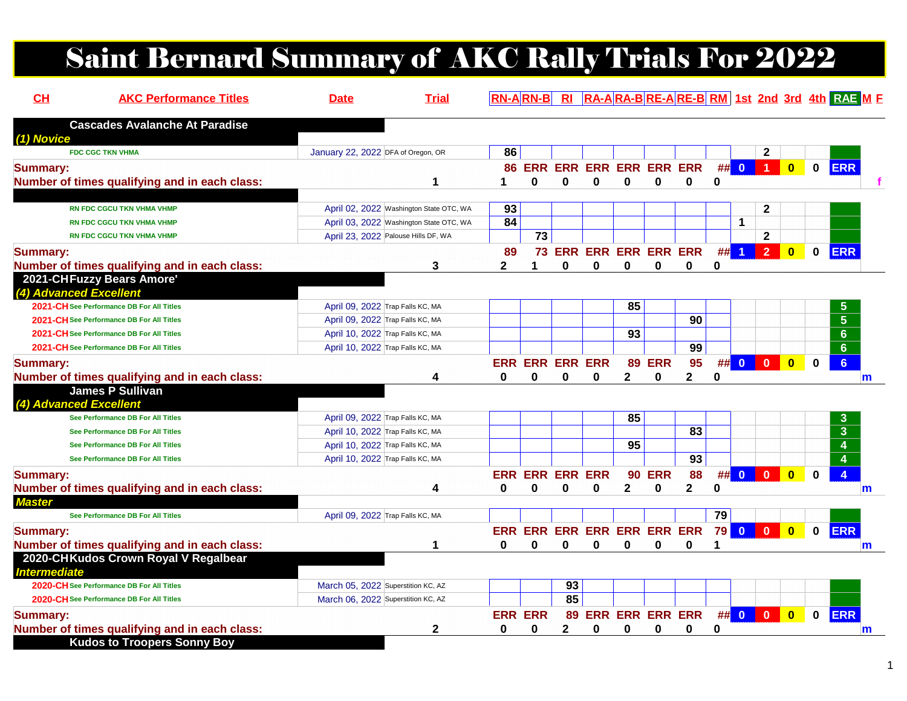# Saint Bernard Summary of AKC Rally Trials For 2022

| CH | AKC Performance Titles | Date | Trial | RN-A | RN-B | RI | RA-A | RA-B | RE-A | RE-B | RM | 1st | 2nd | 3rd | 4th | RAE | M | F |
|---|---|---|---|---|---|---|---|---|---|---|---|---|---|---|---|---|---|---|
| | **Cascades Avalanche At Paradise** | | | | | | | | | | | | | | | | | |
| | *(1) Novice* | | | | | | | | | | | | | | | | | |
| | FDC CGC TKN VHMA | January 22, 2022 | DFA of Oregon, OR | 86 | | | | | | | | | 2 | | | | | |
| **Summary:** | | | | 86 | ERR | ERR | ERR | ERR | ERR | ERR | ## | 0 | 1 | 0 | 0 | ERR | | |
| **Number of times qualifying and in each class:** | | | 1 | 1 | 0 | 0 | 0 | 0 | 0 | 0 | 0 | | | | | | | f |
| | RN FDC CGCU TKN VHMA VHMP | April 02, 2022 | Washington State OTC, WA | 93 | | | | | | | | | 2 | | | | | |
| | RN FDC CGCU TKN VHMA VHMP | April 03, 2022 | Washington State OTC, WA | 84 | | | | | | | | 1 | | | | | | |
| | RN FDC CGCU TKN VHMA VHMP | April 23, 2022 | Palouse Hills DF, WA | | 73 | | | | | | | | 2 | | | | | |
| **Summary:** | | | | 89 | 73 | ERR | ERR | ERR | ERR | ERR | ## | 1 | 2 | 0 | 0 | ERR | | |
| **Number of times qualifying and in each class:** | | | 3 | 2 | 1 | 0 | 0 | 0 | 0 | 0 | 0 | | | | | | | |
| 2021-CH | **Fuzzy Bears Amore'** | | | | | | | | | | | | | | | | | |
| | *(4) Advanced Excellent* | | | | | | | | | | | | | | | | | |
| 2021-CH | See Performance DB For All Titles | April 09, 2022 | Trap Falls KC, MA | | | | | 85 | | | | | | | | 5 | | |
| 2021-CH | See Performance DB For All Titles | April 09, 2022 | Trap Falls KC, MA | | | | | | | 90 | | | | | | 5 | | |
| 2021-CH | See Performance DB For All Titles | April 10, 2022 | Trap Falls KC, MA | | | | | 93 | | | | | | | | 6 | | |
| 2021-CH | See Performance DB For All Titles | April 10, 2022 | Trap Falls KC, MA | | | | | | | 99 | | | | | | 6 | | |
| **Summary:** | | | | ERR | ERR | ERR | ERR | 89 | ERR | 95 | ## | 0 | 0 | 0 | 0 | 6 | | |
| **Number of times qualifying and in each class:** | | | 4 | 0 | 0 | 0 | 0 | 2 | 0 | 2 | 0 | | | | | | m | |
| | **James P Sullivan** | | | | | | | | | | | | | | | | | |
| | *(4) Advanced Excellent* | | | | | | | | | | | | | | | | | |
| | See Performance DB For All Titles | April 09, 2022 | Trap Falls KC, MA | | | | | 85 | | | | | | | | 3 | | |
| | See Performance DB For All Titles | April 10, 2022 | Trap Falls KC, MA | | | | | | | 83 | | | | | | 3 | | |
| | See Performance DB For All Titles | April 10, 2022 | Trap Falls KC, MA | | | | | 95 | | | | | | | | 4 | | |
| | See Performance DB For All Titles | April 10, 2022 | Trap Falls KC, MA | | | | | | | 93 | | | | | | 4 | | |
| **Summary:** | | | | ERR | ERR | ERR | ERR | 90 | ERR | 88 | ## | 0 | 0 | 0 | 0 | 4 | | |
| **Number of times qualifying and in each class:** | | | 4 | 0 | 0 | 0 | 0 | 2 | 0 | 2 | 0 | | | | | | m | |
| | *Master* | | | | | | | | | | | | | | | | | |
| | See Performance DB For All Titles | April 09, 2022 | Trap Falls KC, MA | | | | | | | | 79 | | | | | | | |
| **Summary:** | | | | ERR | ERR | ERR | ERR | ERR | ERR | ERR | 79 | 0 | 0 | 0 | 0 | ERR | | |
| **Number of times qualifying and in each class:** | | | 1 | 0 | 0 | 0 | 0 | 0 | 0 | 0 | 1 | | | | | | m | |
| 2020-CH | **Kudos Crown Royal V Regalbear** | | | | | | | | | | | | | | | | | |
| | *Intermediate* | | | | | | | | | | | | | | | | | |
| 2020-CH | See Performance DB For All Titles | March 05, 2022 | Superstition KC, AZ | | | 93 | | | | | | | | | | | | |
| 2020-CH | See Performance DB For All Titles | March 06, 2022 | Superstition KC, AZ | | | 85 | | | | | | | | | | | | |
| **Summary:** | | | | ERR | ERR | 89 | ERR | ERR | ERR | ERR | ## | 0 | 0 | 0 | 0 | ERR | | |
| **Number of times qualifying and in each class:** | | | 2 | 0 | 0 | 2 | 0 | 0 | 0 | 0 | 0 | | | | | | m | |
| | **Kudos to Troopers Sonny Boy** | | | | | | | | | | | | | | | | | |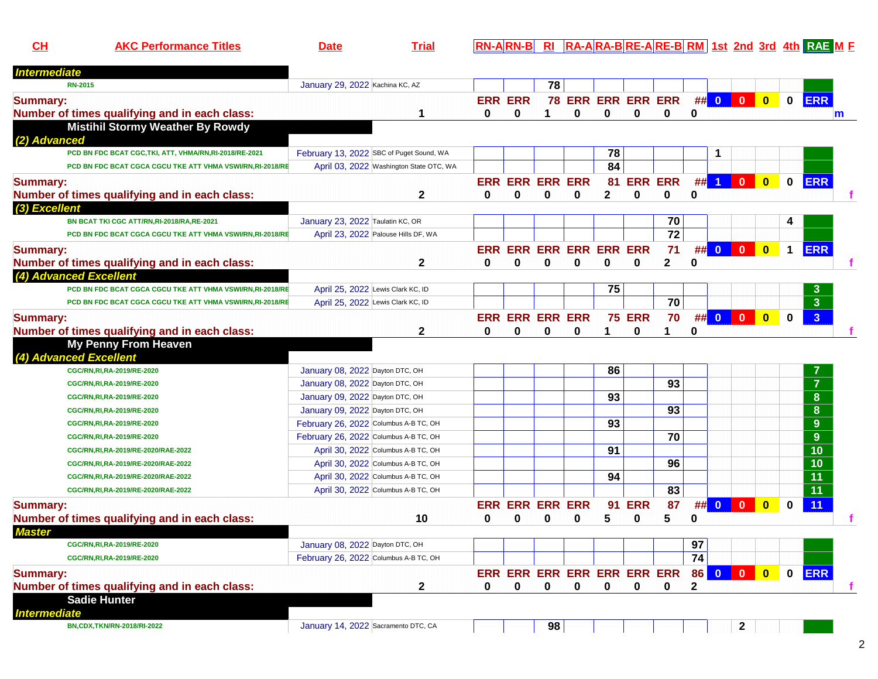| CH | AKC Performance Titles | Date | Trial | RN-A | RN-B | RI | RA-A | RA-B | RE-A | RE-B | RM | 1st | 2nd | 3rd | 4th | RAE | M | F |
|---|---|---|---|---|---|---|---|---|---|---|---|---|---|---|---|---|---|---|
| ***Intermediate*** | | | | | | | | | | | | | | | | | | |
| | RN-2015 | January 29, 2022 | Kachina KC, AZ | | | 78 | | | | | | | | | | | | |
| **Summary:** | | | | ERR | ERR | 78 | ERR | ERR | ERR | ERR | ## | 0 | 0 | 0 | 0 | ERR | | |
| **Number of times qualifying and in each class:** | | | 1 | 0 | 0 | 1 | 0 | 0 | 0 | 0 | 0 | | | | | | m | |
| | **Mistihil Stormy Weather By Rowdy** | | | | | | | | | | | | | | | | | |
| ***(2) Advanced*** | | | | | | | | | | | | | | | | | | |
| | PCD BN FDC BCAT CGC,TKI, ATT, VHMA/RN,RI-2018/RE-2021 | February 13, 2022 | SBC of Puget Sound, WA | | | | | 78 | | | | 1 | | | | | | |
| | PCD BN FDC BCAT CGCA CGCU TKE ATT VHMA VSWI/RN,RI-2018/RE | April 03, 2022 | Washington State OTC, WA | | | | | 84 | | | | | | | | | | |
| **Summary:** | | | | ERR | ERR | ERR | ERR | 81 | ERR | ERR | ## | 1 | 0 | 0 | 0 | ERR | | |
| **Number of times qualifying and in each class:** | | | 2 | 0 | 0 | 0 | 0 | 2 | 0 | 0 | 0 | | | | | | | f |
| ***(3) Excellent*** | | | | | | | | | | | | | | | | | | |
| | BN BCAT TKI CGC ATT/RN,RI-2018/RA,RE-2021 | January 23, 2022 | Taulatin KC, OR | | | | | | | 70 | | | | | 4 | | | |
| | PCD BN FDC BCAT CGCA CGCU TKE ATT VHMA VSWI/RN,RI-2018/RE | April 23, 2022 | Palouse Hills DF, WA | | | | | | | 72 | | | | | | | | |
| **Summary:** | | | | ERR | ERR | ERR | ERR | ERR | ERR | 71 | ## | 0 | 0 | 0 | 1 | ERR | | |
| **Number of times qualifying and in each class:** | | | 2 | 0 | 0 | 0 | 0 | 0 | 0 | 2 | 0 | | | | | | | f |
| ***(4) Advanced Excellent*** | | | | | | | | | | | | | | | | | | |
| | PCD BN FDC BCAT CGCA CGCU TKE ATT VHMA VSWI/RN,RI-2018/RE | April 25, 2022 | Lewis Clark KC, ID | | | | | 75 | | | | | | | | 3 | | |
| | PCD BN FDC BCAT CGCA CGCU TKE ATT VHMA VSWI/RN,RI-2018/RE | April 25, 2022 | Lewis Clark KC, ID | | | | | | | 70 | | | | | | 3 | | |
| **Summary:** | | | | ERR | ERR | ERR | ERR | 75 | ERR | 70 | ## | 0 | 0 | 0 | 0 | 3 | | |
| **Number of times qualifying and in each class:** | | | 2 | 0 | 0 | 0 | 0 | 1 | 0 | 1 | 0 | | | | | | | f |
| | **My Penny From Heaven** | | | | | | | | | | | | | | | | | |
| ***(4) Advanced Excellent*** | | | | | | | | | | | | | | | | | | |
| | CGC/RN,RI,RA-2019/RE-2020 | January 08, 2022 | Dayton DTC, OH | | | | | 86 | | | | | | | | 7 | | |
| | CGC/RN,RI,RA-2019/RE-2020 | January 08, 2022 | Dayton DTC, OH | | | | | | | 93 | | | | | | 7 | | |
| | CGC/RN,RI,RA-2019/RE-2020 | January 09, 2022 | Dayton DTC, OH | | | | | 93 | | | | | | | | 8 | | |
| | CGC/RN,RI,RA-2019/RE-2020 | January 09, 2022 | Dayton DTC, OH | | | | | | | 93 | | | | | | 8 | | |
| | CGC/RN,RI,RA-2019/RE-2020 | February 26, 2022 | Columbus A-B TC, OH | | | | | 93 | | | | | | | | 9 | | |
| | CGC/RN,RI,RA-2019/RE-2020 | February 26, 2022 | Columbus A-B TC, OH | | | | | | | 70 | | | | | | 9 | | |
| | CGC/RN,RI,RA-2019/RE-2020/RAE-2022 | April 30, 2022 | Columbus A-B TC, OH | | | | | 91 | | | | | | | | 10 | | |
| | CGC/RN,RI,RA-2019/RE-2020/RAE-2022 | April 30, 2022 | Columbus A-B TC, OH | | | | | | | 96 | | | | | | 10 | | |
| | CGC/RN,RI,RA-2019/RE-2020/RAE-2022 | April 30, 2022 | Columbus A-B TC, OH | | | | | 94 | | | | | | | | 11 | | |
| | CGC/RN,RI,RA-2019/RE-2020/RAE-2022 | April 30, 2022 | Columbus A-B TC, OH | | | | | | | 83 | | | | | | 11 | | |
| **Summary:** | | | | ERR | ERR | ERR | ERR | 91 | ERR | 87 | ## | 0 | 0 | 0 | 0 | 11 | | |
| **Number of times qualifying and in each class:** | | | 10 | 0 | 0 | 0 | 0 | 5 | 0 | 5 | 0 | | | | | | | f |
| ***Master*** | | | | | | | | | | | | | | | | | | |
| | CGC/RN,RI,RA-2019/RE-2020 | January 08, 2022 | Dayton DTC, OH | | | | | | | | 97 | | | | | | | |
| | CGC/RN,RI,RA-2019/RE-2020 | February 26, 2022 | Columbus A-B TC, OH | | | | | | | | 74 | | | | | | | |
| **Summary:** | | | | ERR | ERR | ERR | ERR | ERR | ERR | ERR | 86 | 0 | 0 | 0 | 0 | ERR | | |
| **Number of times qualifying and in each class:** | | | 2 | 0 | 0 | 0 | 0 | 0 | 0 | 0 | 2 | | | | | | | f |
| | **Sadie Hunter** | | | | | | | | | | | | | | | | | |
| ***Intermediate*** | | | | | | | | | | | | | | | | | | |
| | BN,CDX,TKN/RN-2018/RI-2022 | January 14, 2022 | Sacramento DTC, CA | | | 98 | | | | | | | 2 | | | | | |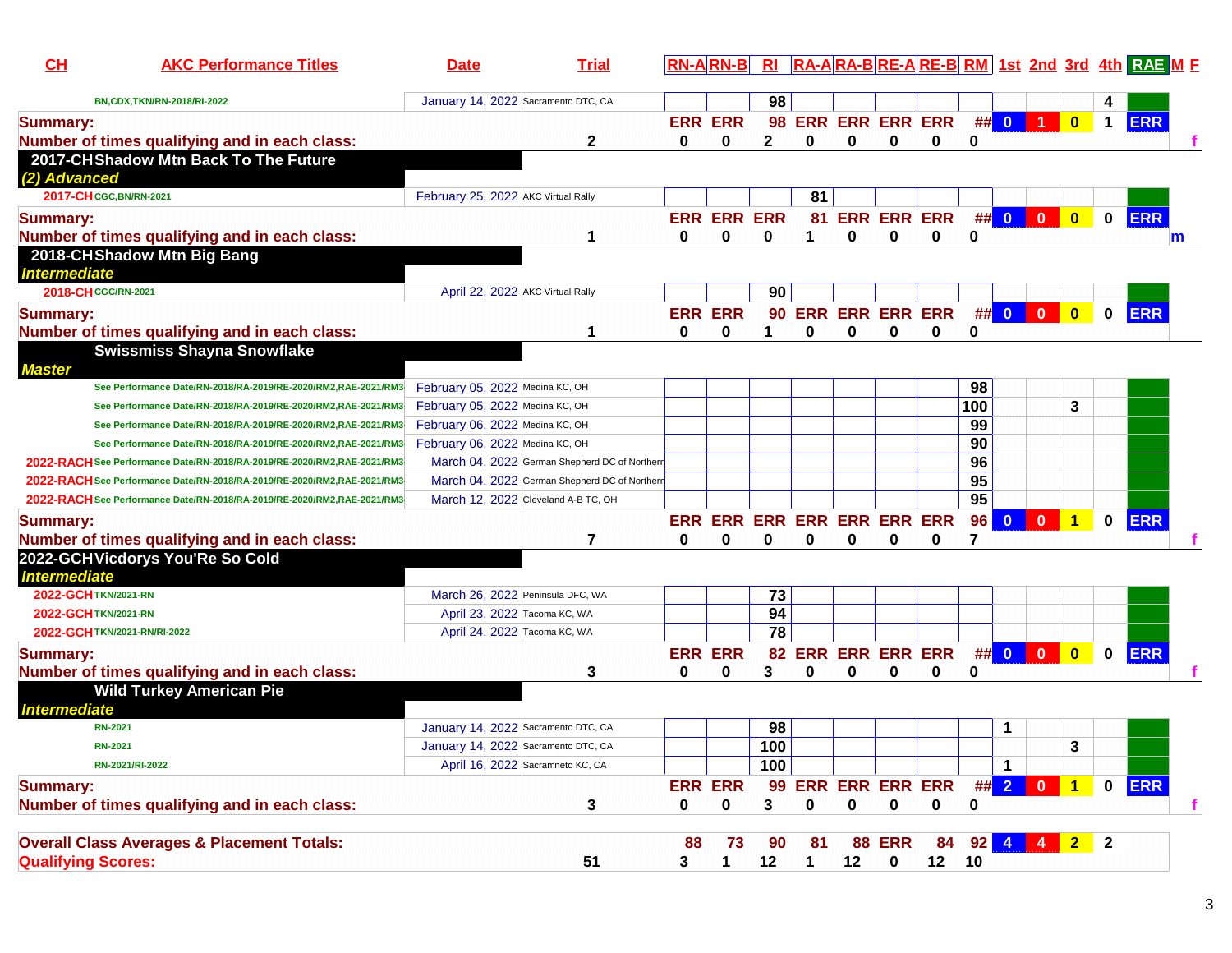| CH | AKC Performance Titles | Date | Trial | RN-A | RN-B | RI | RA-A | RA-B | RE-A | RE-B | RM | 1st | 2nd | 3rd | 4th | RAE | M | F |
|---|---|---|---|---|---|---|---|---|---|---|---|---|---|---|---|---|---|---|
| | BN,CDX,TKN/RN-2018/RI-2022 | January 14, 2022 | Sacramento DTC, CA | | | 98 | | | | | | | | | 4 | | | |
| Summary: | | | | ERR | ERR | 98 | ERR | ERR | ERR | ERR | ## | 0 | 1 | 0 | 1 | ERR | | |
| Number of times qualifying and in each class: | | | 2 | 0 | 0 | 2 | 0 | 0 | 0 | 0 | 0 | | | | | | | f |
| 2017-CH | Shadow Mtn Back To The Future | | | | | | | | | | | | | | | | | |
| (2) Advanced | | | | | | | | | | | | | | | | | | |
| 2017-CH | CGC,BN/RN-2021 | February 25, 2022 | AKC Virtual Rally | | | | 81 | | | | | | | | | | | |
| Summary: | | | | ERR | ERR | ERR | 81 | ERR | ERR | ERR | ## | 0 | 0 | 0 | 0 | ERR | | |
| Number of times qualifying and in each class: | | | 1 | 0 | 0 | 0 | 1 | 0 | 0 | 0 | 0 | | | | | | m | |
| 2018-CH | Shadow Mtn Big Bang | | | | | | | | | | | | | | | | | |
| Intermediate | | | | | | | | | | | | | | | | | | |
| 2018-CH | CGC/RN-2021 | April 22, 2022 | AKC Virtual Rally | | | 90 | | | | | | | | | | | | |
| Summary: | | | | ERR | ERR | 90 | ERR | ERR | ERR | ERR | ## | 0 | 0 | 0 | 0 | ERR | | |
| Number of times qualifying and in each class: | | | 1 | 0 | 0 | 1 | 0 | 0 | 0 | 0 | 0 | | | | | | | |
| | Swissmiss Shayna Snowflake | | | | | | | | | | | | | | | | | |
| Master | | | | | | | | | | | | | | | | | | |
| | See Performance Date/RN-2018/RA-2019/RE-2020/RM2,RAE-2021/RM3 | February 05, 2022 | Medina KC, OH | | | | | | | | 98 | | | | | | | |
| | See Performance Date/RN-2018/RA-2019/RE-2020/RM2,RAE-2021/RM3 | February 05, 2022 | Medina KC, OH | | | | | | | | 100 | | | 3 | | | | |
| | See Performance Date/RN-2018/RA-2019/RE-2020/RM2,RAE-2021/RM3 | February 06, 2022 | Medina KC, OH | | | | | | | | 99 | | | | | | | |
| | See Performance Date/RN-2018/RA-2019/RE-2020/RM2,RAE-2021/RM3 | February 06, 2022 | Medina KC, OH | | | | | | | | 90 | | | | | | | |
| 2022-RACH | See Performance Date/RN-2018/RA-2019/RE-2020/RM2,RAE-2021/RM3 | March 04, 2022 | German Shepherd DC of Northern | | | | | | | | 96 | | | | | | | |
| 2022-RACH | See Performance Date/RN-2018/RA-2019/RE-2020/RM2,RAE-2021/RM3 | March 04, 2022 | German Shepherd DC of Northern | | | | | | | | 95 | | | | | | | |
| 2022-RACH | See Performance Date/RN-2018/RA-2019/RE-2020/RM2,RAE-2021/RM3 | March 12, 2022 | Cleveland A-B TC, OH | | | | | | | | 95 | | | | | | | |
| Summary: | | | | ERR | ERR | ERR | ERR | ERR | ERR | ERR | 96 | 0 | 0 | 1 | 0 | ERR | | |
| Number of times qualifying and in each class: | | | 7 | 0 | 0 | 0 | 0 | 0 | 0 | 0 | 7 | | | | | | | f |
| 2022-GCH | Vicdorys You'Re So Cold | | | | | | | | | | | | | | | | | |
| Intermediate | | | | | | | | | | | | | | | | | | |
| 2022-GCH | TKN/2021-RN | March 26, 2022 | Peninsula DFC, WA | | | 73 | | | | | | | | | | | | |
| 2022-GCH | TKN/2021-RN | April 23, 2022 | Tacoma KC, WA | | | 94 | | | | | | | | | | | | |
| 2022-GCH | TKN/2021-RN/RI-2022 | April 24, 2022 | Tacoma KC, WA | | | 78 | | | | | | | | | | | | |
| Summary: | | | | ERR | ERR | 82 | ERR | ERR | ERR | ERR | ## | 0 | 0 | 0 | 0 | ERR | | |
| Number of times qualifying and in each class: | | | 3 | 0 | 0 | 3 | 0 | 0 | 0 | 0 | 0 | | | | | | | f |
| | Wild Turkey American Pie | | | | | | | | | | | | | | | | | |
| Intermediate | | | | | | | | | | | | | | | | | | |
| | RN-2021 | January 14, 2022 | Sacramento DTC, CA | | | 98 | | | | | | 1 | | | | | | |
| | RN-2021 | January 14, 2022 | Sacramento DTC, CA | | | 100 | | | | | | | | 3 | | | | |
| | RN-2021/RI-2022 | April 16, 2022 | Sacramneto KC, CA | | | 100 | | | | | | 1 | | | | | | |
| Summary: | | | | ERR | ERR | 99 | ERR | ERR | ERR | ERR | ## | 2 | 0 | 1 | 0 | ERR | | |
| Number of times qualifying and in each class: | | | 3 | 0 | 0 | 3 | 0 | 0 | 0 | 0 | 0 | | | | | | | f |
| Overall Class Averages & Placement Totals: | | | | 88 | 73 | 90 | 81 | 88 | ERR | 84 | 92 | 4 | 4 | 2 | 2 | | | |
| Qualifying Scores: | | | 51 | 3 | 1 | 12 | 1 | 12 | 0 | 12 | 10 | | | | | | | |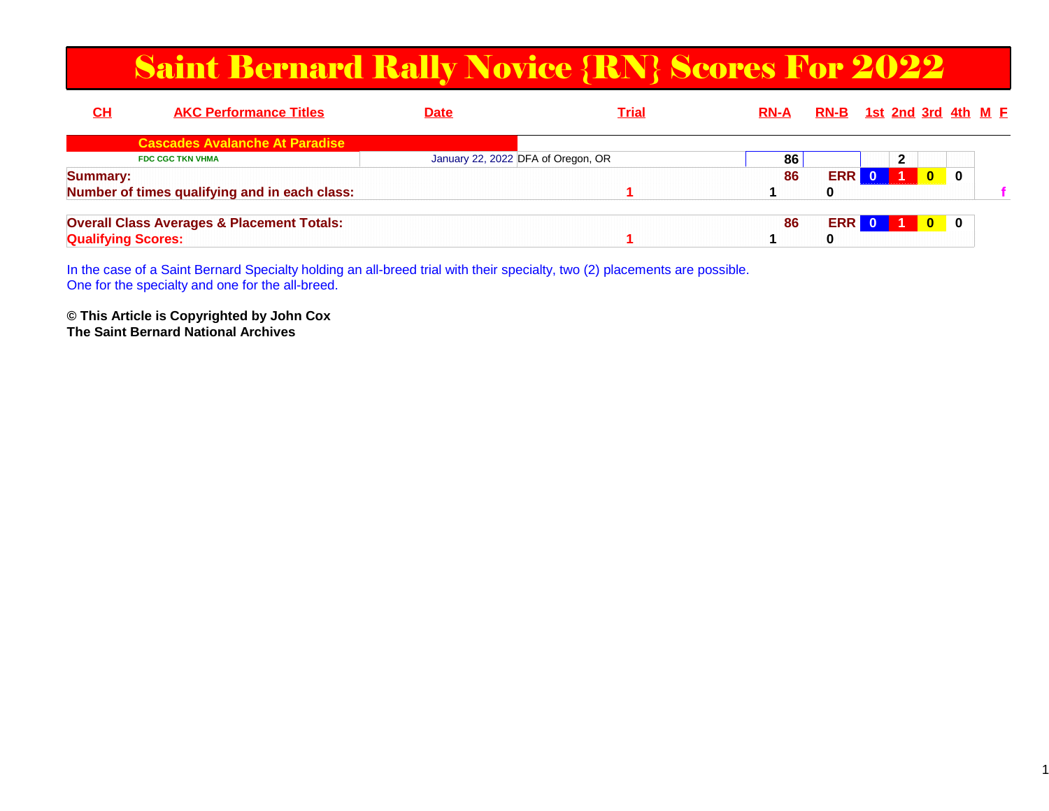# Saint Bernard Rally Novice {RN} Scores For 2022

| CH | AKC Performance Titles | Date | Trial | RN-A | RN-B | 1st | 2nd | 3rd | 4th | M | F |
|---|---|---|---|---|---|---|---|---|---|---|---|
| **Cascades Avalanche At Paradise** | | | | | | | | | | | |
| | FDC CGC TKN VHMA | January 22, 2022 | DFA of Oregon, OR | 86 | | | 2 | | | | |
| **Summary:** | | | | 86 | ERR | 0 | 1 | 0 | 0 | | |
| **Number of times qualifying and in each class:** | | | 1 | 1 | 0 | | | | | | f |

| | | | | | | | |
|---|---|---|---|---|---|---|---|
| **Overall Class Averages & Placement Totals:** | | 86 | ERR | 0 | 1 | 0 | 0 |
| **Qualifying Scores:** | 1 | 1 | 0 | | | | |

In the case of a Saint Bernard Specialty holding an all-breed trial with their specialty, two (2) placements are possible.
One for the specialty and one for the all-breed.

**© This Article is Copyrighted by John Cox**
**The Saint Bernard National Archives**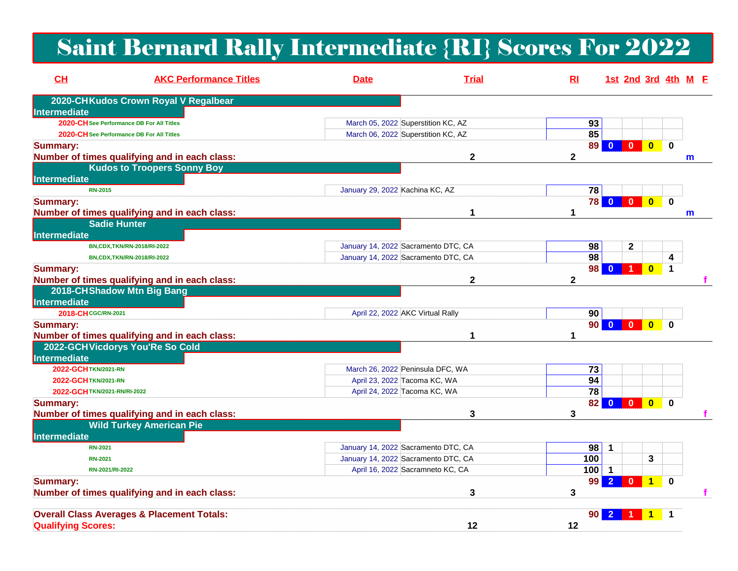# Saint Bernard Rally Intermediate {RI} Scores For 2022

| CH | AKC Performance Titles | Date | Trial | RI | 1st | 2nd | 3rd | 4th | M | F |
|---|---|---|---|---|---|---|---|---|---|---|
| 2020-CH | **Kudos Crown Royal V Regalbear** | | | | | | | | | |
| Intermediate | | | | | | | | | | |
| 2020-CH | See Performance DB For All Titles | March 05, 2022 | Superstition KC, AZ | 93 | | | | | | |
| 2020-CH | See Performance DB For All Titles | March 06, 2022 | Superstition KC, AZ | 85 | | | | | | |
| **Summary:** | | | | 89 | 0 | 0 | 0 | 0 | | |
| **Number of times qualifying and in each class:** | | | 2 | 2 | | | | | m | |
| | **Kudos to Troopers Sonny Boy** | | | | | | | | | |
| Intermediate | | | | | | | | | | |
| | RN-2015 | January 29, 2022 | Kachina KC, AZ | 78 | | | | | | |
| **Summary:** | | | | 78 | 0 | 0 | 0 | 0 | | |
| **Number of times qualifying and in each class:** | | | 1 | 1 | | | | | m | |
| | **Sadie Hunter** | | | | | | | | | |
| Intermediate | | | | | | | | | | |
| | BN,CDX,TKN/RN-2018/RI-2022 | January 14, 2022 | Sacramento DTC, CA | 98 | | 2 | | | | |
| | BN,CDX,TKN/RN-2018/RI-2022 | January 14, 2022 | Sacramento DTC, CA | 98 | | | | 4 | | |
| **Summary:** | | | | 98 | 0 | 1 | 0 | 1 | | |
| **Number of times qualifying and in each class:** | | | 2 | 2 | | | | | | f |
| 2018-CH | **Shadow Mtn Big Bang** | | | | | | | | | |
| Intermediate | | | | | | | | | | |
| 2018-CH | CGC/RN-2021 | April 22, 2022 | AKC Virtual Rally | 90 | | | | | | |
| **Summary:** | | | | 90 | 0 | 0 | 0 | 0 | | |
| **Number of times qualifying and in each class:** | | | 1 | 1 | | | | | | |
| 2022-GCH | **Vicdorys You'Re So Cold** | | | | | | | | | |
| Intermediate | | | | | | | | | | |
| 2022-GCH | TKN/2021-RN | March 26, 2022 | Peninsula DFC, WA | 73 | | | | | | |
| 2022-GCH | TKN/2021-RN | April 23, 2022 | Tacoma KC, WA | 94 | | | | | | |
| 2022-GCH | TKN/2021-RN/RI-2022 | April 24, 2022 | Tacoma KC, WA | 78 | | | | | | |
| **Summary:** | | | | 82 | 0 | 0 | 0 | 0 | | |
| **Number of times qualifying and in each class:** | | | 3 | 3 | | | | | | f |
| | **Wild Turkey American Pie** | | | | | | | | | |
| Intermediate | | | | | | | | | | |
| | RN-2021 | January 14, 2022 | Sacramento DTC, CA | 98 | 1 | | | | | |
| | RN-2021 | January 14, 2022 | Sacramento DTC, CA | 100 | | | 3 | | | |
| | RN-2021/RI-2022 | April 16, 2022 | Sacramneto KC, CA | 100 | 1 | | | | | |
| **Summary:** | | | | 99 | 2 | 0 | 1 | 0 | | |
| **Number of times qualifying and in each class:** | | | 3 | 3 | | | | | | f |
| **Overall Class Averages & Placement Totals:** | | | | 90 | 2 | 1 | 1 | 1 | | |
| **Qualifying Scores:** | | | 12 | 12 | | | | | | |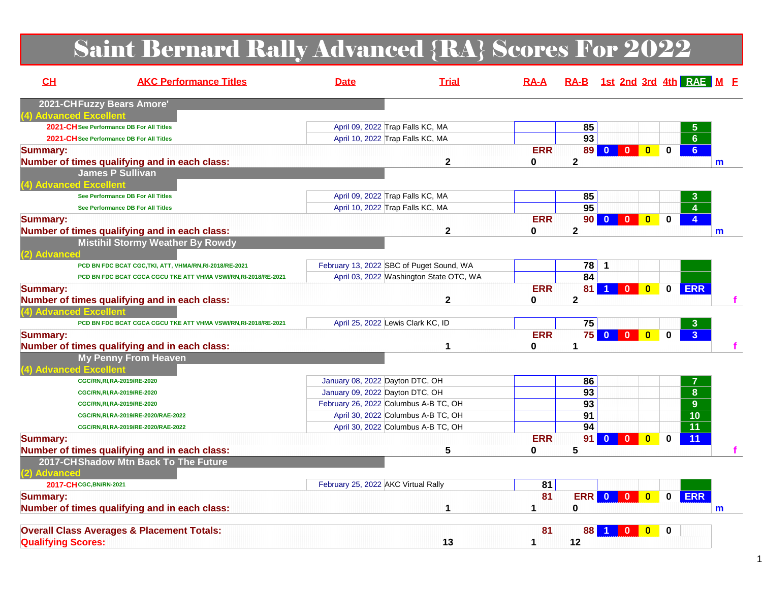# Saint Bernard Rally Advanced {RA} Scores For 2022

| CH | AKC Performance Titles | Date | Trial | RA-A | RA-B | 1st | 2nd | 3rd | 4th | RAE | M | F |
|---|---|---|---|---|---|---|---|---|---|---|---|---|
| 2021-CH | **Fuzzy Bears Amore'** | | | | | | | | | | | |
| **(4) Advanced Excellent** | | | | | | | | | | | | |
| 2021-CH | See Performance DB For All Titles | April 09, 2022 | Trap Falls KC, MA | | 85 | | | | | 5 | | |
| 2021-CH | See Performance DB For All Titles | April 10, 2022 | Trap Falls KC, MA | | 93 | | | | | 6 | | |
| **Summary:** | | | | ERR | 89 | 0 | 0 | 0 | 0 | 6 | | |
| **Number of times qualifying and in each class:** | | 2 | | 0 | 2 | | | | | | m | |
| | **James P Sullivan** | | | | | | | | | | | |
| **(4) Advanced Excellent** | | | | | | | | | | | | |
| | See Performance DB For All Titles | April 09, 2022 | Trap Falls KC, MA | | 85 | | | | | 3 | | |
| | See Performance DB For All Titles | April 10, 2022 | Trap Falls KC, MA | | 95 | | | | | 4 | | |
| **Summary:** | | | | ERR | 90 | 0 | 0 | 0 | 0 | 4 | | |
| **Number of times qualifying and in each class:** | | 2 | | 0 | 2 | | | | | | m | |
| | **Mistihil Stormy Weather By Rowdy** | | | | | | | | | | | |
| **(2) Advanced** | | | | | | | | | | | | |
| | PCD BN FDC BCAT CGC,TKI, ATT, VHMA/RN,RI-2018/RE-2021 | February 13, 2022 | SBC of Puget Sound, WA | | 78 | 1 | | | | | | |
| | PCD BN FDC BCAT CGCA CGCU TKE ATT VHMA VSWI/RN,RI-2018/RE-2021 | April 03, 2022 | Washington State OTC, WA | | 84 | | | | | | | |
| **Summary:** | | | | ERR | 81 | 1 | 0 | 0 | 0 | ERR | | |
| **Number of times qualifying and in each class:** | | 2 | | 0 | 2 | | | | | | | f |
| **(4) Advanced Excellent** | | | | | | | | | | | | |
| | PCD BN FDC BCAT CGCA CGCU TKE ATT VHMA VSWI/RN,RI-2018/RE-2021 | April 25, 2022 | Lewis Clark KC, ID | | 75 | | | | | 3 | | |
| **Summary:** | | | | ERR | 75 | 0 | 0 | 0 | 0 | 3 | | |
| **Number of times qualifying and in each class:** | | 1 | | 0 | 1 | | | | | | | f |
| | **My Penny From Heaven** | | | | | | | | | | | |
| **(4) Advanced Excellent** | | | | | | | | | | | | |
| | CGC/RN,RI,RA-2019/RE-2020 | January 08, 2022 | Dayton DTC, OH | | 86 | | | | | 7 | | |
| | CGC/RN,RI,RA-2019/RE-2020 | January 09, 2022 | Dayton DTC, OH | | 93 | | | | | 8 | | |
| | CGC/RN,RI,RA-2019/RE-2020 | February 26, 2022 | Columbus A-B TC, OH | | 93 | | | | | 9 | | |
| | CGC/RN,RI,RA-2019/RE-2020/RAE-2022 | April 30, 2022 | Columbus A-B TC, OH | | 91 | | | | | 10 | | |
| | CGC/RN,RI,RA-2019/RE-2020/RAE-2022 | April 30, 2022 | Columbus A-B TC, OH | | 94 | | | | | 11 | | |
| **Summary:** | | | | ERR | 91 | 0 | 0 | 0 | 0 | 11 | | |
| **Number of times qualifying and in each class:** | | 5 | | 0 | 5 | | | | | | | f |
| 2017-CH | **Shadow Mtn Back To The Future** | | | | | | | | | | | |
| **(2) Advanced** | | | | | | | | | | | | |
| 2017-CH | CGC,BN/RN-2021 | February 25, 2022 | AKC Virtual Rally | 81 | | | | | | | | |
| **Summary:** | | | | 81 | ERR | 0 | 0 | 0 | 0 | ERR | | |
| **Number of times qualifying and in each class:** | | 1 | | 1 | 0 | | | | | | m | |
| **Overall Class Averages & Placement Totals:** | | | | 81 | 88 | 1 | 0 | 0 | 0 | | | |
| **Qualifying Scores:** | | 13 | | 1 | 12 | | | | | | | |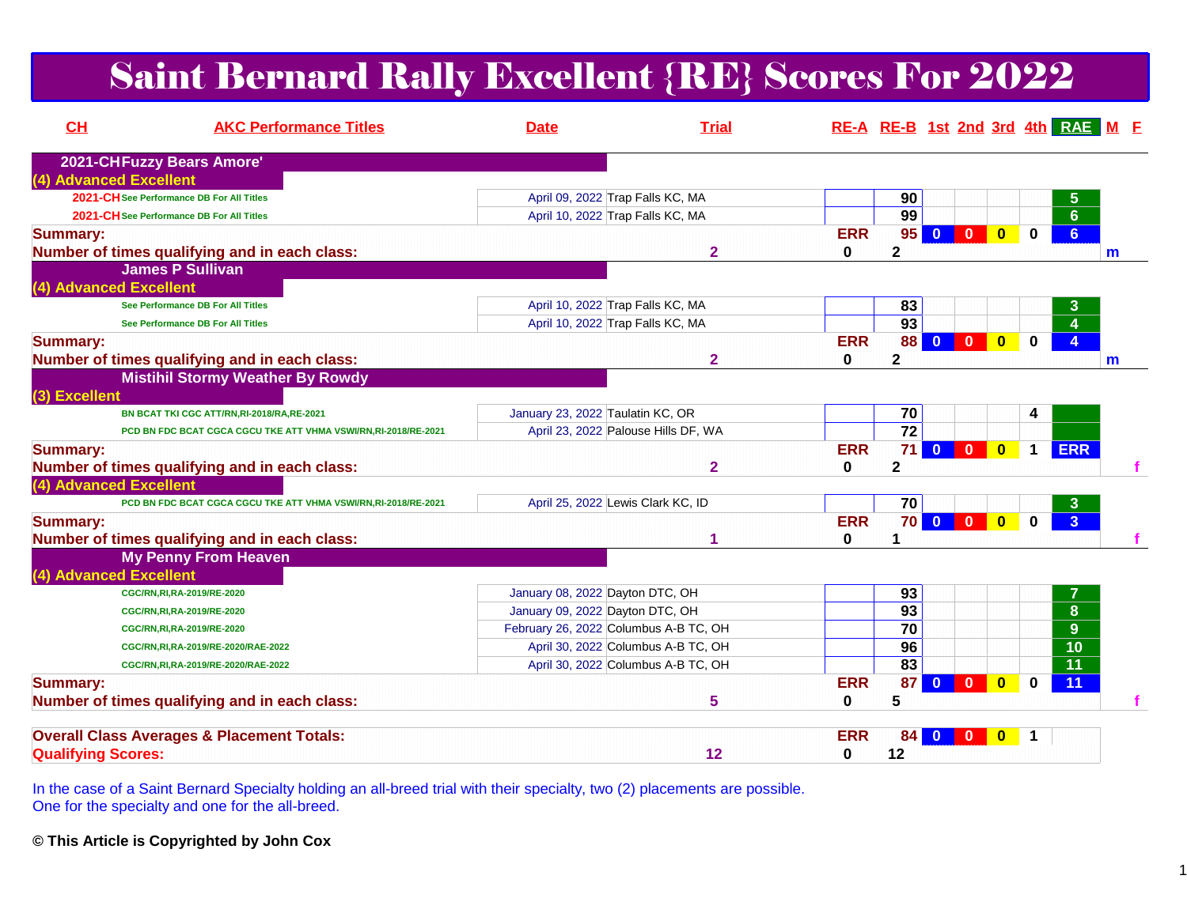# Saint Bernard Rally Excellent {RE} Scores For 2022

| CH | AKC Performance Titles | Date | Trial | RE-A | RE-B | 1st | 2nd | 3rd | 4th | RAE | M | F |
|---|---|---|---|---|---|---|---|---|---|---|---|---|
| **2021-CH Fuzzy Bears Amore'** | | | | | | | | | | | | |
| **(4) Advanced Excellent** | | | | | | | | | | | | |
| 2021-CH | See Performance DB For All Titles | April 09, 2022 | Trap Falls KC, MA | | 90 | | | | | 5 | | |
| 2021-CH | See Performance DB For All Titles | April 10, 2022 | Trap Falls KC, MA | | 99 | | | | | 6 | | |
| **Summary:** | | | | ERR | 95 | 0 | 0 | 0 | 0 | 6 | | |
| **Number of times qualifying and in each class:** | | | 2 | 0 | 2 | | | | | | m | |
| **James P Sullivan** | | | | | | | | | | | | |
| **(4) Advanced Excellent** | | | | | | | | | | | | |
| | See Performance DB For All Titles | April 10, 2022 | Trap Falls KC, MA | | 83 | | | | | 3 | | |
| | See Performance DB For All Titles | April 10, 2022 | Trap Falls KC, MA | | 93 | | | | | 4 | | |
| **Summary:** | | | | ERR | 88 | 0 | 0 | 0 | 0 | 4 | | |
| **Number of times qualifying and in each class:** | | | 2 | 0 | 2 | | | | | | m | |
| **Mistihil Stormy Weather By Rowdy** | | | | | | | | | | | | |
| **(3) Excellent** | | | | | | | | | | | | |
| | BN BCAT TKI CGC ATT/RN,RI-2018/RA,RE-2021 | January 23, 2022 | Taulatin KC, OR | | 70 | | | | 4 | | | |
| | PCD BN FDC BCAT CGCA CGCU TKE ATT VHMA VSWI/RN,RI-2018/RE-2021 | April 23, 2022 | Palouse Hills DF, WA | | 72 | | | | | | | |
| **Summary:** | | | | ERR | 71 | 0 | 0 | 0 | 1 | ERR | | |
| **Number of times qualifying and in each class:** | | | 2 | 0 | 2 | | | | | | | f |
| **(4) Advanced Excellent** | | | | | | | | | | | | |
| | PCD BN FDC BCAT CGCA CGCU TKE ATT VHMA VSWI/RN,RI-2018/RE-2021 | April 25, 2022 | Lewis Clark KC, ID | | 70 | | | | | 3 | | |
| **Summary:** | | | | ERR | 70 | 0 | 0 | 0 | 0 | 3 | | |
| **Number of times qualifying and in each class:** | | | 1 | 0 | 1 | | | | | | | f |
| **My Penny From Heaven** | | | | | | | | | | | | |
| **(4) Advanced Excellent** | | | | | | | | | | | | |
| | CGC/RN,RI,RA-2019/RE-2020 | January 08, 2022 | Dayton DTC, OH | | 93 | | | | | 7 | | |
| | CGC/RN,RI,RA-2019/RE-2020 | January 09, 2022 | Dayton DTC, OH | | 93 | | | | | 8 | | |
| | CGC/RN,RI,RA-2019/RE-2020 | February 26, 2022 | Columbus A-B TC, OH | | 70 | | | | | 9 | | |
| | CGC/RN,RI,RA-2019/RE-2020/RAE-2022 | April 30, 2022 | Columbus A-B TC, OH | | 96 | | | | | 10 | | |
| | CGC/RN,RI,RA-2019/RE-2020/RAE-2022 | April 30, 2022 | Columbus A-B TC, OH | | 83 | | | | | 11 | | |
| **Summary:** | | | | ERR | 87 | 0 | 0 | 0 | 0 | 11 | | |
| **Number of times qualifying and in each class:** | | | 5 | 0 | 5 | | | | | | | f |
| **Overall Class Averages & Placement Totals:** | | | | ERR | 84 | 0 | 0 | 0 | 1 | | | |
| **Qualifying Scores:** | | | 12 | 0 | 12 | | | | | | | |

In the case of a Saint Bernard Specialty holding an all-breed trial with their specialty, two (2) placements are possible.
One for the specialty and one for the all-breed.

**© This Article is Copyrighted by John Cox**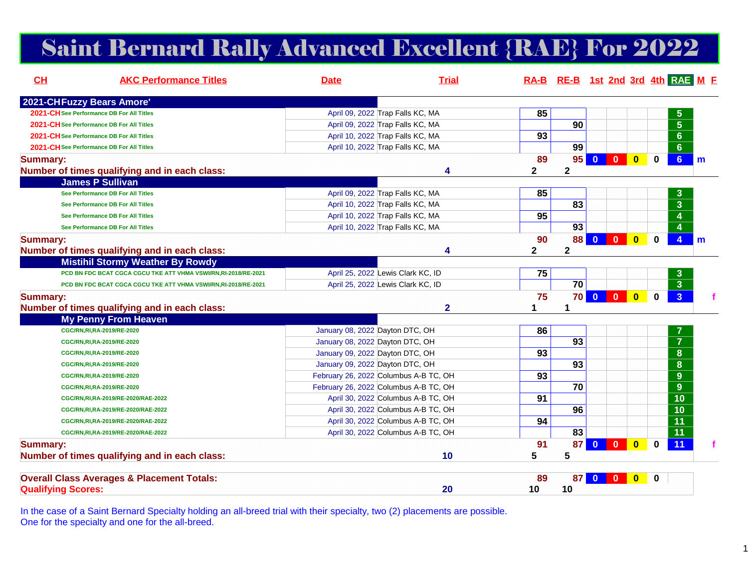# Saint Bernard Rally Advanced Excellent {RAE} For 2022

| CH | AKC Performance Titles | Date | Trial | RA-B | RE-B | 1st | 2nd | 3rd | 4th | RAE | M | F |
|---|---|---|---|---|---|---|---|---|---|---|---|---|
| **2021-CH Fuzzy Bears Amore'** | | | | | | | | | | | | |
| 2021-CH | See Performance DB For All Titles | April 09, 2022 | Trap Falls KC, MA | 85 | | | | | | 5 | | |
| 2021-CH | See Performance DB For All Titles | April 09, 2022 | Trap Falls KC, MA | | 90 | | | | | 5 | | |
| 2021-CH | See Performance DB For All Titles | April 10, 2022 | Trap Falls KC, MA | 93 | | | | | | 6 | | |
| 2021-CH | See Performance DB For All Titles | April 10, 2022 | Trap Falls KC, MA | | 99 | | | | | 6 | | |
| **Summary:** | | | | 89 | 95 | 0 | 0 | 0 | 0 | 6 | m | |
| **Number of times qualifying and in each class:** | | | 4 | 2 | 2 | | | | | | | |
| **James P Sullivan** | | | | | | | | | | | | |
| | See Performance DB For All Titles | April 09, 2022 | Trap Falls KC, MA | 85 | | | | | | 3 | | |
| | See Performance DB For All Titles | April 10, 2022 | Trap Falls KC, MA | | 83 | | | | | 3 | | |
| | See Performance DB For All Titles | April 10, 2022 | Trap Falls KC, MA | 95 | | | | | | 4 | | |
| | See Performance DB For All Titles | April 10, 2022 | Trap Falls KC, MA | | 93 | | | | | 4 | | |
| **Summary:** | | | | 90 | 88 | 0 | 0 | 0 | 0 | 4 | m | |
| **Number of times qualifying and in each class:** | | | 4 | 2 | 2 | | | | | | | |
| **Mistihil Stormy Weather By Rowdy** | | | | | | | | | | | | |
| | PCD BN FDC BCAT CGCA CGCU TKE ATT VHMA VSWI/RN,RI-2018/RE-2021 | April 25, 2022 | Lewis Clark KC, ID | 75 | | | | | | 3 | | |
| | PCD BN FDC BCAT CGCA CGCU TKE ATT VHMA VSWI/RN,RI-2018/RE-2021 | April 25, 2022 | Lewis Clark KC, ID | | 70 | | | | | 3 | | |
| **Summary:** | | | | 75 | 70 | 0 | 0 | 0 | 0 | 3 | | f |
| **Number of times qualifying and in each class:** | | | 2 | 1 | 1 | | | | | | | |
| **My Penny From Heaven** | | | | | | | | | | | | |
| | CGC/RN,RI,RA-2019/RE-2020 | January 08, 2022 | Dayton DTC, OH | 86 | | | | | | 7 | | |
| | CGC/RN,RI,RA-2019/RE-2020 | January 08, 2022 | Dayton DTC, OH | | 93 | | | | | 7 | | |
| | CGC/RN,RI,RA-2019/RE-2020 | January 09, 2022 | Dayton DTC, OH | 93 | | | | | | 8 | | |
| | CGC/RN,RI,RA-2019/RE-2020 | January 09, 2022 | Dayton DTC, OH | | 93 | | | | | 8 | | |
| | CGC/RN,RI,RA-2019/RE-2020 | February 26, 2022 | Columbus A-B TC, OH | 93 | | | | | | 9 | | |
| | CGC/RN,RI,RA-2019/RE-2020 | February 26, 2022 | Columbus A-B TC, OH | | 70 | | | | | 9 | | |
| | CGC/RN,RI,RA-2019/RE-2020/RAE-2022 | April 30, 2022 | Columbus A-B TC, OH | 91 | | | | | | 10 | | |
| | CGC/RN,RI,RA-2019/RE-2020/RAE-2022 | April 30, 2022 | Columbus A-B TC, OH | | 96 | | | | | 10 | | |
| | CGC/RN,RI,RA-2019/RE-2020/RAE-2022 | April 30, 2022 | Columbus A-B TC, OH | 94 | | | | | | 11 | | |
| | CGC/RN,RI,RA-2019/RE-2020/RAE-2022 | April 30, 2022 | Columbus A-B TC, OH | | 83 | | | | | 11 | | |
| **Summary:** | | | | 91 | 87 | 0 | 0 | 0 | 0 | 11 | | f |
| **Number of times qualifying and in each class:** | | | 10 | 5 | 5 | | | | | | | |
| **Overall Class Averages & Placement Totals:** | | | | 89 | 87 | 0 | 0 | 0 | 0 | | | |
| **Qualifying Scores:** | | | 20 | 10 | 10 | | | | | | | |

In the case of a Saint Bernard Specialty holding an all-breed trial with their specialty, two (2) placements are possible.
One for the specialty and one for the all-breed.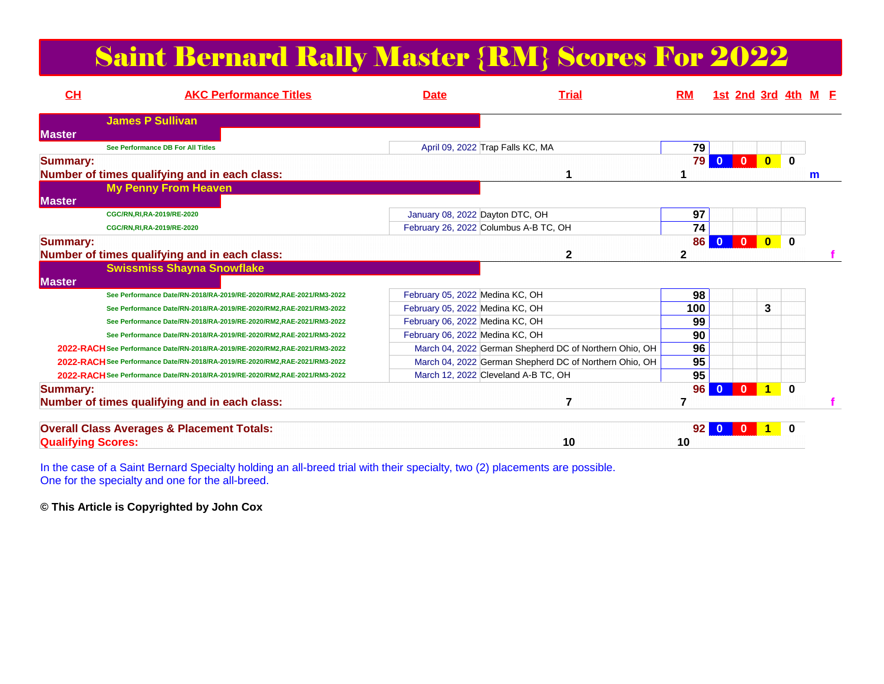# Saint Bernard Rally Master {RM} Scores For 2022

| CH | AKC Performance Titles | Date | Trial | RM | 1st | 2nd | 3rd | 4th | M | F |
|---|---|---|---|---|---|---|---|---|---|---|
| **James P Sullivan** | | | | | | | | | | |
| **Master** | | | | | | | | | | |
| | See Performance DB For All Titles | April 09, 2022 | Trap Falls KC, MA | 79 | | | | | | |
| **Summary:** | | | | 79 | 0 | 0 | 0 | 0 | | |
| **Number of times qualifying and in each class:** | | | 1 | 1 | | | | | m | |
| **My Penny From Heaven** | | | | | | | | | | |
| **Master** | | | | | | | | | | |
| | CGC/RN,RI,RA-2019/RE-2020 | January 08, 2022 | Dayton DTC, OH | 97 | | | | | | |
| | CGC/RN,RI,RA-2019/RE-2020 | February 26, 2022 | Columbus A-B TC, OH | 74 | | | | | | |
| **Summary:** | | | | 86 | 0 | 0 | 0 | 0 | | |
| **Number of times qualifying and in each class:** | | | 2 | 2 | | | | | | f |
| **Swissmiss Shayna Snowflake** | | | | | | | | | | |
| **Master** | | | | | | | | | | |
| | See Performance Date/RN-2018/RA-2019/RE-2020/RM2,RAE-2021/RM3-2022 | February 05, 2022 | Medina KC, OH | 98 | | | | | | |
| | See Performance Date/RN-2018/RA-2019/RE-2020/RM2,RAE-2021/RM3-2022 | February 05, 2022 | Medina KC, OH | 100 | | | 3 | | | |
| | See Performance Date/RN-2018/RA-2019/RE-2020/RM2,RAE-2021/RM3-2022 | February 06, 2022 | Medina KC, OH | 99 | | | | | | |
| | See Performance Date/RN-2018/RA-2019/RE-2020/RM2,RAE-2021/RM3-2022 | February 06, 2022 | Medina KC, OH | 90 | | | | | | |
| 2022-RACH | See Performance Date/RN-2018/RA-2019/RE-2020/RM2,RAE-2021/RM3-2022 | March 04, 2022 | German Shepherd DC of Northern Ohio, OH | 96 | | | | | | |
| 2022-RACH | See Performance Date/RN-2018/RA-2019/RE-2020/RM2,RAE-2021/RM3-2022 | March 04, 2022 | German Shepherd DC of Northern Ohio, OH | 95 | | | | | | |
| 2022-RACH | See Performance Date/RN-2018/RA-2019/RE-2020/RM2,RAE-2021/RM3-2022 | March 12, 2022 | Cleveland A-B TC, OH | 95 | | | | | | |
| **Summary:** | | | | 96 | 0 | 0 | 1 | 0 | | |
| **Number of times qualifying and in each class:** | | | 7 | 7 | | | | | | f |
| **Overall Class Averages & Placement Totals:** | | | | 92 | 0 | 0 | 1 | 0 | | |
| **Qualifying Scores:** | | | 10 | 10 | | | | | | |

In the case of a Saint Bernard Specialty holding an all-breed trial with their specialty, two (2) placements are possible.
One for the specialty and one for the all-breed.

**© This Article is Copyrighted by John Cox**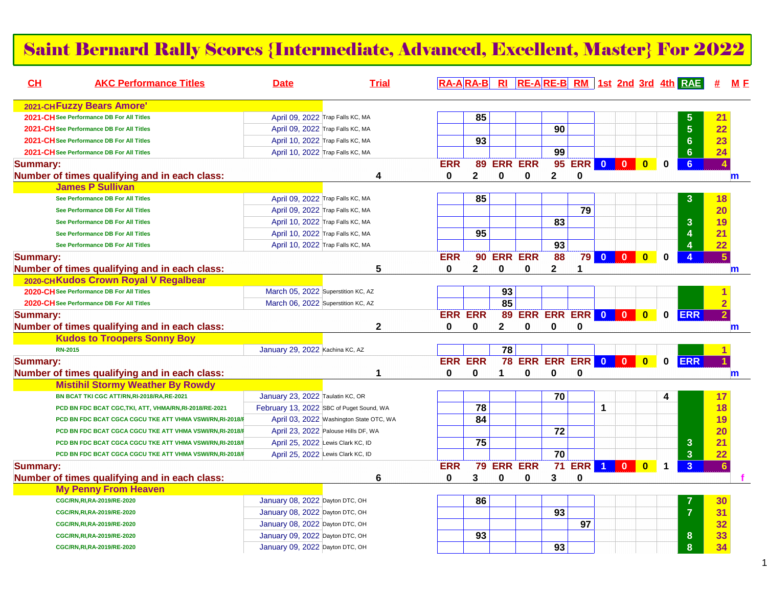# Saint Bernard Rally Scores {Intermediate, Advanced, Excellent, Master} For 2022

| CH | AKC Performance Titles | Date | Trial | RA-A | RA-B | RI | RE-A | RE-B | RM | 1st | 2nd | 3rd | 4th | RAE | # | M F |
|---|---|---|---|---|---|---|---|---|---|---|---|---|---|---|---|---|
| 2021-CH | **Fuzzy Bears Amore'** | | | | | | | | | | | | | | | |
| 2021-CH | See Performance DB For All Titles | April 09, 2022 | Trap Falls KC, MA | | 85 | | | | | | | | | 5 | 21 | |
| 2021-CH | See Performance DB For All Titles | April 09, 2022 | Trap Falls KC, MA | | | | | 90 | | | | | | 5 | 22 | |
| 2021-CH | See Performance DB For All Titles | April 10, 2022 | Trap Falls KC, MA | | 93 | | | | | | | | | 6 | 23 | |
| 2021-CH | See Performance DB For All Titles | April 10, 2022 | Trap Falls KC, MA | | | | | 99 | | | | | | 6 | 24 | |
| **Summary:** | | | | ERR | 89 | ERR | ERR | 95 | ERR | 0 | 0 | 0 | 0 | 6 | 4 | |
| **Number of times qualifying and in each class:** | | | 4 | 0 | 2 | 0 | 0 | 2 | 0 | | | | | | | m |
| | **James P Sullivan** | | | | | | | | | | | | | | | |
| | See Performance DB For All Titles | April 09, 2022 | Trap Falls KC, MA | | 85 | | | | | | | | | 3 | 18 | |
| | See Performance DB For All Titles | April 09, 2022 | Trap Falls KC, MA | | | | | | 79 | | | | | | 20 | |
| | See Performance DB For All Titles | April 10, 2022 | Trap Falls KC, MA | | | | | 83 | | | | | | 3 | 19 | |
| | See Performance DB For All Titles | April 10, 2022 | Trap Falls KC, MA | | 95 | | | | | | | | | 4 | 21 | |
| | See Performance DB For All Titles | April 10, 2022 | Trap Falls KC, MA | | | | | 93 | | | | | | 4 | 22 | |
| **Summary:** | | | | ERR | 90 | ERR | ERR | 88 | 79 | 0 | 0 | 0 | 0 | 4 | 5 | |
| **Number of times qualifying and in each class:** | | | 5 | 0 | 2 | 0 | 0 | 2 | 1 | | | | | | | m |
| 2020-CH | **Kudos Crown Royal V Regalbear** | | | | | | | | | | | | | | | |
| 2020-CH | See Performance DB For All Titles | March 05, 2022 | Superstition KC, AZ | | | 93 | | | | | | | | | 1 | |
| 2020-CH | See Performance DB For All Titles | March 06, 2022 | Superstition KC, AZ | | | 85 | | | | | | | | | 2 | |
| **Summary:** | | | | ERR | ERR | 89 | ERR | ERR | ERR | 0 | 0 | 0 | 0 | ERR | 2 | |
| **Number of times qualifying and in each class:** | | | 2 | 0 | 0 | 2 | 0 | 0 | 0 | | | | | | | m |
| | **Kudos to Troopers Sonny Boy** | | | | | | | | | | | | | | | |
| | RN-2015 | January 29, 2022 | Kachina KC, AZ | | | 78 | | | | | | | | | 1 | |
| **Summary:** | | | | ERR | ERR | 78 | ERR | ERR | ERR | 0 | 0 | 0 | 0 | ERR | 1 | |
| **Number of times qualifying and in each class:** | | | 1 | 0 | 0 | 1 | 0 | 0 | 0 | | | | | | | m |
| | **Mistihil Stormy Weather By Rowdy** | | | | | | | | | | | | | | | |
| | BN BCAT TKI CGC ATT/RN,RI-2018/RA,RE-2021 | January 23, 2022 | Taulatin KC, OR | | | | | 70 | | 1 | | | 4 | | 17 | |
| | PCD BN FDC BCAT CGC,TKI, ATT, VHMA/RN,RI-2018/RE-2021 | February 13, 2022 | SBC of Puget Sound, WA | | 78 | | | | | 1 | | | | | 18 | |
| | PCD BN FDC BCAT CGCA CGCU TKE ATT VHMA VSWI/RN,RI-2018/F | April 03, 2022 | Washington State OTC, WA | | 84 | | | | | | | | | | 19 | |
| | PCD BN FDC BCAT CGCA CGCU TKE ATT VHMA VSWI/RN,RI-2018/F | April 23, 2022 | Palouse Hills DF, WA | | | | | 72 | | | | | | | 20 | |
| | PCD BN FDC BCAT CGCA CGCU TKE ATT VHMA VSWI/RN,RI-2018/F | April 25, 2022 | Lewis Clark KC, ID | | 75 | | | | | | | | | 3 | 21 | |
| | PCD BN FDC BCAT CGCA CGCU TKE ATT VHMA VSWI/RN,RI-2018/F | April 25, 2022 | Lewis Clark KC, ID | | | | | 70 | | | | | | 3 | 22 | |
| **Summary:** | | | | ERR | 79 | ERR | ERR | 71 | ERR | 1 | 0 | 0 | 1 | 3 | 6 | |
| **Number of times qualifying and in each class:** | | | 6 | 0 | 3 | 0 | 0 | 3 | 0 | | | | | | | f |
| | **My Penny From Heaven** | | | | | | | | | | | | | | | |
| | CGC/RN,RI,RA-2019/RE-2020 | January 08, 2022 | Dayton DTC, OH | | 86 | | | | | | | | | 7 | 30 | |
| | CGC/RN,RI,RA-2019/RE-2020 | January 08, 2022 | Dayton DTC, OH | | | | | 93 | | | | | | 7 | 31 | |
| | CGC/RN,RI,RA-2019/RE-2020 | January 08, 2022 | Dayton DTC, OH | | | | | | 97 | | | | | | 32 | |
| | CGC/RN,RI,RA-2019/RE-2020 | January 09, 2022 | Dayton DTC, OH | | 93 | | | | | | | | | 8 | 33 | |
| | CGC/RN,RI,RA-2019/RE-2020 | January 09, 2022 | Dayton DTC, OH | | | | | 93 | | | | | | 8 | 34 | |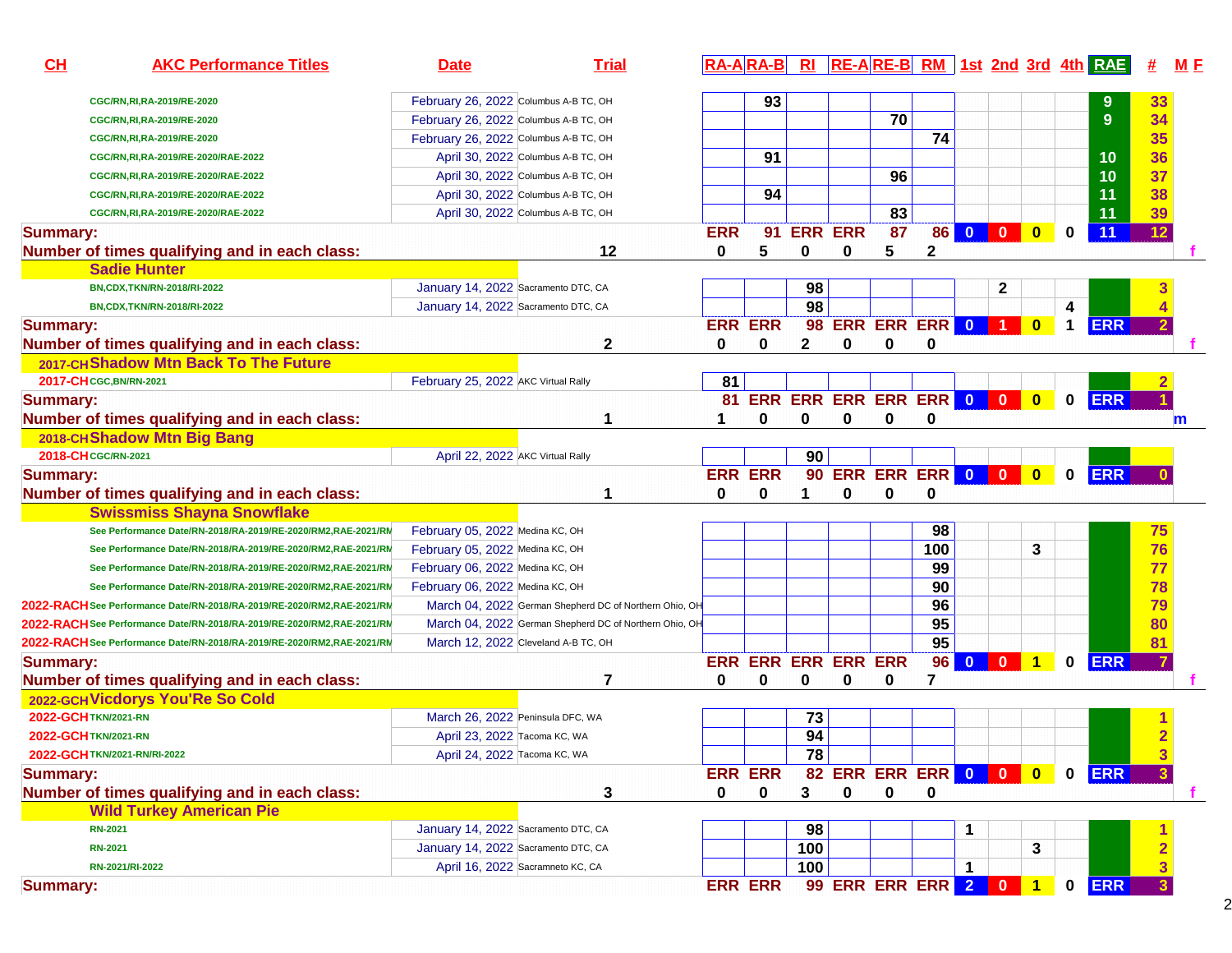| CH | AKC Performance Titles | Date | Trial | RA-A | RA-B | RI | RE-A | RE-B | RM | 1st | 2nd | 3rd | 4th | RAE | # | M F |
|---|---|---|---|---|---|---|---|---|---|---|---|---|---|---|---|---|
| | CGC/RN,RI,RA-2019/RE-2020 | February 26, 2022 | Columbus A-B TC, OH | | 93 | | | | | | | | | 9 | 33 | |
| | CGC/RN,RI,RA-2019/RE-2020 | February 26, 2022 | Columbus A-B TC, OH | | | | | 70 | | | | | | 9 | 34 | |
| | CGC/RN,RI,RA-2019/RE-2020 | February 26, 2022 | Columbus A-B TC, OH | | | | | | 74 | | | | | | 35 | |
| | CGC/RN,RI,RA-2019/RE-2020/RAE-2022 | April 30, 2022 | Columbus A-B TC, OH | | 91 | | | | | | | | | 10 | 36 | |
| | CGC/RN,RI,RA-2019/RE-2020/RAE-2022 | April 30, 2022 | Columbus A-B TC, OH | | | | | 96 | | | | | | 10 | 37 | |
| | CGC/RN,RI,RA-2019/RE-2020/RAE-2022 | April 30, 2022 | Columbus A-B TC, OH | | 94 | | | | | | | | | 11 | 38 | |
| | CGC/RN,RI,RA-2019/RE-2020/RAE-2022 | April 30, 2022 | Columbus A-B TC, OH | | | | | 83 | | | | | | 11 | 39 | |
| Summary: | | | | ERR | 91 | ERR | ERR | 87 | 86 | 0 | 0 | 0 | 0 | 11 | 12 | |
| Number of times qualifying and in each class: | | | 12 | 0 | 5 | 0 | 0 | 5 | 2 | | | | | | | f |
| | **Sadie Hunter** | | | | | | | | | | | | | | | |
| | BN,CDX,TKN/RN-2018/RI-2022 | January 14, 2022 | Sacramento DTC, CA | | | 98 | | | | | 2 | | | | 3 | |
| | BN,CDX,TKN/RN-2018/RI-2022 | January 14, 2022 | Sacramento DTC, CA | | | 98 | | | | | | | 4 | | 4 | |
| Summary: | | | | ERR | ERR | 98 | ERR | ERR | ERR | 0 | 1 | 0 | 1 | ERR | 2 | |
| Number of times qualifying and in each class: | | | 2 | 0 | 0 | 2 | 0 | 0 | 0 | | | | | | | f |
| 2017-CH | **Shadow Mtn Back To The Future** | | | | | | | | | | | | | | | |
| 2017-CH | CGC,BN/RN-2021 | February 25, 2022 | AKC Virtual Rally | 81 | | | | | | | | | | | 2 | |
| Summary: | | | | 81 | ERR | ERR | ERR | ERR | ERR | 0 | 0 | 0 | 0 | ERR | 1 | |
| Number of times qualifying and in each class: | | | 1 | 1 | 0 | 0 | 0 | 0 | 0 | | | | | | | m |
| 2018-CH | **Shadow Mtn Big Bang** | | | | | | | | | | | | | | | |
| 2018-CH | CGC/RN-2021 | April 22, 2022 | AKC Virtual Rally | | | 90 | | | | | | | | | | |
| Summary: | | | | ERR | ERR | 90 | ERR | ERR | ERR | 0 | 0 | 0 | 0 | ERR | 0 | |
| Number of times qualifying and in each class: | | | 1 | 0 | 0 | 1 | 0 | 0 | 0 | | | | | | | |
| | **Swissmiss Shayna Snowflake** | | | | | | | | | | | | | | | |
| | See Performance Date/RN-2018/RA-2019/RE-2020/RM2,RAE-2021/RM | February 05, 2022 | Medina KC, OH | | | | | | 98 | | | | | | 75 | |
| | See Performance Date/RN-2018/RA-2019/RE-2020/RM2,RAE-2021/RM | February 05, 2022 | Medina KC, OH | | | | | | 100 | | | 3 | | | 76 | |
| | See Performance Date/RN-2018/RA-2019/RE-2020/RM2,RAE-2021/RM | February 06, 2022 | Medina KC, OH | | | | | | 99 | | | | | | 77 | |
| | See Performance Date/RN-2018/RA-2019/RE-2020/RM2,RAE-2021/RM | February 06, 2022 | Medina KC, OH | | | | | | 90 | | | | | | 78 | |
| 2022-RACH | See Performance Date/RN-2018/RA-2019/RE-2020/RM2,RAE-2021/RM | March 04, 2022 | German Shepherd DC of Northern Ohio, OH | | | | | | 96 | | | | | | 79 | |
| 2022-RACH | See Performance Date/RN-2018/RA-2019/RE-2020/RM2,RAE-2021/RM | March 04, 2022 | German Shepherd DC of Northern Ohio, OH | | | | | | 95 | | | | | | 80 | |
| 2022-RACH | See Performance Date/RN-2018/RA-2019/RE-2020/RM2,RAE-2021/RM | March 12, 2022 | Cleveland A-B TC, OH | | | | | | 95 | | | | | | 81 | |
| Summary: | | | | ERR | ERR | ERR | ERR | ERR | 96 | 0 | 0 | 1 | 0 | ERR | 7 | |
| Number of times qualifying and in each class: | | | 7 | 0 | 0 | 0 | 0 | 0 | 7 | | | | | | | f |
| 2022-GCH | **Vicdorys You'Re So Cold** | | | | | | | | | | | | | | | |
| 2022-GCH | TKN/2021-RN | March 26, 2022 | Peninsula DFC, WA | | | 73 | | | | | | | | | 1 | |
| 2022-GCH | TKN/2021-RN | April 23, 2022 | Tacoma KC, WA | | | 94 | | | | | | | | | 2 | |
| 2022-GCH | TKN/2021-RN/RI-2022 | April 24, 2022 | Tacoma KC, WA | | | 78 | | | | | | | | | 3 | |
| Summary: | | | | ERR | ERR | 82 | ERR | ERR | ERR | 0 | 0 | 0 | 0 | ERR | 3 | |
| Number of times qualifying and in each class: | | | 3 | 0 | 0 | 3 | 0 | 0 | 0 | | | | | | | f |
| | **Wild Turkey American Pie** | | | | | | | | | | | | | | | |
| | RN-2021 | January 14, 2022 | Sacramento DTC, CA | | | 98 | | | | 1 | | | | | 1 | |
| | RN-2021 | January 14, 2022 | Sacramento DTC, CA | | | 100 | | | | | | 3 | | | 2 | |
| | RN-2021/RI-2022 | April 16, 2022 | Sacramneto KC, CA | | | 100 | | | | 1 | | | | | 3 | |
| Summary: | | | | ERR | ERR | 99 | ERR | ERR | ERR | 2 | 0 | 1 | 0 | ERR | 3 | |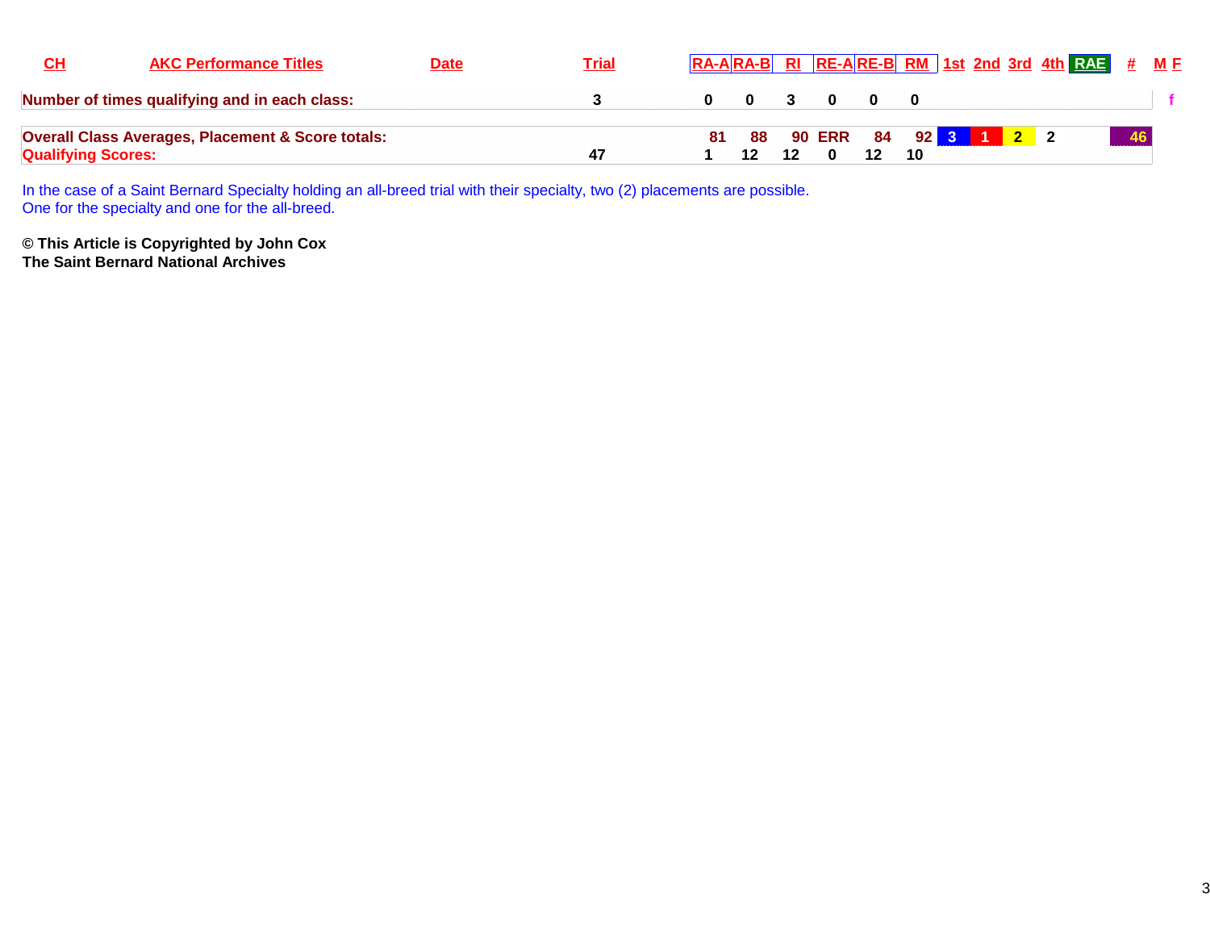| CH | AKC Performance Titles | Date | Trial | RA-A | RA-B | RI | RE-A | RE-B | RM | 1st | 2nd | 3rd | 4th | RAE | # | M | F |
|---|---|---|---|---|---|---|---|---|---|---|---|---|---|---|---|---|---|
| Number of times qualifying and in each class: | | | 3 | 0 | 0 | 3 | 0 | 0 | 0 | | | | | | | | f |
| Overall Class Averages, Placement & Score totals: | | | | 81 | 88 | 90 | ERR | 84 | 92 | 3 | 1 | 2 | 2 | | 46 | | |
| Qualifying Scores: | | | 47 | 1 | 12 | 12 | 0 | 12 | 10 | | | | | | | | |

In the case of a Saint Bernard Specialty holding an all-breed trial with their specialty, two (2) placements are possible.
One for the specialty and one for the all-breed.

**© This Article is Copyrighted by John Cox**
**The Saint Bernard National Archives**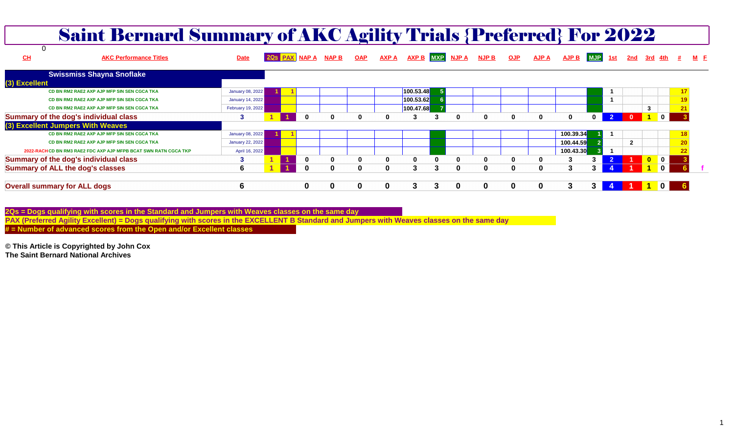# Saint Bernard Summary of AKC Agility Trials {Preferred} For 2022

0

| CH | AKC Performance Titles | Date | 2Qs | PAX | NAP A | NAP B | OAP | AXP A | AXP B | MXP | NJP A | NJP B | OJP | AJP A | AJP B | MJP | 1st | 2nd | 3rd | 4th | # | M | F |
|---|---|---|---|---|---|---|---|---|---|---|---|---|---|---|---|---|---|---|---|---|---|---|---|
| | **Swissmiss Shayna Snoflake** | | | | | | | | | | | | | | | | | | | | | | |
| | **(3) Excellent** | | | | | | | | | | | | | | | | | | | | | | |
| | CD BN RM2 RAE2 AXP AJP MFP SIN SEN CGCA TKA | January 08, 2022 | 1 | 1 | | | | | 100.53.48 | 5 | | | | | | | 1 | | | | 17 | | |
| | CD BN RM2 RAE2 AXP AJP MFP SIN SEN CGCA TKA | January 14, 2022 | | | | | | | 100.53.62 | 6 | | | | | | | 1 | | | | 19 | | |
| | CD BN RM2 RAE2 AXP AJP MFP SIN SEN CGCA TKA | February 19, 2022 | | | | | | | 100.47.68 | 7 | | | | | | | | | 3 | | 21 | | |
| | **Summary of the dog's individual class** | 3 | 1 | 1 | 0 | 0 | 0 | 0 | 3 | 3 | 0 | 0 | 0 | 0 | 0 | 0 | 2 | 0 | 1 | 0 | 3 | | |
| | **(3) Excellent Jumpers With Weaves** | | | | | | | | | | | | | | | | | | | | | | |
| | CD BN RM2 RAE2 AXP AJP MFP SIN SEN CGCA TKA | January 08, 2022 | 1 | 1 | | | | | | | | | | | 100.39.34 | 1 | 1 | | | | 18 | | |
| | CD BN RM2 RAE2 AXP AJP MFP SIN SEN CGCA TKA | January 22, 2022 | | | | | | | | | | | | | 100.44.59 | 2 | | 2 | | | 20 | | |
| | 2022-RACH CD BN RM3 RAE2 FDC AXP AJP MFPB BCAT SWN RATN CGCA TKP | April 16, 2022 | | | | | | | | | | | | | 100.43.30 | 3 | 1 | | | | 22 | | |
| | **Summary of the dog's individual class** | 3 | 1 | 1 | 0 | 0 | 0 | 0 | 0 | 0 | 0 | 0 | 0 | 0 | 3 | 3 | 2 | 1 | 0 | 0 | 3 | | |
| | **Summary of ALL the dog's classes** | 6 | 1 | 1 | 0 | 0 | 0 | 0 | 3 | 3 | 0 | 0 | 0 | 0 | 3 | 3 | 4 | 1 | 1 | 0 | 6 | | f |
| | **Overall summary for ALL dogs** | 6 | | | 0 | 0 | 0 | 0 | 3 | 3 | 0 | 0 | 0 | 0 | 3 | 3 | 4 | 1 | 1 | 0 | 6 | | |

**2Qs = Dogs qualifying with scores in the Standard and Jumpers with Weaves classes on the same day**

**PAX (Preferred Agility Excellent) = Dogs qualifying with scores in the EXCELLENT B Standard and Jumpers with Weaves classes on the same day**

**# = Number of advanced scores from the Open and/or Excellent classes**

**© This Article is Copyrighted by John Cox**
**The Saint Bernard National Archives**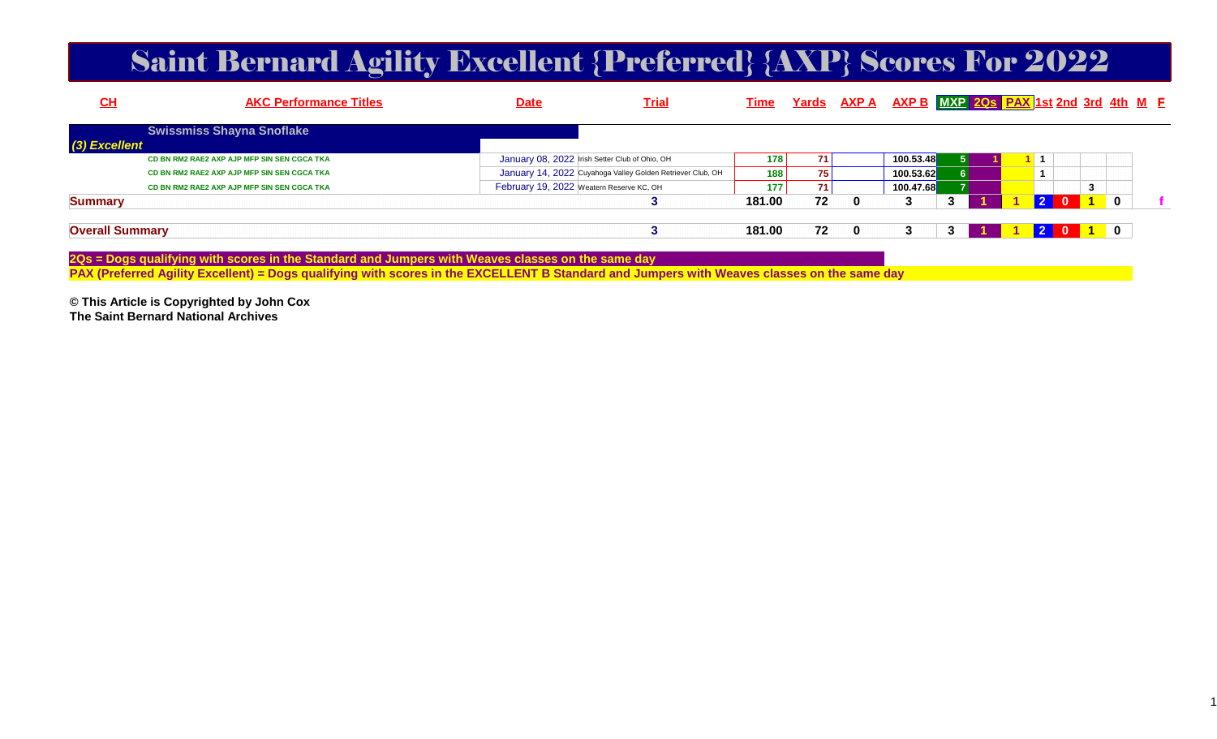# Saint Bernard Agility Excellent {Preferred} {AXP} Scores For 2022

| CH | AKC Performance Titles | Date | Trial | Time | Yards | AXP A | AXP B | MXP | 2Qs | PAX | 1st | 2nd | 3rd | 4th | M | F |
|---|---|---|---|---|---|---|---|---|---|---|---|---|---|---|---|---|
| | **Swissmiss Shayna Snoflake** | | | | | | | | | | | | | | | |
| ***(3) Excellent*** | | | | | | | | | | | | | | | | |
| | CD BN RM2 RAE2 AXP AJP MFP SIN SEN CGCA TKA | January 08, 2022 | Irish Setter Club of Ohio, OH | 178 | 71 | | 100.53.48 | 5 | 1 | 1 | 1 | | | | | |
| | CD BN RM2 RAE2 AXP AJP MFP SIN SEN CGCA TKA | January 14, 2022 | Cuyahoga Valley Golden Retriever Club, OH | 188 | 75 | | 100.53.62 | 6 | | | 1 | | | | | |
| | CD BN RM2 RAE2 AXP AJP MFP SIN SEN CGCA TKA | February 19, 2022 | Western Reserve KC, OH | 177 | 71 | | 100.47.68 | 7 | | | | | 3 | | | |
| **Summary** | | | **3** | **181.00** | **72** | **0** | **3** | **3** | **1** | **1** | **2** | **0** | **1** | **0** | | **f** |
| **Overall Summary** | | | **3** | **181.00** | **72** | **0** | **3** | **3** | **1** | **1** | **2** | **0** | **1** | **0** | | |

**2Qs = Dogs qualifying with scores in the Standard and Jumpers with Weaves classes on the same day**

**PAX (Preferred Agility Excellent) = Dogs qualifying with scores in the EXCELLENT B Standard and Jumpers with Weaves classes on the same day**

**© This Article is Copyrighted by John Cox**
**The Saint Bernard National Archives**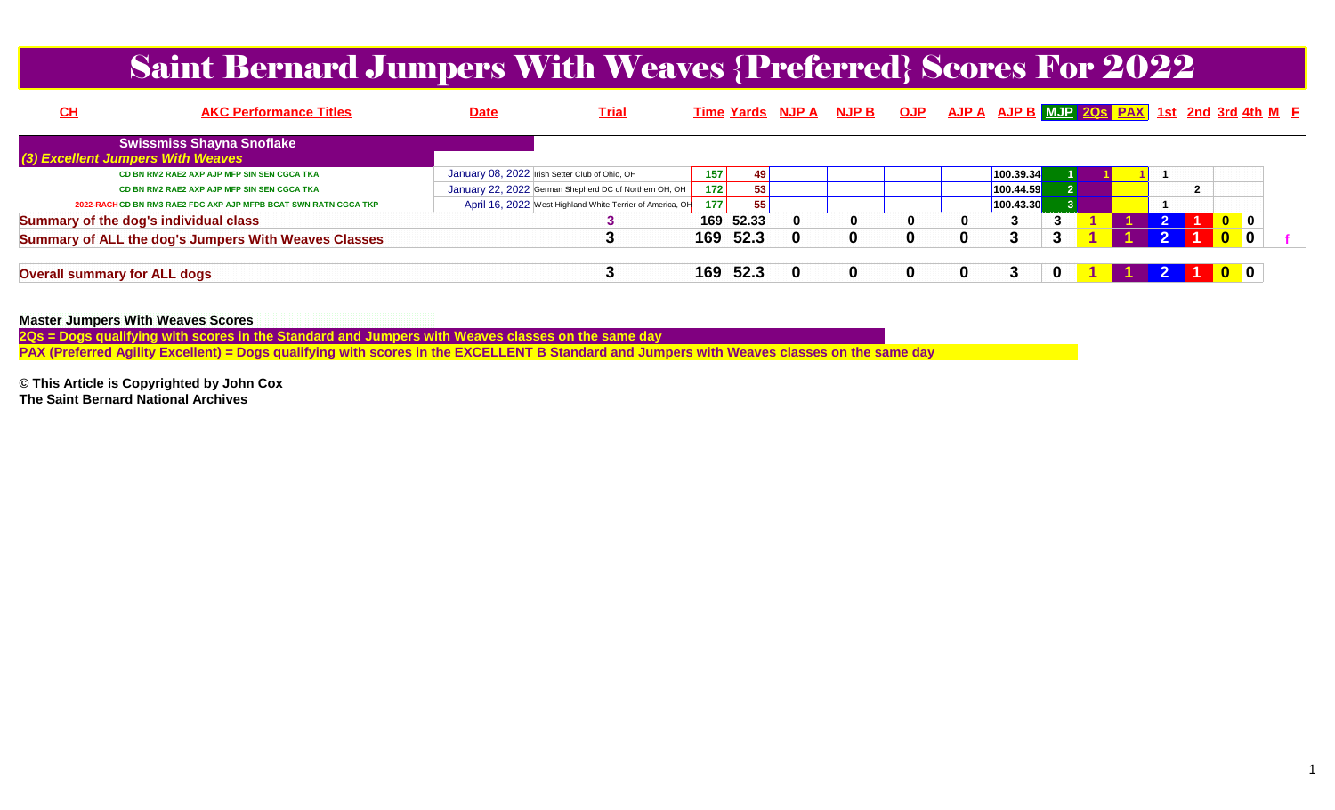# Saint Bernard Jumpers With Weaves {Preferred} Scores For 2022

| CH | AKC Performance Titles | Date | Trial | Time | Yards | NJP A | NJP B | OJP | AJP A | AJP B | MJP | 2Qs | PAX | 1st | 2nd | 3rd | 4th | M | F |
|---|---|---|---|---|---|---|---|---|---|---|---|---|---|---|---|---|---|---|---|
| **Swissmiss Shayna Snoflake** | | | | | | | | | | | | | | | | | | | |
| *(3) Excellent Jumpers With Weaves* | | | | | | | | | | | | | | | | | | | |
| | CD BN RM2 RAE2 AXP AJP MFP SIN SEN CGCA TKA | January 08, 2022 | Irish Setter Club of Ohio, OH | 157 | 49 | | | | | 100.39.34 | 1 | 1 | 1 | 1 | | | | | |
| | CD BN RM2 RAE2 AXP AJP MFP SIN SEN CGCA TKA | January 22, 2022 | German Shepherd DC of Northern OH, OH | 172 | 53 | | | | | 100.44.59 | 2 | | | | 2 | | | | |
| 2022-RACH | CD BN RM3 RAE2 FDC AXP AJP MFPB BCAT SWN RATN CGCA TKP | April 16, 2022 | West Highland White Terrier of America, OH | 177 | 55 | | | | | 100.43.30 | 3 | | | 1 | | | | | |
| **Summary of the dog's individual class** | | | 3 | 169 | 52.33 | 0 | 0 | 0 | 0 | 3 | 3 | 1 | 1 | 2 | 1 | 0 | 0 | | |
| **Summary of ALL the dog's Jumpers With Weaves Classes** | | | 3 | 169 | 52.3 | 0 | 0 | 0 | 0 | 3 | 3 | 1 | 1 | 2 | 1 | 0 | 0 | | f |
| **Overall summary for ALL dogs** | | | 3 | 169 | 52.3 | 0 | 0 | 0 | 0 | 3 | 0 | 1 | 1 | 2 | 1 | 0 | 0 | | |

**Master Jumpers With Weaves Scores**

**2Qs = Dogs qualifying with scores in the Standard and Jumpers with Weaves classes on the same day**

**PAX (Preferred Agility Excellent) = Dogs qualifying with scores in the EXCELLENT B Standard and Jumpers with Weaves classes on the same day**

**© This Article is Copyrighted by John Cox**
**The Saint Bernard National Archives**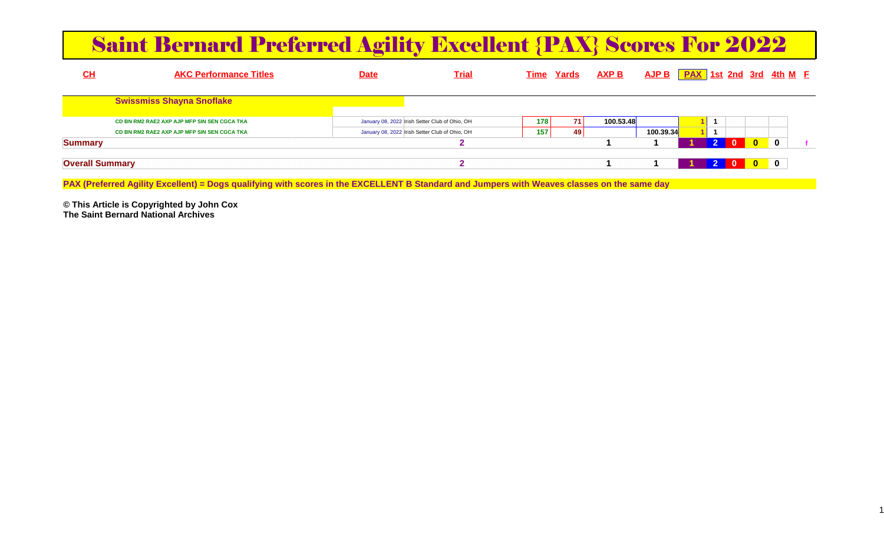# Saint Bernard Preferred Agility Excellent {PAX} Scores For 2022

| CH | AKC Performance Titles | Date | Trial | Time | Yards | AXP B | AJP B | PAX | 1st | 2nd | 3rd | 4th | M | F |
|---|---|---|---|---|---|---|---|---|---|---|---|---|---|---|
| | **Swissmiss Shayna Snoflake** | | | | | | | | | | | | | |
| | CD BN RM2 RAE2 AXP AJP MFP SIN SEN CGCA TKA | January 08, 2022 | Irish Setter Club of Ohio, OH | 178 | 71 | 100.53.48 | | 1 | 1 | | | | | |
| | CD BN RM2 RAE2 AXP AJP MFP SIN SEN CGCA TKA | January 08, 2022 | Irish Setter Club of Ohio, OH | 157 | 49 | | 100.39.34 | 1 | 1 | | | | | |
| **Summary** | | | 2 | | | 1 | 1 | 1 | 2 | 0 | 0 | 0 | | f |
| **Overall Summary** | | | 2 | | | 1 | 1 | 1 | 2 | 0 | 0 | 0 | | |

**PAX (Preferred Agility Excellent) = Dogs qualifying with scores in the EXCELLENT B Standard and Jumpers with Weaves classes on the same day**

**© This Article is Copyrighted by John Cox**
**The Saint Bernard National Archives**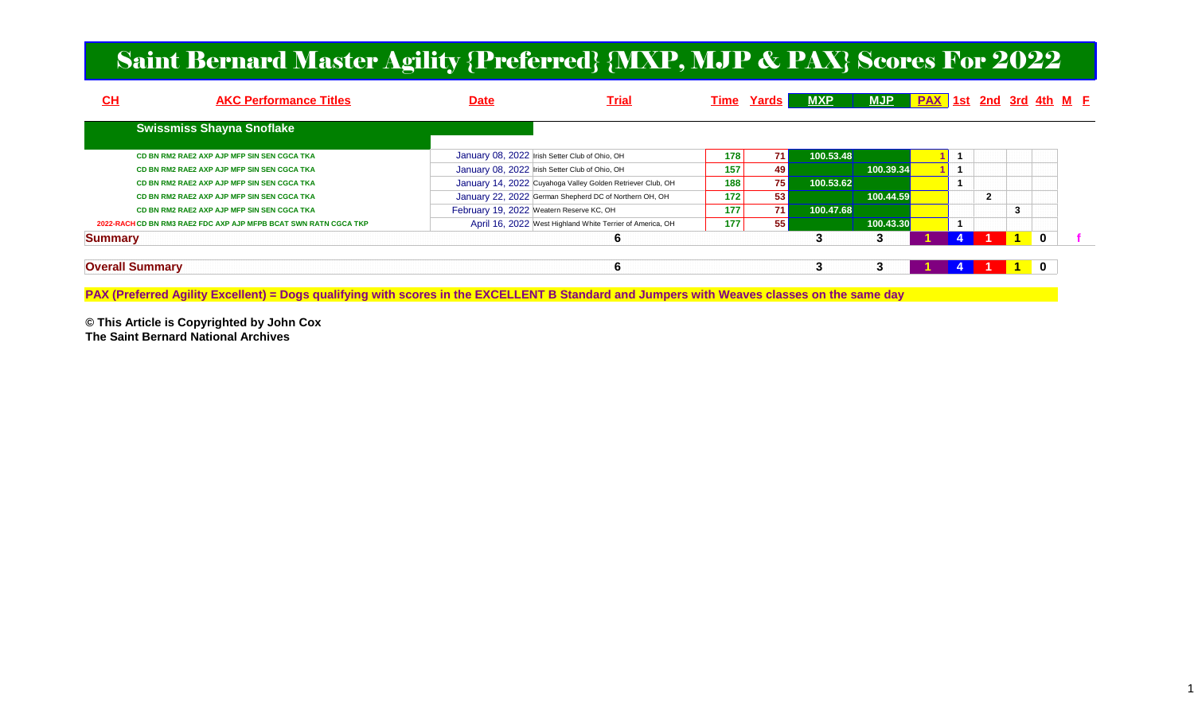# Saint Bernard Master Agility {Preferred} {MXP, MJP & PAX} Scores For 2022

| CH | AKC Performance Titles | Date | Trial | Time | Yards | MXP | MJP | PAX | 1st | 2nd | 3rd | 4th | M | F |
|---|---|---|---|---|---|---|---|---|---|---|---|---|---|---|
| | **Swissmiss Shayna Snoflake** | | | | | | | | | | | | | |
| | CD BN RM2 RAE2 AXP AJP MFP SIN SEN CGCA TKA | January 08, 2022 | Irish Setter Club of Ohio, OH | 178 | 71 | 100.53.48 | | 1 | 1 | | | | | |
| | CD BN RM2 RAE2 AXP AJP MFP SIN SEN CGCA TKA | January 08, 2022 | Irish Setter Club of Ohio, OH | 157 | 49 | | 100.39.34 | 1 | 1 | | | | | |
| | CD BN RM2 RAE2 AXP AJP MFP SIN SEN CGCA TKA | January 14, 2022 | Cuyahoga Valley Golden Retriever Club, OH | 188 | 75 | 100.53.62 | | | 1 | | | | | |
| | CD BN RM2 RAE2 AXP AJP MFP SIN SEN CGCA TKA | January 22, 2022 | German Shepherd DC of Northern OH, OH | 172 | 53 | | 100.44.59 | | | 2 | | | | |
| | CD BN RM2 RAE2 AXP AJP MFP SIN SEN CGCA TKA | February 19, 2022 | Weatern Reserve KC, OH | 177 | 71 | 100.47.68 | | | | | 3 | | | |
| 2022-RACH | CD BN RM3 RAE2 FDC AXP AJP MFPB BCAT SWN RATN CGCA TKP | April 16, 2022 | West Highland White Terrier of America, OH | 177 | 55 | | 100.43.30 | | 1 | | | | | |
| **Summary** | | | 6 | | | 3 | 3 | 1 | 4 | 1 | 1 | 0 | | f |
| **Overall Summary** | | | 6 | | | 3 | 3 | 1 | 4 | 1 | 1 | 0 | | |

**PAX (Preferred Agility Excellent) = Dogs qualifying with scores in the EXCELLENT B Standard and Jumpers with Weaves classes on the same day**

**© This Article is Copyrighted by John Cox**
**The Saint Bernard National Archives**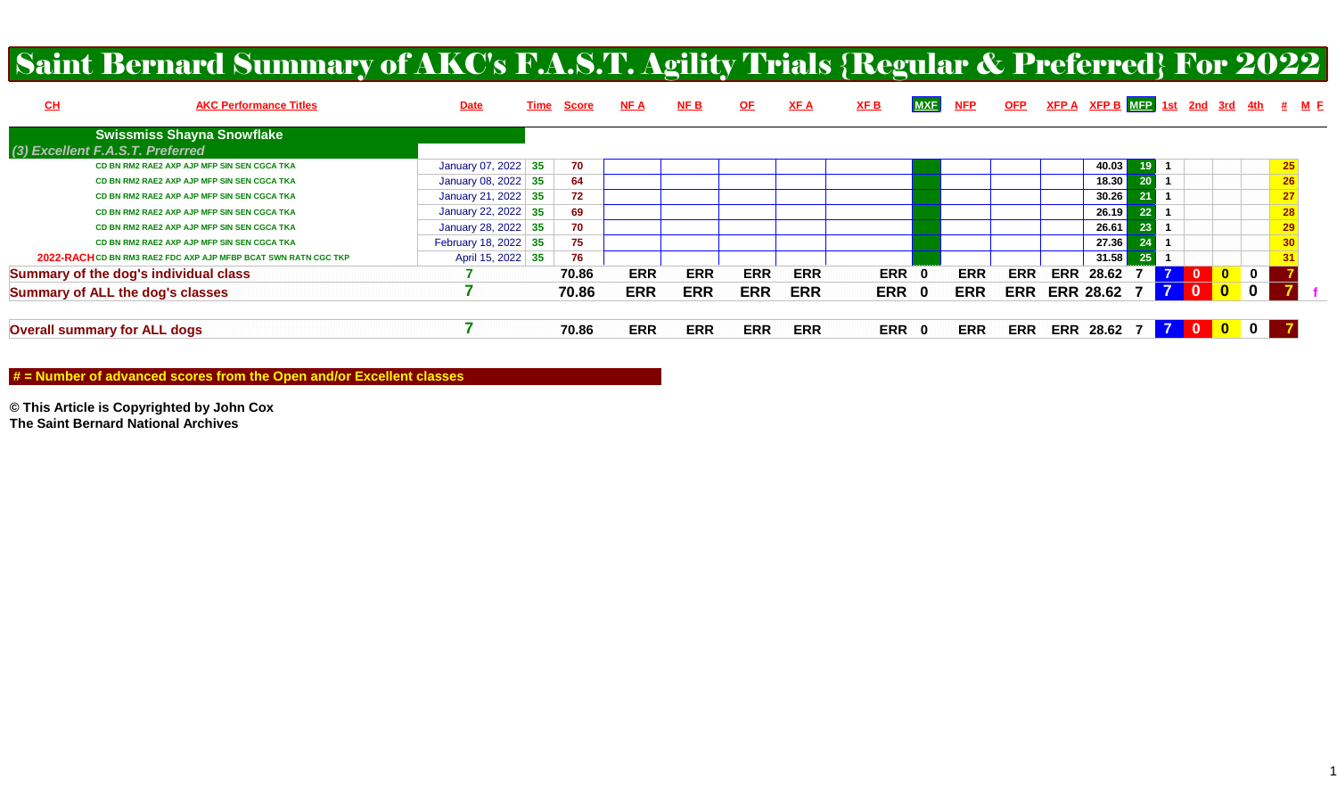# Saint Bernard Summary of AKC's F.A.S.T. Agility Trials {Regular & Preferred} For 2022

| CH | AKC Performance Titles | Date | Time | Score | NF A | NF B | OF | XF A | XF B | MXF | NFP | OFP | XFP A | XFP B | MFP | 1st | 2nd | 3rd | 4th | # | M | F |
|---|---|---|---|---|---|---|---|---|---|---|---|---|---|---|---|---|---|---|---|---|---|---|
| **Swissmiss Shayna Snowflake** | | | | | | | | | | | | | | | | | | | | | | |
| *(3) Excellent F.A.S.T. Preferred* | | | | | | | | | | | | | | | | | | | | | | |
| | CD BN RM2 RAE2 AXP AJP MFP SIN SEN CGCA TKA | January 07, 2022 | 35 | 70 | | | | | | | | | | 40.03 | 19 | 1 | | | | 25 | | |
| | CD BN RM2 RAE2 AXP AJP MFP SIN SEN CGCA TKA | January 08, 2022 | 35 | 64 | | | | | | | | | | 18.30 | 20 | 1 | | | | 26 | | |
| | CD BN RM2 RAE2 AXP AJP MFP SIN SEN CGCA TKA | January 21, 2022 | 35 | 72 | | | | | | | | | | 30.26 | 21 | 1 | | | | 27 | | |
| | CD BN RM2 RAE2 AXP AJP MFP SIN SEN CGCA TKA | January 22, 2022 | 35 | 69 | | | | | | | | | | 26.19 | 22 | 1 | | | | 28 | | |
| | CD BN RM2 RAE2 AXP AJP MFP SIN SEN CGCA TKA | January 28, 2022 | 35 | 70 | | | | | | | | | | 26.61 | 23 | 1 | | | | 29 | | |
| | CD BN RM2 RAE2 AXP AJP MFP SIN SEN CGCA TKA | February 18, 2022 | 35 | 75 | | | | | | | | | | 27.36 | 24 | 1 | | | | 30 | | |
| 2022-RACH | CD BN RM3 RAE2 FDC AXP AJP MFBP BCAT SWN RATN CGC TKP | April 15, 2022 | 35 | 76 | | | | | | | | | | 31.58 | 25 | 1 | | | | 31 | | |
| **Summary of the dog's individual class** | | 7 | | 70.86 | ERR | ERR | ERR | ERR | ERR | 0 | ERR | ERR | ERR | 28.62 | 7 | 7 | 0 | 0 | 0 | 7 | | |
| **Summary of ALL the dog's classes** | | 7 | | 70.86 | ERR | ERR | ERR | ERR | ERR | 0 | ERR | ERR | ERR | 28.62 | 7 | 7 | 0 | 0 | 0 | 7 | | f |
| **Overall summary for ALL dogs** | | 7 | | 70.86 | ERR | ERR | ERR | ERR | ERR | 0 | ERR | ERR | ERR | 28.62 | 7 | 7 | 0 | 0 | 0 | 7 | | |

**# = Number of advanced scores from the Open and/or Excellent classes**

**© This Article is Copyrighted by John Cox**
**The Saint Bernard National Archives**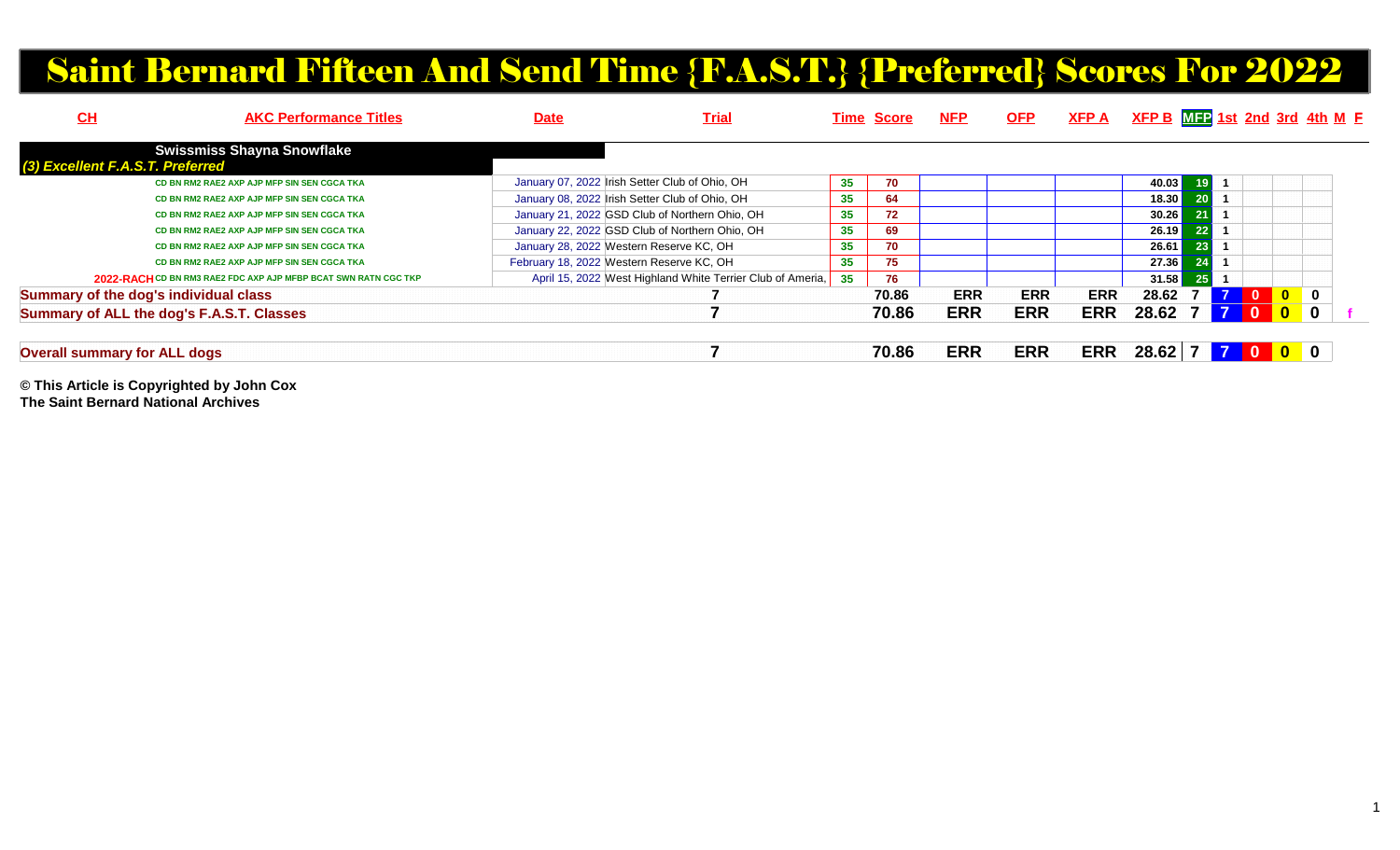# Saint Bernard Fifteen And Send Time {F.A.S.T.} {Preferred} Scores For 2022

| CH | AKC Performance Titles | Date | Trial | Time | Score | NFP | OFP | XFP A | XFP B | MFP | 1st | 2nd | 3rd | 4th | M | F |
|---|---|---|---|---|---|---|---|---|---|---|---|---|---|---|---|---|
| | **Swissmiss Shayna Snowflake** | | | | | | | | | | | | | | | |
| | ***(3) Excellent F.A.S.T. Preferred*** | | | | | | | | | | | | | | | |
| | CD BN RM2 RAE2 AXP AJP MFP SIN SEN CGCA TKA | January 07, 2022 | Irish Setter Club of Ohio, OH | 35 | 70 | | | | 40.03 | 19 | 1 | | | | | |
| | CD BN RM2 RAE2 AXP AJP MFP SIN SEN CGCA TKA | January 08, 2022 | Irish Setter Club of Ohio, OH | 35 | 64 | | | | 18.30 | 20 | 1 | | | | | |
| | CD BN RM2 RAE2 AXP AJP MFP SIN SEN CGCA TKA | January 21, 2022 | GSD Club of Northern Ohio, OH | 35 | 72 | | | | 30.26 | 21 | 1 | | | | | |
| | CD BN RM2 RAE2 AXP AJP MFP SIN SEN CGCA TKA | January 22, 2022 | GSD Club of Northern Ohio, OH | 35 | 69 | | | | 26.19 | 22 | 1 | | | | | |
| | CD BN RM2 RAE2 AXP AJP MFP SIN SEN CGCA TKA | January 28, 2022 | Western Reserve KC, OH | 35 | 70 | | | | 26.61 | 23 | 1 | | | | | |
| | CD BN RM2 RAE2 AXP AJP MFP SIN SEN CGCA TKA | February 18, 2022 | Western Reserve KC, OH | 35 | 75 | | | | 27.36 | 24 | 1 | | | | | |
| 2022-RACH | CD BN RM3 RAE2 FDC AXP AJP MFBP BCAT SWN RATN CGC TKP | April 15, 2022 | West Highland White Terrier Club of Americ, | 35 | 76 | | | | 31.58 | 25 | 1 | | | | | |
| **Summary of the dog's individual class** | | | **7** | | **70.86** | **ERR** | **ERR** | **ERR** | **28.62** | **7** | **7** | **0** | **0** | **0** | | |
| **Summary of ALL the dog's F.A.S.T. Classes** | | | **7** | | **70.86** | **ERR** | **ERR** | **ERR** | **28.62** | **7** | **7** | **0** | **0** | **0** | | f |
| **Overall summary for ALL dogs** | | | **7** | | **70.86** | **ERR** | **ERR** | **ERR** | **28.62** | **7** | **7** | **0** | **0** | **0** | | |

**© This Article is Copyrighted by John Cox**
**The Saint Bernard National Archives**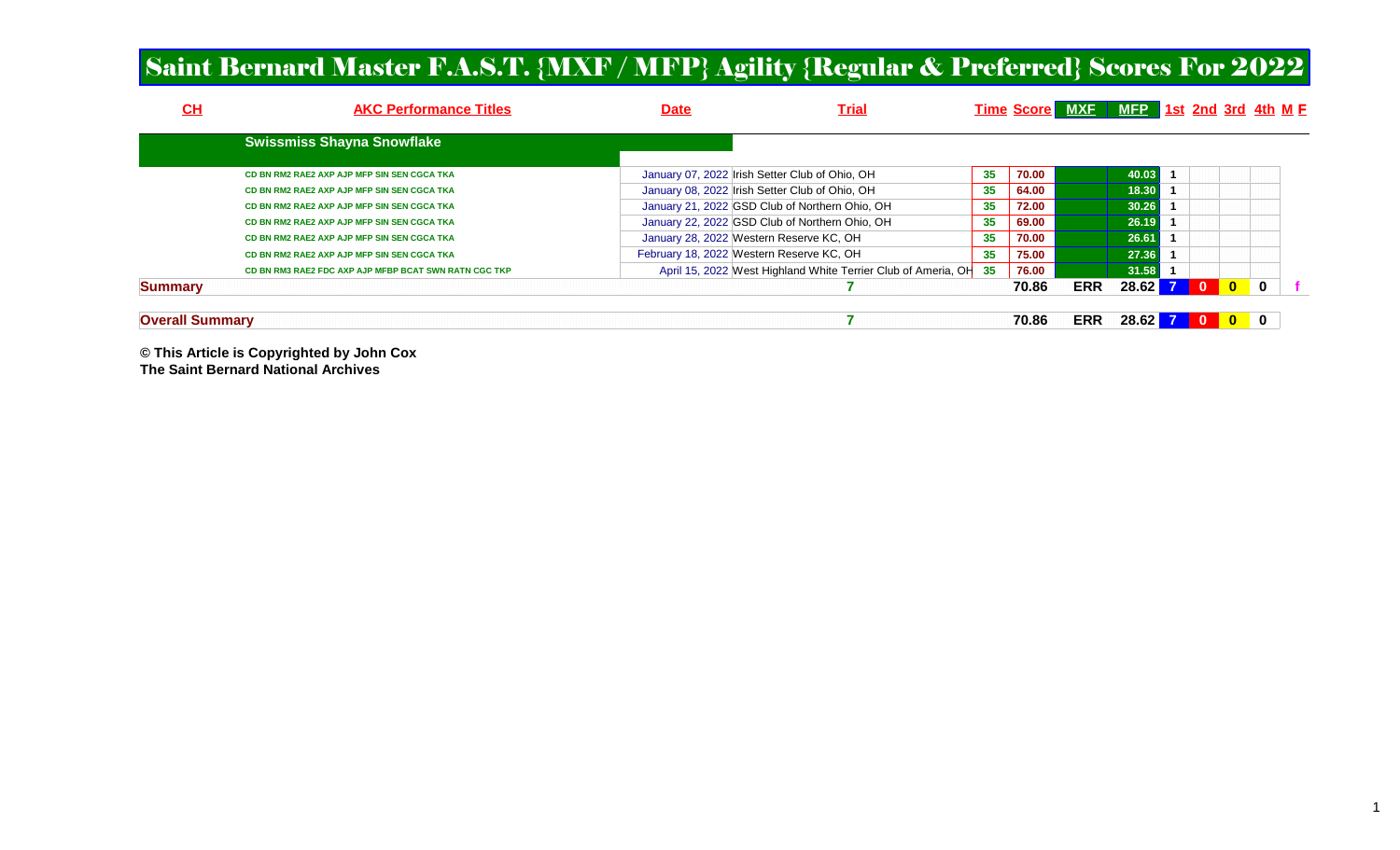# Saint Bernard Master F.A.S.T. {MXF / MFP} Agility {Regular & Preferred} Scores For 2022

| CH | AKC Performance Titles | Date | Trial | Time | Score | MXF | MFP | 1st | 2nd | 3rd | 4th | M | F |
|---|---|---|---|---|---|---|---|---|---|---|---|---|---|
| | **Swissmiss Shayna Snowflake** | | | | | | | | | | | | |
| | CD BN RM2 RAE2 AXP AJP MFP SIN SEN CGCA TKA | January 07, 2022 | Irish Setter Club of Ohio, OH | 35 | 70.00 | | 40.03 | 1 | | | | | |
| | CD BN RM2 RAE2 AXP AJP MFP SIN SEN CGCA TKA | January 08, 2022 | Irish Setter Club of Ohio, OH | 35 | 64.00 | | 18.30 | 1 | | | | | |
| | CD BN RM2 RAE2 AXP AJP MFP SIN SEN CGCA TKA | January 21, 2022 | GSD Club of Northern Ohio, OH | 35 | 72.00 | | 30.26 | 1 | | | | | |
| | CD BN RM2 RAE2 AXP AJP MFP SIN SEN CGCA TKA | January 22, 2022 | GSD Club of Northern Ohio, OH | 35 | 69.00 | | 26.19 | 1 | | | | | |
| | CD BN RM2 RAE2 AXP AJP MFP SIN SEN CGCA TKA | January 28, 2022 | Western Reserve KC, OH | 35 | 70.00 | | 26.61 | 1 | | | | | |
| | CD BN RM2 RAE2 AXP AJP MFP SIN SEN CGCA TKA | February 18, 2022 | Western Reserve KC, OH | 35 | 75.00 | | 27.36 | 1 | | | | | |
| | CD BN RM3 RAE2 FDC AXP AJP MFBP BCAT SWN RATN CGC TKP | April 15, 2022 | West Highland White Terrier Club of Ameria, OH | 35 | 76.00 | | 31.58 | 1 | | | | | |
| **Summary** | | | 7 | | 70.86 | ERR | 28.62 | 7 | 0 | 0 | 0 | | f |
| **Overall Summary** | | | 7 | | 70.86 | ERR | 28.62 | 7 | 0 | 0 | 0 | | |

**© This Article is Copyrighted by John Cox**
**The Saint Bernard National Archives**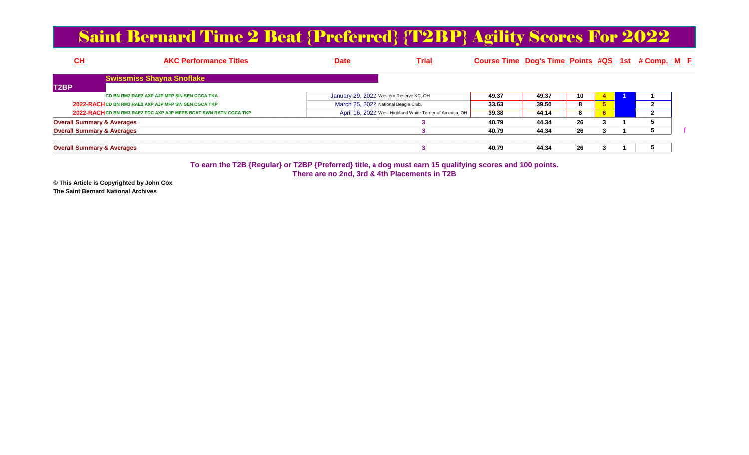# Saint Bernard Time 2 Beat {Preferred} {T2BP} Agility Scores For 2022

| CH | AKC Performance Titles | Date | Trial | Course Time | Dog's Time | Points | #QS | 1st | # Comp. | M | F |
|---|---|---|---|---|---|---|---|---|---|---|---|
| T2BP | **Swissmiss Shayna Snoflake** | | | | | | | | | | |
| | CD BN RM2 RAE2 AXP AJP MFP SIN SEN CGCA TKA | January 29, 2022 | Western Reserve KC, OH | 49.37 | 49.37 | 10 | 4 | 1 | 1 | | |
| 2022-RACH | CD BN RM3 RAE2 AXP AJP MFP SIN SEN CGCA TKP | March 25, 2022 | National Beagle Club, | 33.63 | 39.50 | 8 | 5 | | 2 | | |
| 2022-RACH | CD BN RM3 RAE2 FDC AXP AJP MFPB BCAT SWN RATN CGCA TKP | April 16, 2022 | West Highland White Terrier of America, OH | 39.38 | 44.14 | 8 | 6 | | 2 | | |
| Overall Summary & Averages | | | 3 | 40.79 | 44.34 | 26 | 3 | 1 | 5 | | |
| Overall Summary & Averages | | | 3 | 40.79 | 44.34 | 26 | 3 | 1 | 5 | | f |
| Overall Summary & Averages | | | 3 | 40.79 | 44.34 | 26 | 3 | 1 | 5 | | |

**To earn the T2B {Regular} or T2BP {Preferred} title, a dog must earn 15 qualifying scores and 100 points.**
**There are no 2nd, 3rd & 4th Placements in T2B**

**© This Article is Copyrighted by John Cox**
**The Saint Bernard National Archives**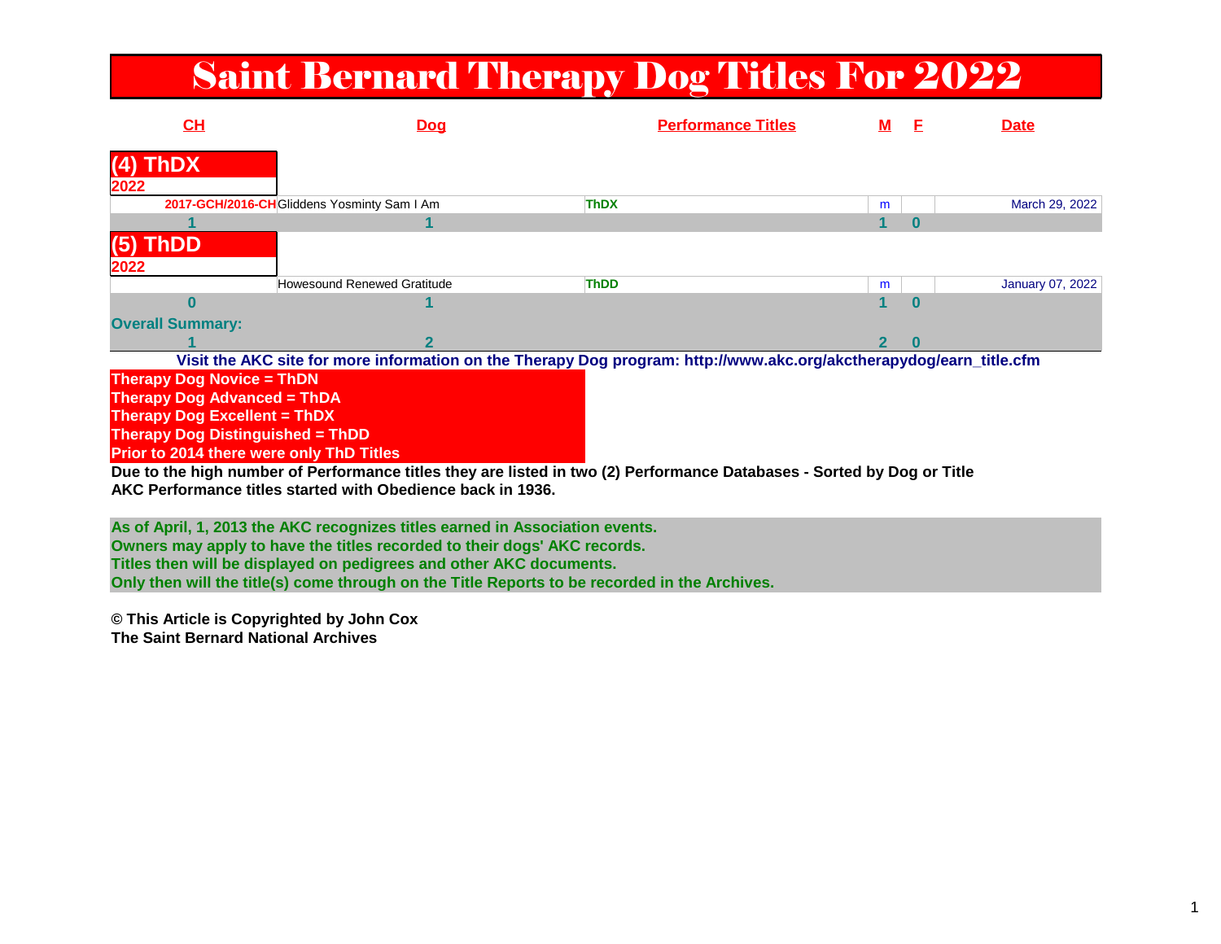# Saint Bernard Therapy Dog Titles For 2022

| CH | Dog | Performance Titles | M | F | Date |
|---|---|---|---|---|---|
| **(4) ThDX** | | | | | |
| **2022** | | | | | |
| 2017-GCH/2016-CH | Gliddens Yosminty Sam I Am | ThDX | m | | March 29, 2022 |
| 1 | 1 | | 1 | 0 | |
| **(5) ThDD** | | | | | |
| **2022** | | | | | |
| | Howesound Renewed Gratitude | ThDD | m | | January 07, 2022 |
| 0 | 1 | | 1 | 0 | |
| **Overall Summary:** | | | | | |
| 1 | 2 | | 2 | 0 | |

**Visit the AKC site for more information on the Therapy Dog program: http://www.akc.org/akctherapydog/earn_title.cfm**

**Therapy Dog Novice = ThDN**
**Therapy Dog Advanced = ThDA**
**Therapy Dog Excellent = ThDX**
**Therapy Dog Distinguished = ThDD**
**Prior to 2014 there were only ThD Titles**

**Due to the high number of Performance titles they are listed in two (2) Performance Databases - Sorted by Dog or Title**
**AKC Performance titles started with Obedience back in 1936.**

**As of April, 1, 2013 the AKC recognizes titles earned in Association events.**
**Owners may apply to have the titles recorded to their dogs' AKC records.**
**Titles then will be displayed on pedigrees and other AKC documents.**
**Only then will the title(s) come through on the Title Reports to be recorded in the Archives.**

**© This Article is Copyrighted by John Cox**
**The Saint Bernard National Archives**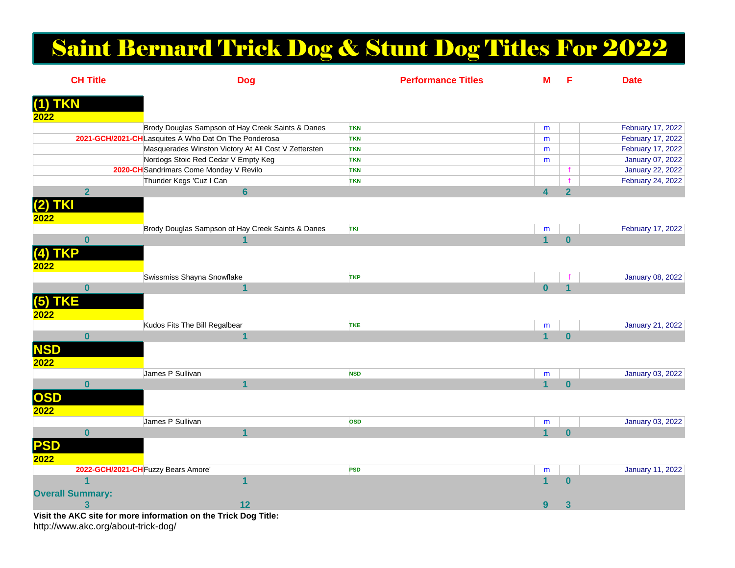# Saint Bernard Trick Dog & Stunt Dog Titles For 2022

| CH Title | Dog | Performance Titles | M | F | Date |
|---|---|---|---|---|---|
| **(1) TKN** | | | | | |
| **2022** | | | | | |
| | Brody Douglas Sampson of Hay Creek Saints & Danes | TKN | m | | February 17, 2022 |
| 2021-GCH/2021-CH | Lasquites A Who Dat On The Ponderosa | TKN | m | | February 17, 2022 |
| | Masquerades Winston Victory At All Cost V Zettersten | TKN | m | | February 17, 2022 |
| | Nordogs Stoic Red Cedar V Empty Keg | TKN | m | | January 07, 2022 |
| 2020-CH | Sandrimars Come Monday V Revilo | TKN | | f | January 22, 2022 |
| | Thunder Kegs 'Cuz I Can | TKN | | f | February 24, 2022 |
| 2 | 6 | | 4 | 2 | |
| **(2) TKI** | | | | | |
| **2022** | | | | | |
| | Brody Douglas Sampson of Hay Creek Saints & Danes | TKI | m | | February 17, 2022 |
| 0 | 1 | | 1 | 0 | |
| **(4) TKP** | | | | | |
| **2022** | | | | | |
| | Swissmiss Shayna Snowflake | TKP | | f | January 08, 2022 |
| 0 | 1 | | 0 | 1 | |
| **(5) TKE** | | | | | |
| **2022** | | | | | |
| | Kudos Fits The Bill Regalbear | TKE | m | | January 21, 2022 |
| 0 | 1 | | 1 | 0 | |
| **NSD** | | | | | |
| **2022** | | | | | |
| | James P Sullivan | NSD | m | | January 03, 2022 |
| 0 | 1 | | 1 | 0 | |
| **OSD** | | | | | |
| **2022** | | | | | |
| | James P Sullivan | OSD | m | | January 03, 2022 |
| 0 | 1 | | 1 | 0 | |
| **PSD** | | | | | |
| **2022** | | | | | |
| 2022-GCH/2021-CH | Fuzzy Bears Amore' | PSD | m | | January 11, 2022 |
| 1 | 1 | | 1 | 0 | |
| **Overall Summary:** | | | | | |
| 3 | 12 | | 9 | 3 | |

**Visit the AKC site for more information on the Trick Dog Title:**
http://www.akc.org/about-trick-dog/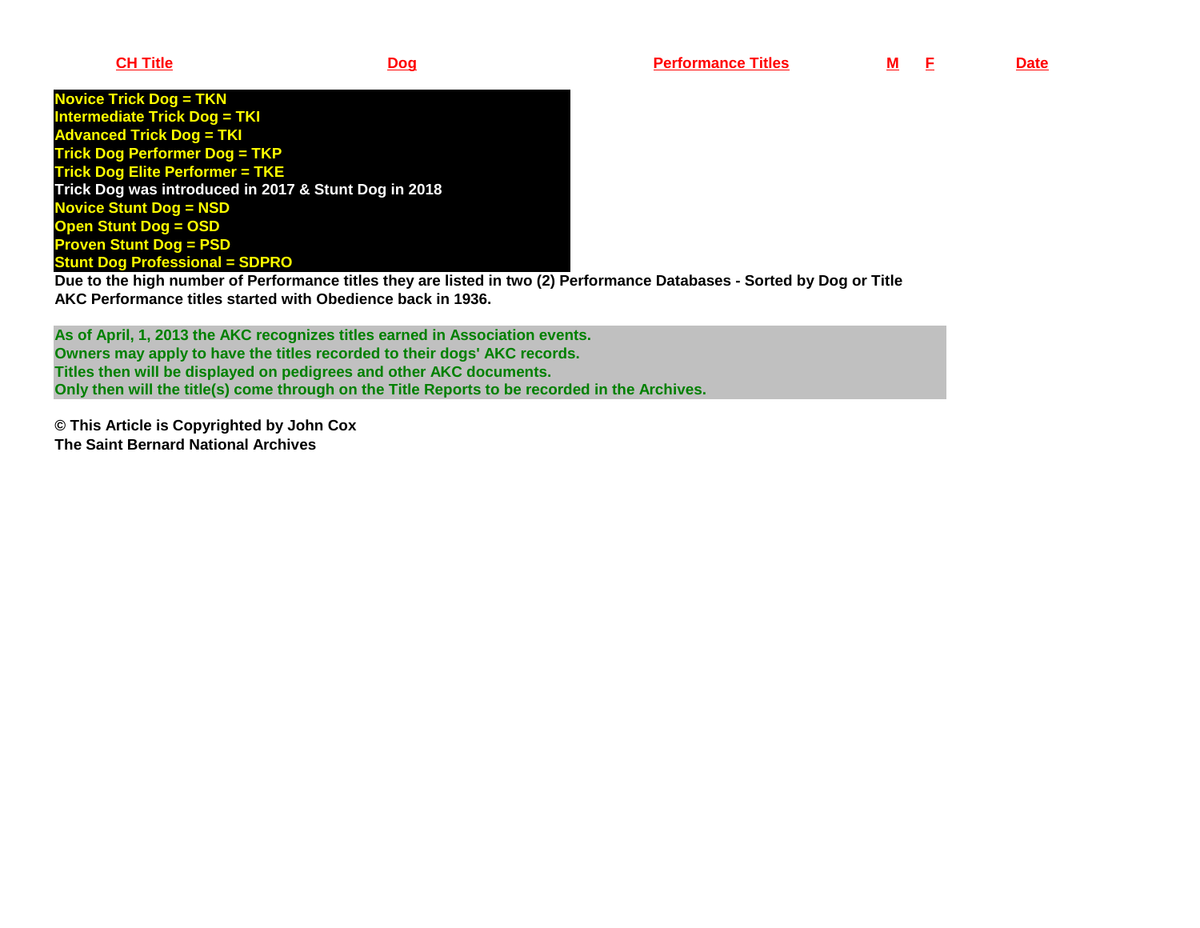| CH Title | Dog | Performance Titles | M | F | Date |
|---|---|---|---|---|---|

**Novice Trick Dog = TKN**
**Intermediate Trick Dog = TKI**
**Advanced Trick Dog = TKI**
**Trick Dog Performer Dog = TKP**
**Trick Dog Elite Performer = TKE**
**Trick Dog was introduced in 2017 & Stunt Dog in 2018**
**Novice Stunt Dog = NSD**
**Open Stunt Dog = OSD**
**Proven Stunt Dog = PSD**
**Stunt Dog Professional = SDPRO**

**Due to the high number of Performance titles they are listed in two (2) Performance Databases - Sorted by Dog or Title**
**AKC Performance titles started with Obedience back in 1936.**

**As of April, 1, 2013 the AKC recognizes titles earned in Association events.**
**Owners may apply to have the titles recorded to their dogs' AKC records.**
**Titles then will be displayed on pedigrees and other AKC documents.**
**Only then will the title(s) come through on the Title Reports to be recorded in the Archives.**

**© This Article is Copyrighted by John Cox**
**The Saint Bernard National Archives**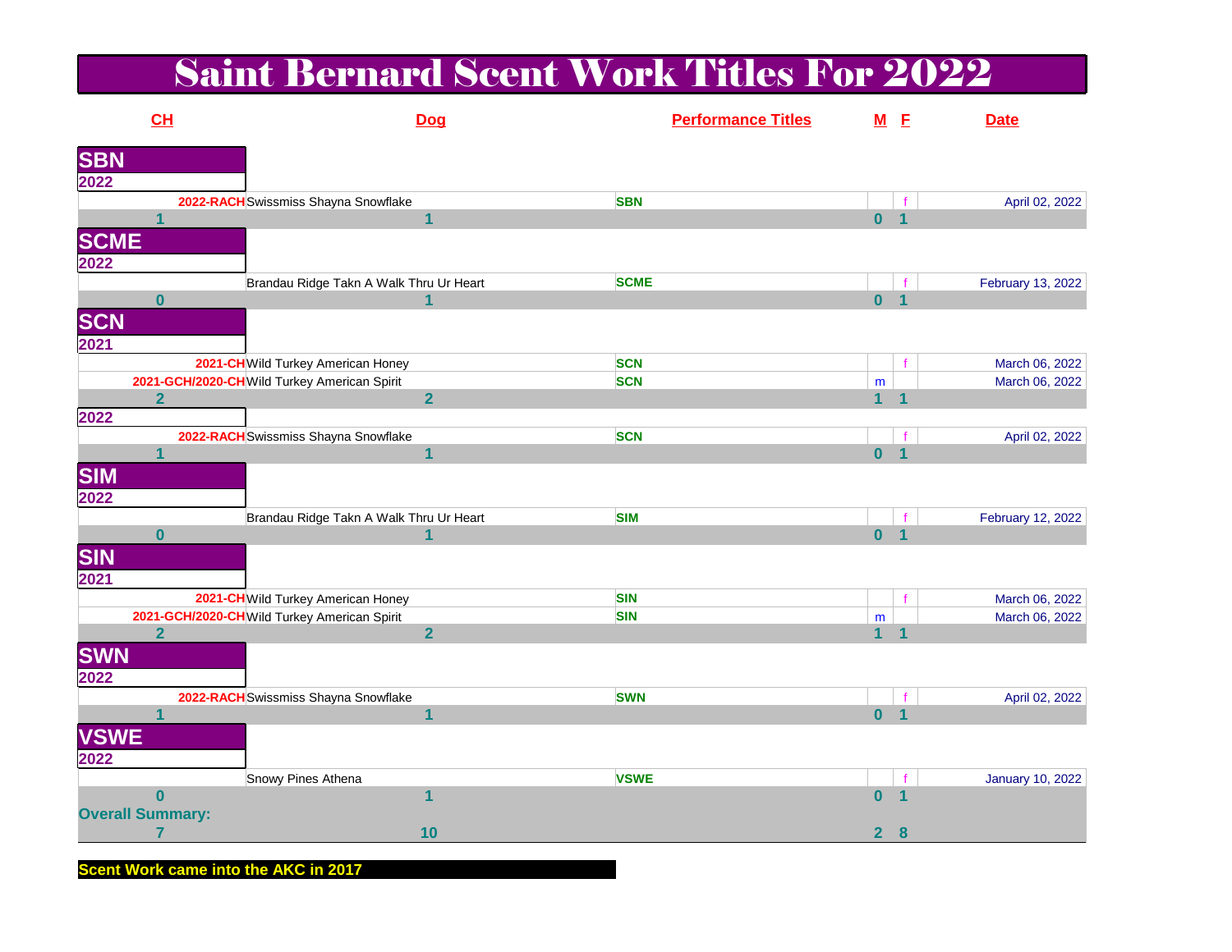# Saint Bernard Scent Work Titles For 2022

| CH | Dog | Performance Titles | M | F | Date |
|---|---|---|---|---|---|
| **SBN** | | | | | |
| **2022** | | | | | |
| 2022-RACH | Swissmiss Shayna Snowflake | SBN | | f | April 02, 2022 |
| 1 | 1 | | 0 | 1 | |
| **SCME** | | | | | |
| **2022** | | | | | |
| | Brandau Ridge Takn A Walk Thru Ur Heart | SCME | | f | February 13, 2022 |
| 0 | 1 | | 0 | 1 | |
| **SCN** | | | | | |
| **2021** | | | | | |
| 2021-CH | Wild Turkey American Honey | SCN | | f | March 06, 2022 |
| 2021-GCH/2020-CH | Wild Turkey American Spirit | SCN | m | | March 06, 2022 |
| 2 | 2 | | 1 | 1 | |
| **2022** | | | | | |
| 2022-RACH | Swissmiss Shayna Snowflake | SCN | | f | April 02, 2022 |
| 1 | 1 | | 0 | 1 | |
| **SIM** | | | | | |
| **2022** | | | | | |
| | Brandau Ridge Takn A Walk Thru Ur Heart | SIM | | f | February 12, 2022 |
| 0 | 1 | | 0 | 1 | |
| **SIN** | | | | | |
| **2021** | | | | | |
| 2021-CH | Wild Turkey American Honey | SIN | | f | March 06, 2022 |
| 2021-GCH/2020-CH | Wild Turkey American Spirit | SIN | m | | March 06, 2022 |
| 2 | 2 | | 1 | 1 | |
| **SWN** | | | | | |
| **2022** | | | | | |
| 2022-RACH | Swissmiss Shayna Snowflake | SWN | | f | April 02, 2022 |
| 1 | 1 | | 0 | 1 | |
| **VSWE** | | | | | |
| **2022** | | | | | |
| | Snowy Pines Athena | VSWE | | f | January 10, 2022 |
| 0 | 1 | | 0 | 1 | |
| **Overall Summary:** | | | | | |
| 7 | 10 | | 2 | 8 | |

**Scent Work came into the AKC in 2017**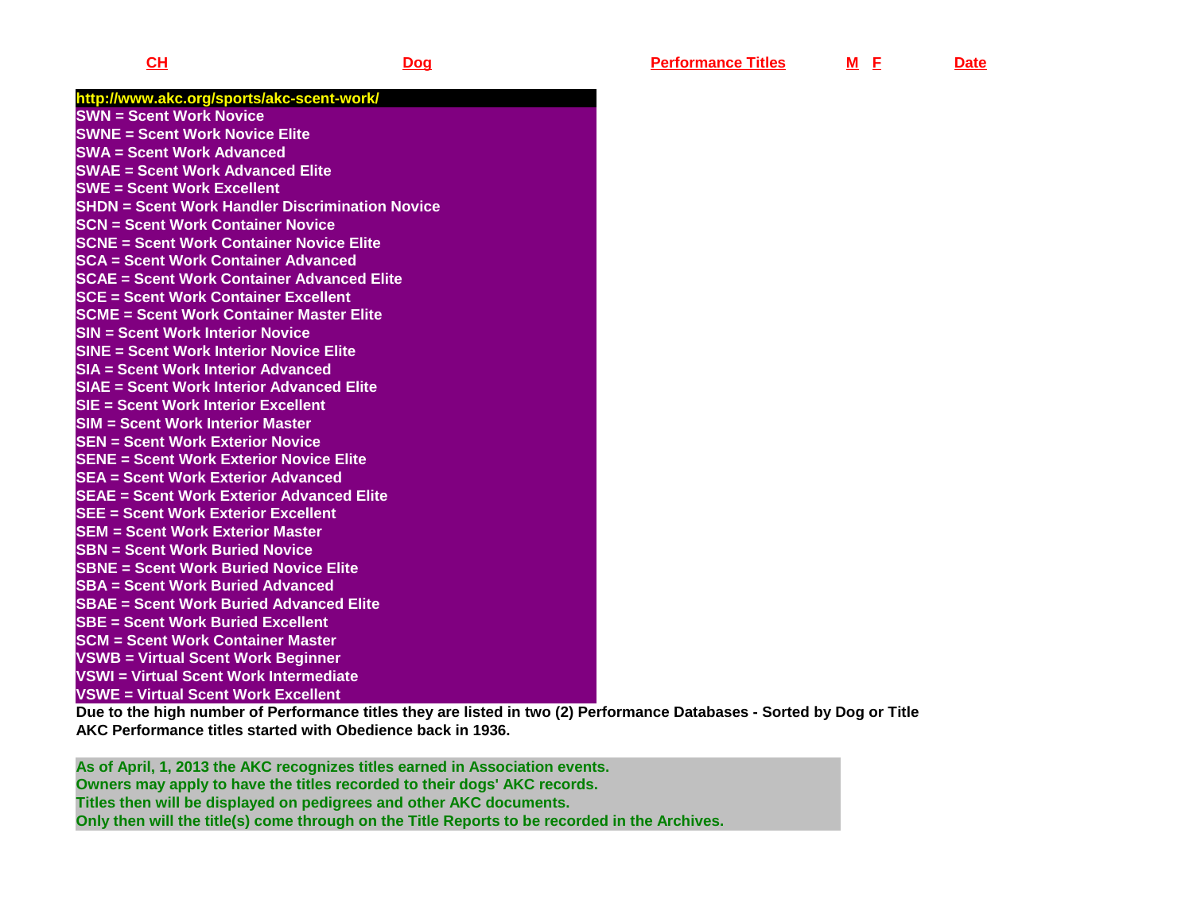| CH | Dog | Performance Titles | M | F | Date |
|---|---|---|---|---|---|

**http://www.akc.org/sports/akc-scent-work/**

**SWN = Scent Work Novice**
**SWNE = Scent Work Novice Elite**
**SWA = Scent Work Advanced**
**SWAE = Scent Work Advanced Elite**
**SWE = Scent Work Excellent**
**SHDN = Scent Work Handler Discrimination Novice**
**SCN = Scent Work Container Novice**
**SCNE = Scent Work Container Novice Elite**
**SCA = Scent Work Container Advanced**
**SCAE = Scent Work Container Advanced Elite**
**SCE = Scent Work Container Excellent**
**SCME = Scent Work Container Master Elite**
**SIN = Scent Work Interior Novice**
**SINE = Scent Work Interior Novice Elite**
**SIA = Scent Work Interior Advanced**
**SIAE = Scent Work Interior Advanced Elite**
**SIE = Scent Work Interior Excellent**
**SIM = Scent Work Interior Master**
**SEN = Scent Work Exterior Novice**
**SENE = Scent Work Exterior Novice Elite**
**SEA = Scent Work Exterior Advanced**
**SEAE = Scent Work Exterior Advanced Elite**
**SEE = Scent Work Exterior Excellent**
**SEM = Scent Work Exterior Master**
**SBN = Scent Work Buried Novice**
**SBNE = Scent Work Buried Novice Elite**
**SBA = Scent Work Buried Advanced**
**SBAE = Scent Work Buried Advanced Elite**
**SBE = Scent Work Buried Excellent**
**SCM = Scent Work Container Master**
**VSWB = Virtual Scent Work Beginner**
**VSWI = Virtual Scent Work Intermediate**
**VSWE = Virtual Scent Work Excellent**

**Due to the high number of Performance titles they are listed in two (2) Performance Databases - Sorted by Dog or Title**
**AKC Performance titles started with Obedience back in 1936.**

**As of April, 1, 2013 the AKC recognizes titles earned in Association events.**
**Owners may apply to have the titles recorded to their dogs' AKC records.**
**Titles then will be displayed on pedigrees and other AKC documents.**
**Only then will the title(s) come through on the Title Reports to be recorded in the Archives.**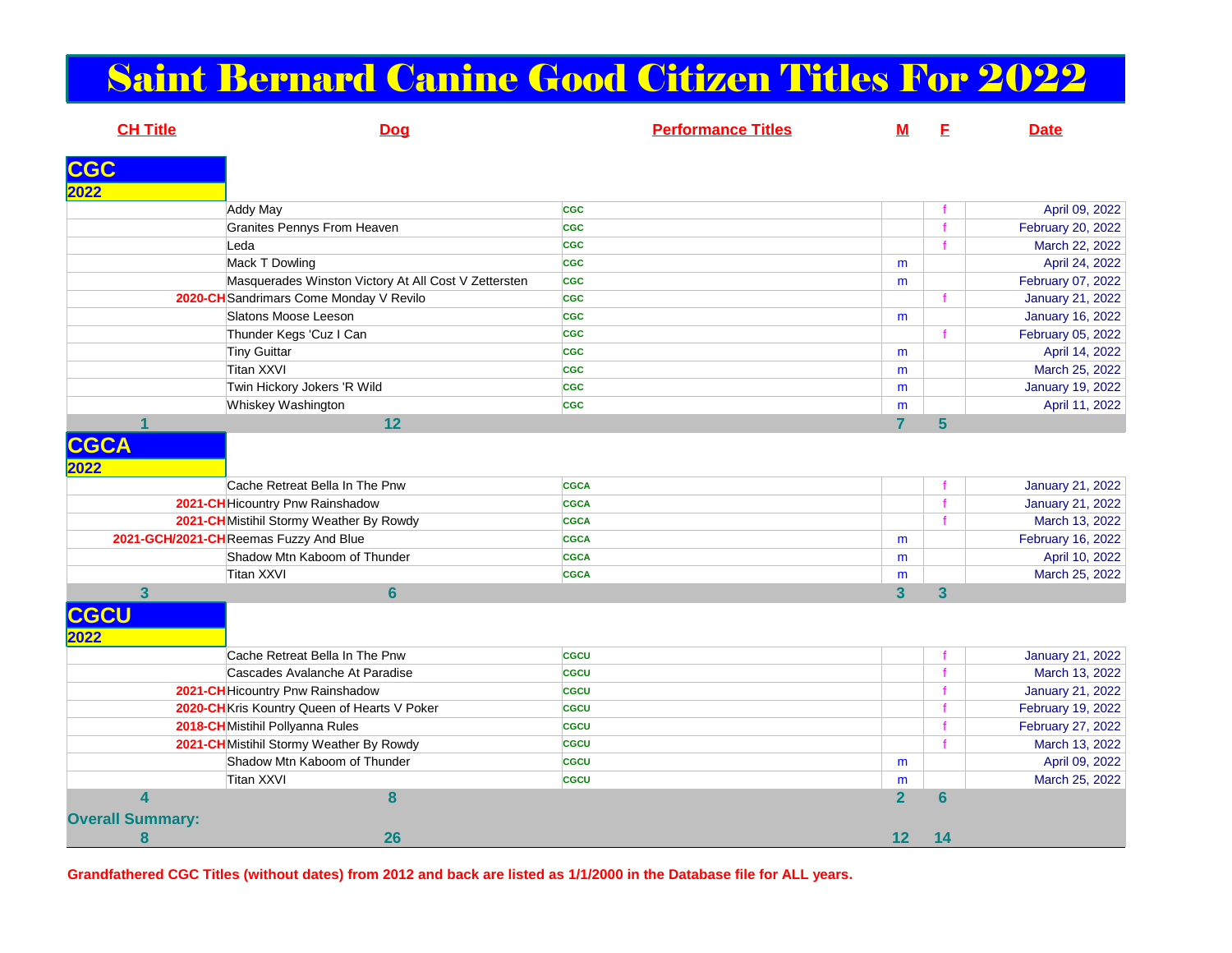# Saint Bernard Canine Good Citizen Titles For 2022

| CH Title | Dog | Performance Titles | M | F | Date |
|---|---|---|---|---|---|
| **CGC** | | | | | |
| **2022** | | | | | |
| | Addy May | CGC | | f | April 09, 2022 |
| | Granites Pennys From Heaven | CGC | | f | February 20, 2022 |
| | Leda | CGC | | f | March 22, 2022 |
| | Mack T Dowling | CGC | m | | April 24, 2022 |
| | Masquerades Winston Victory At All Cost V Zettersten | CGC | m | | February 07, 2022 |
| 2020-CH | Sandrimars Come Monday V Revilo | CGC | | f | January 21, 2022 |
| | Slatons Moose Leeson | CGC | m | | January 16, 2022 |
| | Thunder Kegs 'Cuz I Can | CGC | | f | February 05, 2022 |
| | Tiny Guittar | CGC | m | | April 14, 2022 |
| | Titan XXVI | CGC | m | | March 25, 2022 |
| | Twin Hickory Jokers 'R Wild | CGC | m | | January 19, 2022 |
| | Whiskey Washington | CGC | m | | April 11, 2022 |
| **1** | **12** | | **7** | **5** | |
| **CGCA** | | | | | |
| **2022** | | | | | |
| | Cache Retreat Bella In The Pnw | CGCA | | f | January 21, 2022 |
| 2021-CH | Hicountry Pnw Rainshadow | CGCA | | f | January 21, 2022 |
| 2021-CH | Mistihil Stormy Weather By Rowdy | CGCA | | f | March 13, 2022 |
| 2021-GCH/2021-CH | Reemas Fuzzy And Blue | CGCA | m | | February 16, 2022 |
| | Shadow Mtn Kaboom of Thunder | CGCA | m | | April 10, 2022 |
| | Titan XXVI | CGCA | m | | March 25, 2022 |
| **3** | **6** | | **3** | **3** | |
| **CGCU** | | | | | |
| **2022** | | | | | |
| | Cache Retreat Bella In The Pnw | CGCU | | f | January 21, 2022 |
| | Cascades Avalanche At Paradise | CGCU | | f | March 13, 2022 |
| 2021-CH | Hicountry Pnw Rainshadow | CGCU | | f | January 21, 2022 |
| 2020-CH | Kris Kountry Queen of Hearts V Poker | CGCU | | f | February 19, 2022 |
| 2018-CH | Mistihil Pollyanna Rules | CGCU | | f | February 27, 2022 |
| 2021-CH | Mistihil Stormy Weather By Rowdy | CGCU | | f | March 13, 2022 |
| | Shadow Mtn Kaboom of Thunder | CGCU | m | | April 09, 2022 |
| | Titan XXVI | CGCU | m | | March 25, 2022 |
| **4** | **8** | | **2** | **6** | |
| **Overall Summary:** | | | | | |
| **8** | **26** | | **12** | **14** | |

**Grandfathered CGC Titles (without dates) from 2012 and back are listed as 1/1/2000 in the Database file for ALL years.**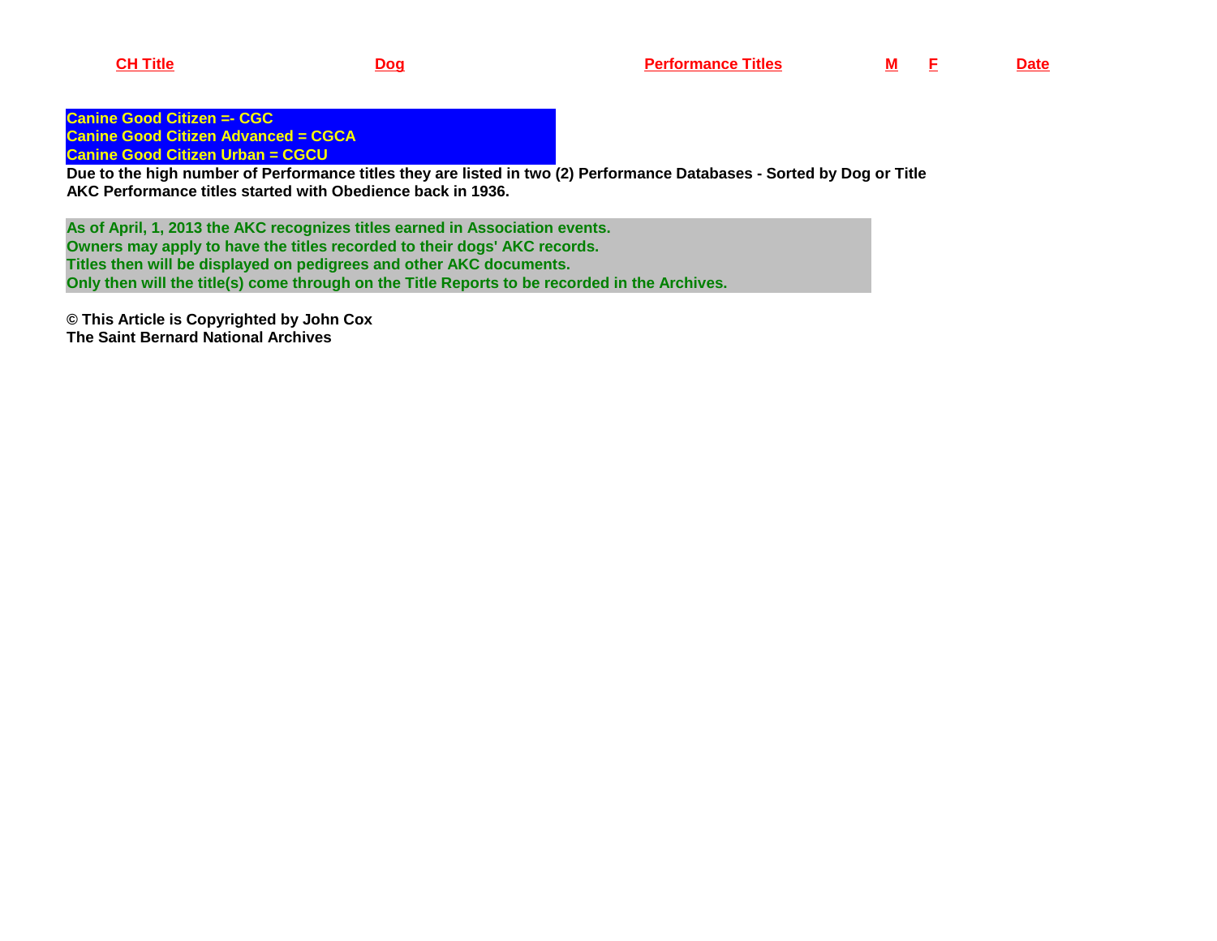| CH Title | Dog | Performance Titles | M | F | Date |
|---|---|---|---|---|---|

**Canine Good Citizen =- CGC**
**Canine Good Citizen Advanced = CGCA**
**Canine Good Citizen Urban = CGCU**

**Due to the high number of Performance titles they are listed in two (2) Performance Databases - Sorted by Dog or Title**
**AKC Performance titles started with Obedience back in 1936.**

**As of April, 1, 2013 the AKC recognizes titles earned in Association events.**
**Owners may apply to have the titles recorded to their dogs' AKC records.**
**Titles then will be displayed on pedigrees and other AKC documents.**
**Only then will the title(s) come through on the Title Reports to be recorded in the Archives.**

**© This Article is Copyrighted by John Cox**
**The Saint Bernard National Archives**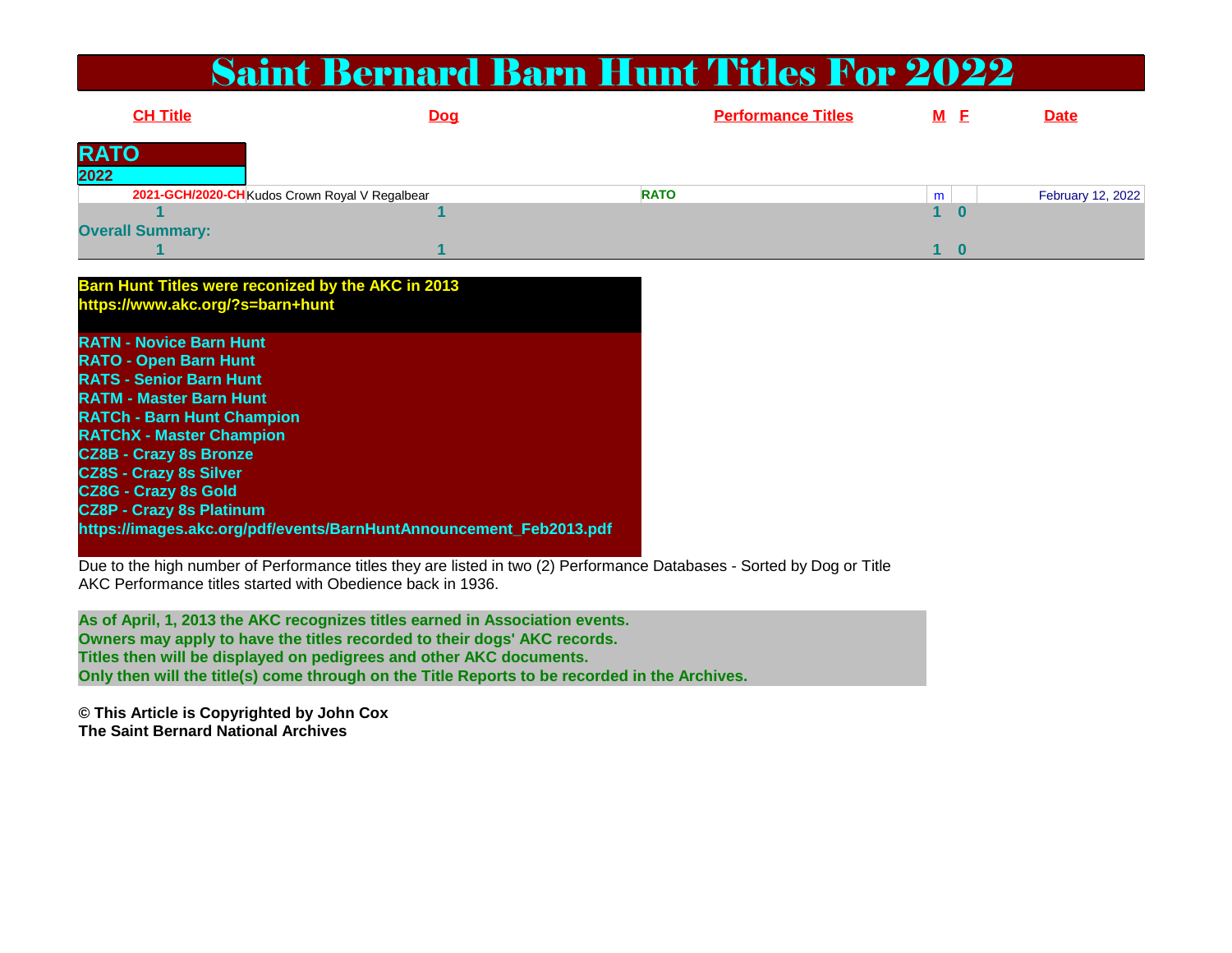# Saint Bernard Barn Hunt Titles For 2022

| CH Title | Dog | Performance Titles | M | F | Date |
|---|---|---|---|---|---|
| **RATO** | | | | | |
| **2022** | | | | | |
| 2021-GCH/2020-CH | Kudos Crown Royal V Regalbear | RATO | m | | February 12, 2022 |
| 1 | 1 | | 1 | 0 | |
| **Overall Summary:** | | | | | |
| 1 | 1 | | 1 | 0 | |

**Barn Hunt Titles were reconized by the AKC in 2013**
**https://www.akc.org/?s=barn+hunt**

**RATN - Novice Barn Hunt**
**RATO - Open Barn Hunt**
**RATS - Senior Barn Hunt**
**RATM - Master Barn Hunt**
**RATCh - Barn Hunt Champion**
**RATChX - Master Champion**
**CZ8B - Crazy 8s Bronze**
**CZ8S - Crazy 8s Silver**
**CZ8G - Crazy 8s Gold**
**CZ8P - Crazy 8s Platinum**
**https://images.akc.org/pdf/events/BarnHuntAnnouncement_Feb2013.pdf**

Due to the high number of Performance titles they are listed in two (2) Performance Databases - Sorted by Dog or Title
AKC Performance titles started with Obedience back in 1936.

**As of April, 1, 2013 the AKC recognizes titles earned in Association events.**
**Owners may apply to have the titles recorded to their dogs' AKC records.**
**Titles then will be displayed on pedigrees and other AKC documents.**
**Only then will the title(s) come through on the Title Reports to be recorded in the Archives.**

**© This Article is Copyrighted by John Cox**
**The Saint Bernard National Archives**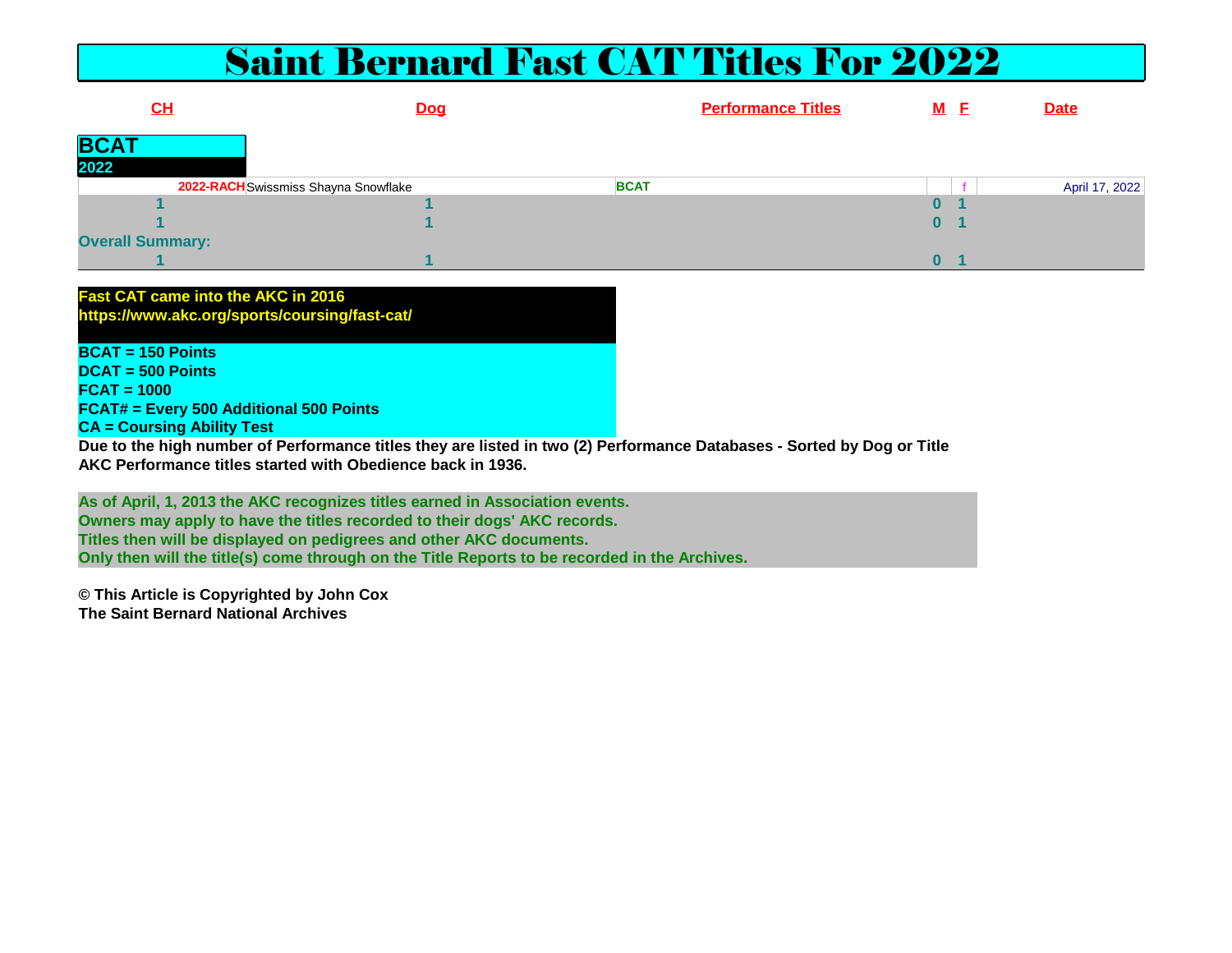# Saint Bernard Fast CAT Titles For 2022

| CH | Dog | Performance Titles | M | F | Date |
|---|---|---|---|---|---|
| **BCAT** | | | | | |
| **2022** | | | | | |
| 2022-RACH | Swissmiss Shayna Snowflake | BCAT | | f | April 17, 2022 |
| 1 | 1 | | 0 | 1 | |
| 1 | 1 | | 0 | 1 | |
| Overall Summary: | | | | | |
| 1 | 1 | | 0 | 1 | |

**Fast CAT came into the AKC in 2016**
**https://www.akc.org/sports/coursing/fast-cat/**

**BCAT = 150 Points**
**DCAT = 500 Points**
**FCAT = 1000**
**FCAT# = Every 500 Additional 500 Points**
**CA = Coursing Ability Test**

**Due to the high number of Performance titles they are listed in two (2) Performance Databases - Sorted by Dog or Title**
**AKC Performance titles started with Obedience back in 1936.**

**As of April, 1, 2013 the AKC recognizes titles earned in Association events.**
**Owners may apply to have the titles recorded to their dogs' AKC records.**
**Titles then will be displayed on pedigrees and other AKC documents.**
**Only then will the title(s) come through on the Title Reports to be recorded in the Archives.**

**© This Article is Copyrighted by John Cox**
**The Saint Bernard National Archives**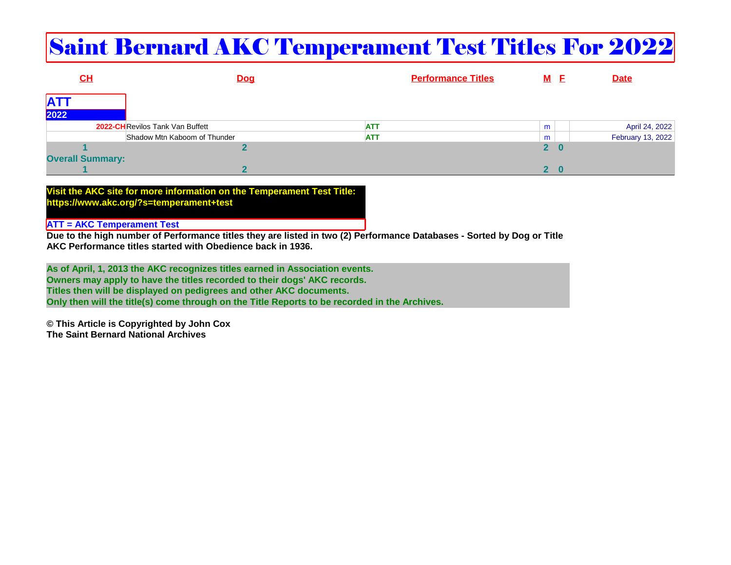# Saint Bernard AKC Temperament Test Titles For 2022

| CH | Dog | Performance Titles | M | F | Date |
|---|---|---|---|---|---|
| **ATT** | | | | | |
| **2022** | | | | | |
| 2022-CH | Revilos Tank Van Buffett | ATT | m | | April 24, 2022 |
| | Shadow Mtn Kaboom of Thunder | ATT | m | | February 13, 2022 |
| 1 | 2 | | 2 | 0 | |
| Overall Summary: | | | | | |
| 1 | 2 | | 2 | 0 | |

**Visit the AKC site for more information on the Temperament Test Title:**
**https://www.akc.org/?s=temperament+test**

**ATT = AKC Temperament Test**

**Due to the high number of Performance titles they are listed in two (2) Performance Databases - Sorted by Dog or Title**
**AKC Performance titles started with Obedience back in 1936.**

**As of April, 1, 2013 the AKC recognizes titles earned in Association events.**
**Owners may apply to have the titles recorded to their dogs' AKC records.**
**Titles then will be displayed on pedigrees and other AKC documents.**
**Only then will the title(s) come through on the Title Reports to be recorded in the Archives.**

**© This Article is Copyrighted by John Cox**
**The Saint Bernard National Archives**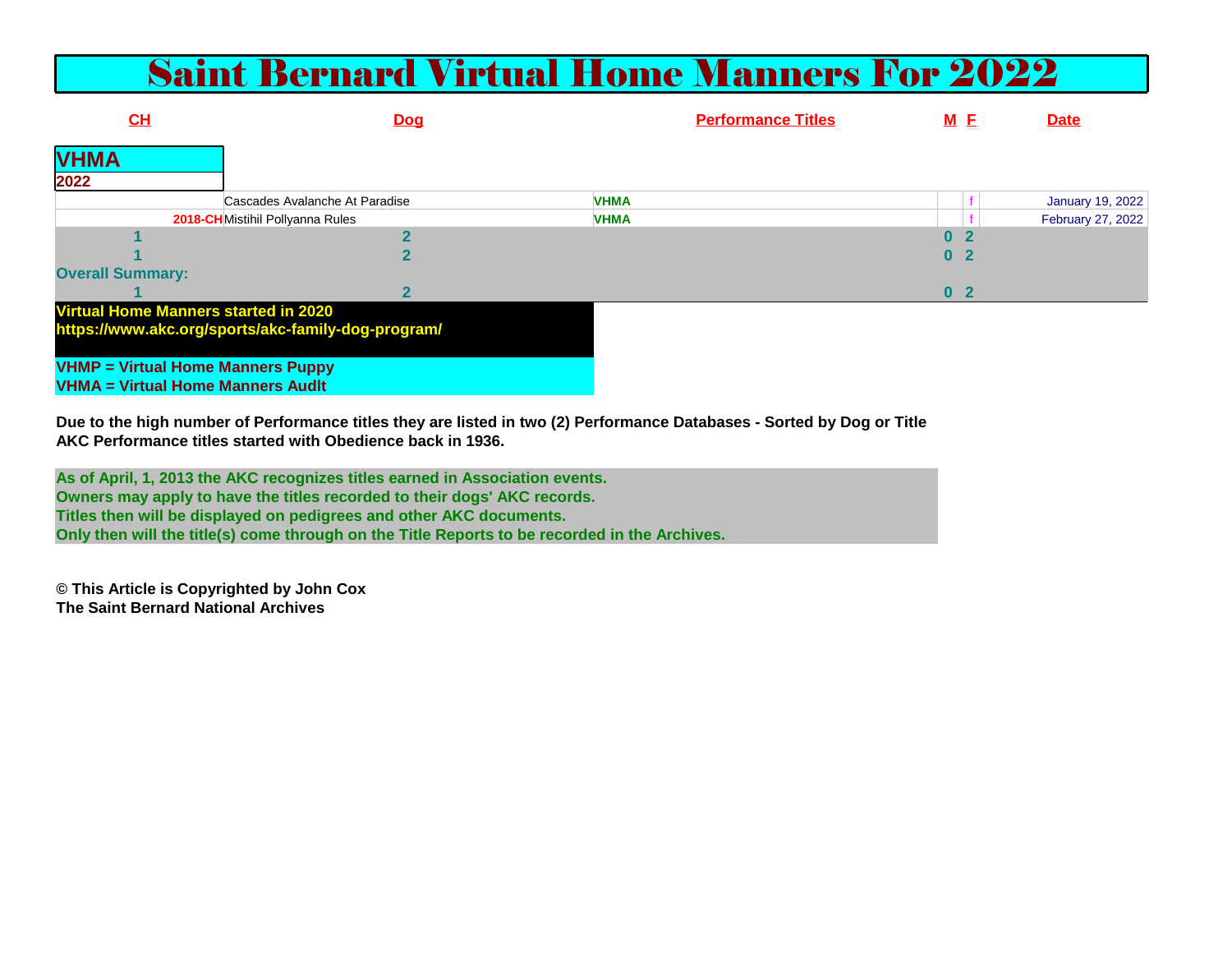# Saint Bernard Virtual Home Manners For 2022

| CH | Dog | Performance Titles | M | F | Date |
|---|---|---|---|---|---|
| **VHMA** | | | | | |
| **2022** | | | | | |
| | Cascades Avalanche At Paradise | **VHMA** | | f | January 19, 2022 |
| **2018-CH** | Mistihil Pollyanna Rules | **VHMA** | | f | February 27, 2022 |
| **1** | **2** | | **0** | **2** | |
| **1** | **2** | | **0** | **2** | |
| **Overall Summary:** | | | | | |
| **1** | **2** | | **0** | **2** | |

**Virtual Home Manners started in 2020**
**https://www.akc.org/sports/akc-family-dog-program/**

**VHMP = Virtual Home Manners Puppy**
**VHMA = Virtual Home Manners Audlt**

**Due to the high number of Performance titles they are listed in two (2) Performance Databases - Sorted by Dog or Title**
**AKC Performance titles started with Obedience back in 1936.**

**As of April, 1, 2013 the AKC recognizes titles earned in Association events.**
**Owners may apply to have the titles recorded to their dogs' AKC records.**
**Titles then will be displayed on pedigrees and other AKC documents.**
**Only then will the title(s) come through on the Title Reports to be recorded in the Archives.**

**© This Article is Copyrighted by John Cox**
**The Saint Bernard National Archives**